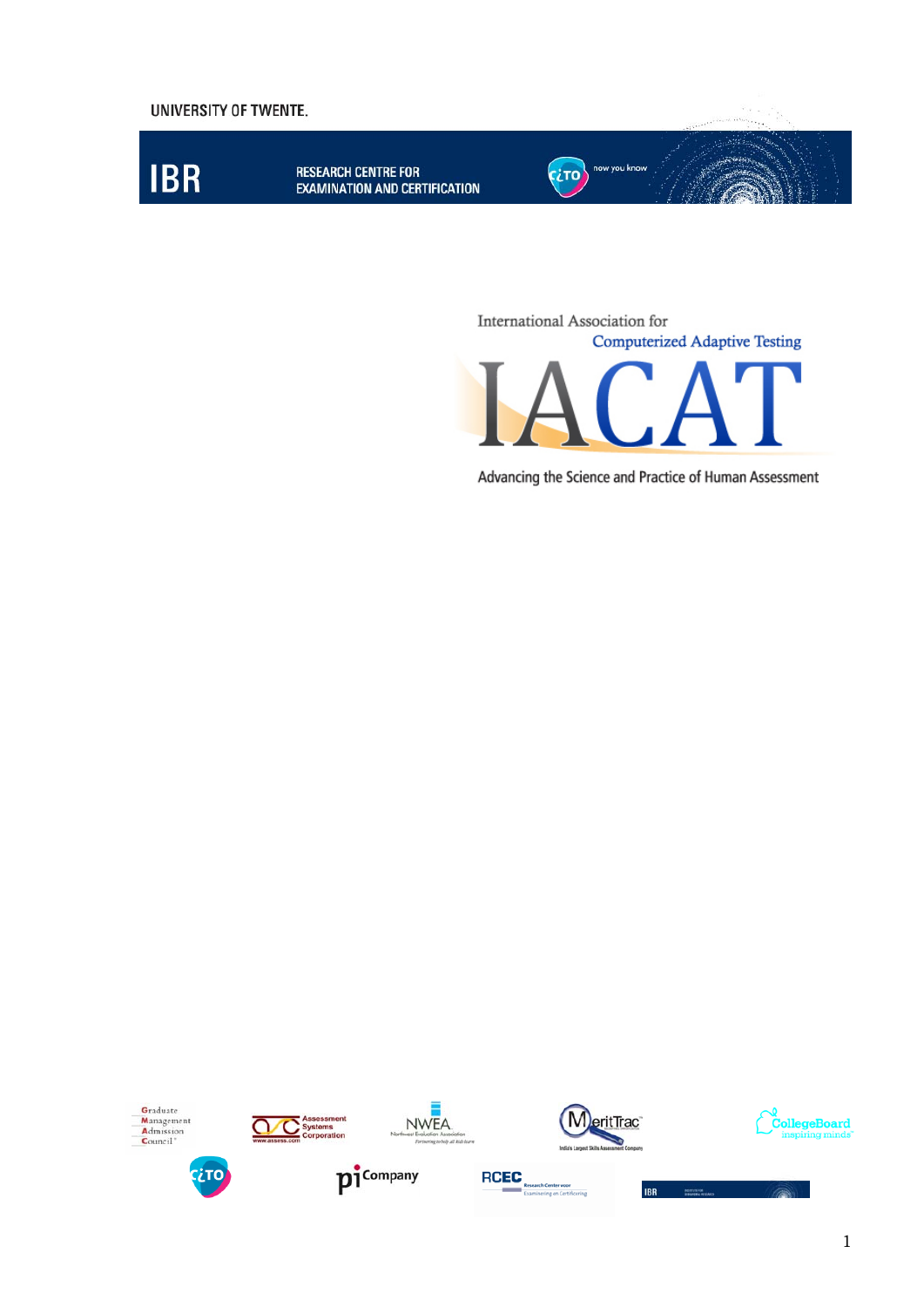UNIVERSITY OF TWENTE.

IBR RESEARCH CENTRE FOR EXAMINATION AND CERTIFICATION

International Association for Computerized Adaptive Testing

# IACAT

Advancing the Science and Practice of Human Assessment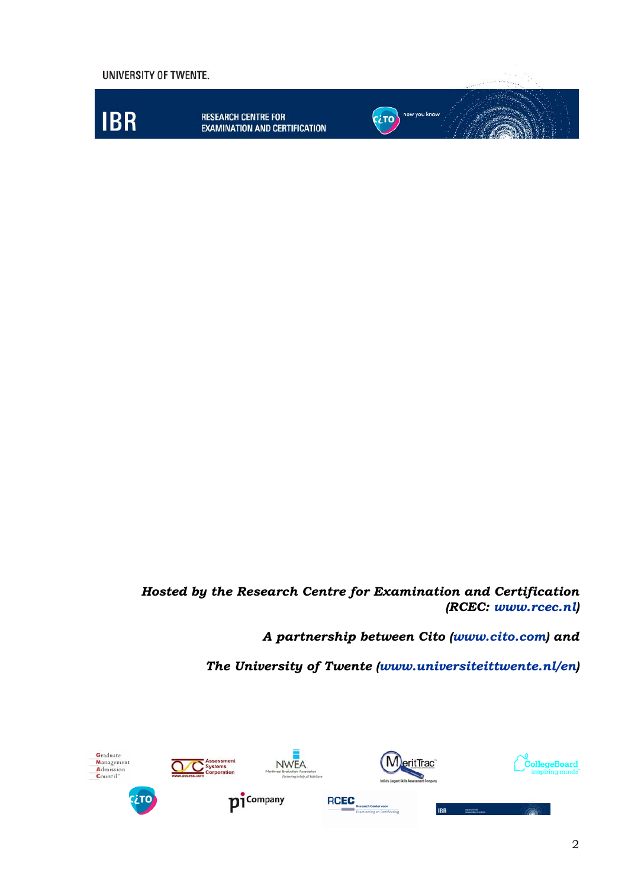***Hosted by the Research Centre for Examination and Certification (RCEC: [www.rcec.nl](http://www.rcec.nl))***

***A partnership between Cito ([www.cito.com](http://www.cito.com)) and***

***The University of Twente ([www.universiteittwente.nl/en](http://www.universiteittwente.nl/en))***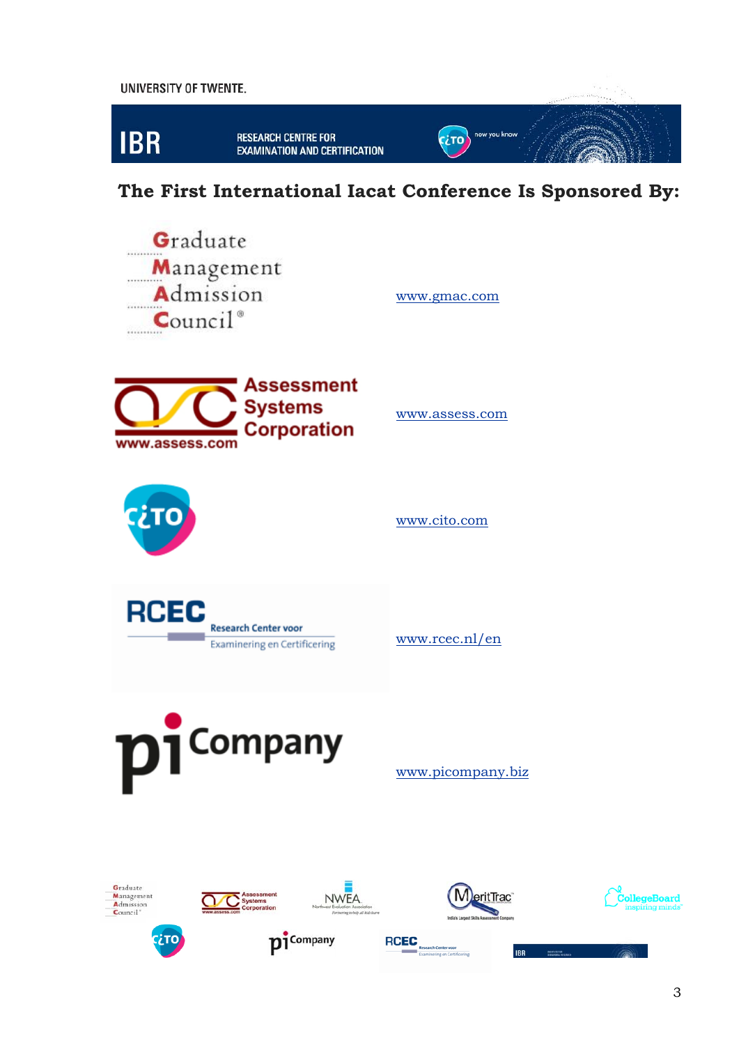UNIVERSITY OF TWENTE.

IBR RESEARCH CENTRE FOR EXAMINATION AND CERTIFICATION

# The First International Iacat Conference Is Sponsored By:

Graduate Management Admission Council® — www.gmac.com

Assessment Systems Corporation — www.assess.com

CITO — www.cito.com

RCEC Research Center voor Examinering en Certificering — www.rcec.nl/en

pi Company — www.picompany.biz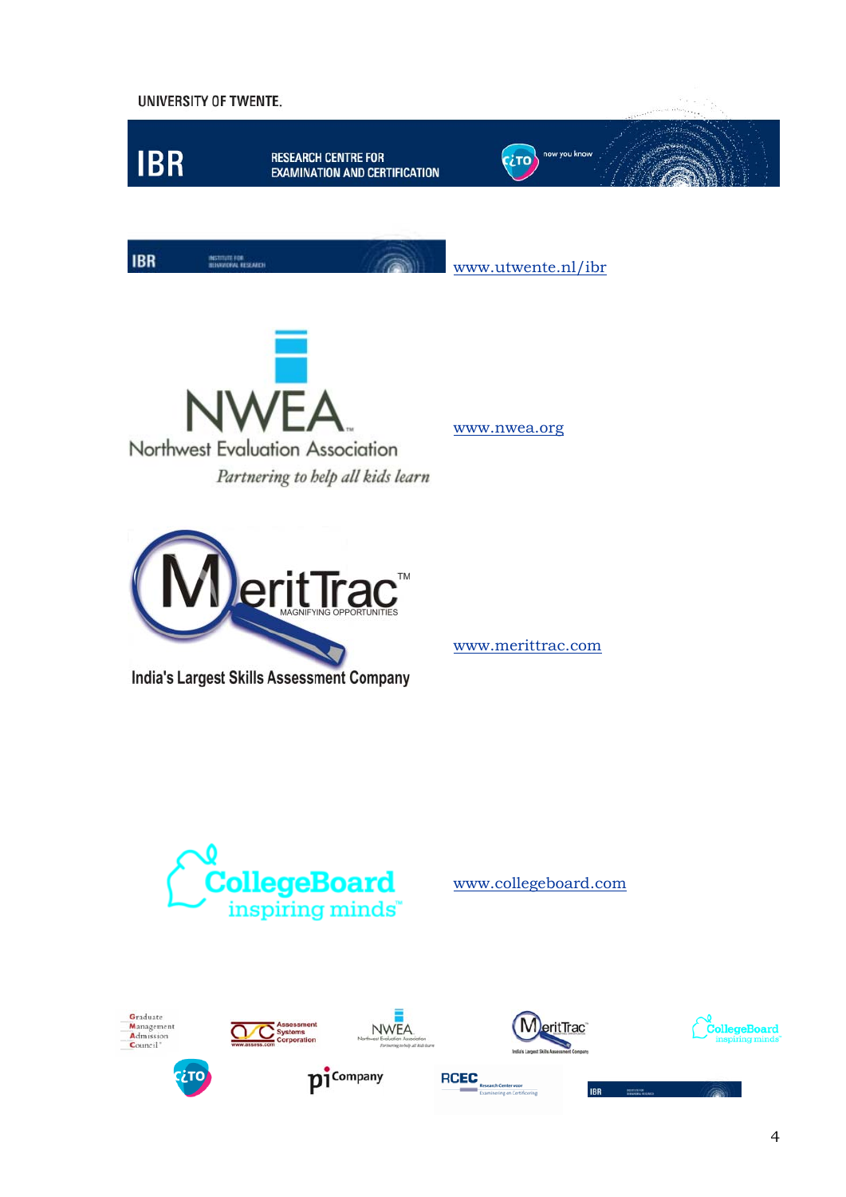UNIVERSITY OF TWENTE.

IBR RESEARCH CENTRE FOR EXAMINATION AND CERTIFICATION

CITO now you know

IBR INSTITUTE FOR BEHAVIORAL RESEARCH

www.utwente.nl/ibr

NWEA

Northwest Evaluation Association

*Partnering to help all kids learn*

www.nwea.org

MeritTrac™

MAGNIFYING OPPORTUNITIES

India's Largest Skills Assessment Company

www.merittrac.com

CollegeBoard

inspiring minds™

www.collegeboard.com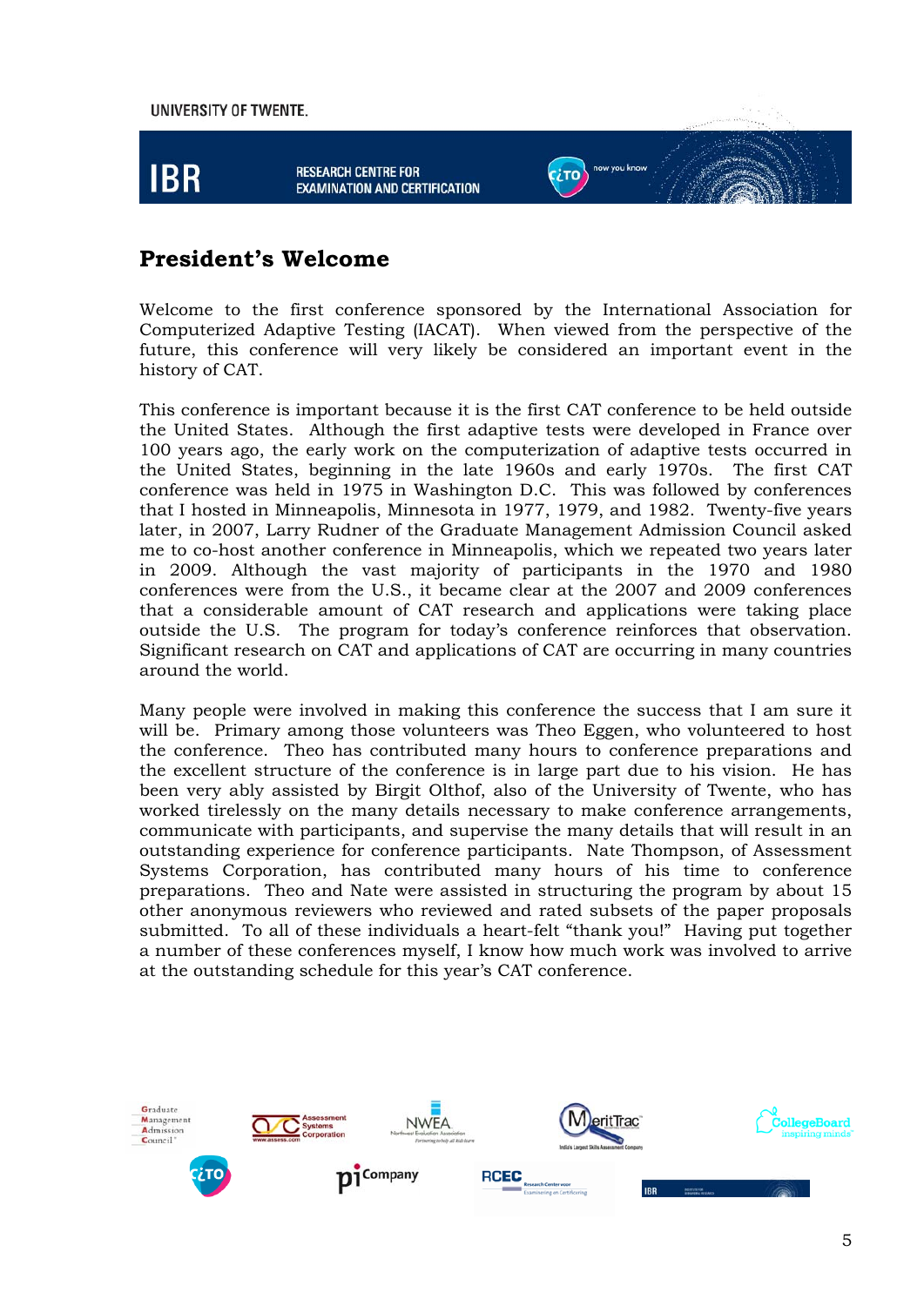## President's Welcome

Welcome to the first conference sponsored by the International Association for Computerized Adaptive Testing (IACAT). When viewed from the perspective of the future, this conference will very likely be considered an important event in the history of CAT.

This conference is important because it is the first CAT conference to be held outside the United States. Although the first adaptive tests were developed in France over 100 years ago, the early work on the computerization of adaptive tests occurred in the United States, beginning in the late 1960s and early 1970s. The first CAT conference was held in 1975 in Washington D.C. This was followed by conferences that I hosted in Minneapolis, Minnesota in 1977, 1979, and 1982. Twenty-five years later, in 2007, Larry Rudner of the Graduate Management Admission Council asked me to co-host another conference in Minneapolis, which we repeated two years later in 2009. Although the vast majority of participants in the 1970 and 1980 conferences were from the U.S., it became clear at the 2007 and 2009 conferences that a considerable amount of CAT research and applications were taking place outside the U.S. The program for today's conference reinforces that observation. Significant research on CAT and applications of CAT are occurring in many countries around the world.

Many people were involved in making this conference the success that I am sure it will be. Primary among those volunteers was Theo Eggen, who volunteered to host the conference. Theo has contributed many hours to conference preparations and the excellent structure of the conference is in large part due to his vision. He has been very ably assisted by Birgit Olthof, also of the University of Twente, who has worked tirelessly on the many details necessary to make conference arrangements, communicate with participants, and supervise the many details that will result in an outstanding experience for conference participants. Nate Thompson, of Assessment Systems Corporation, has contributed many hours of his time to conference preparations. Theo and Nate were assisted in structuring the program by about 15 other anonymous reviewers who reviewed and rated subsets of the paper proposals submitted. To all of these individuals a heart-felt "thank you!" Having put together a number of these conferences myself, I know how much work was involved to arrive at the outstanding schedule for this year's CAT conference.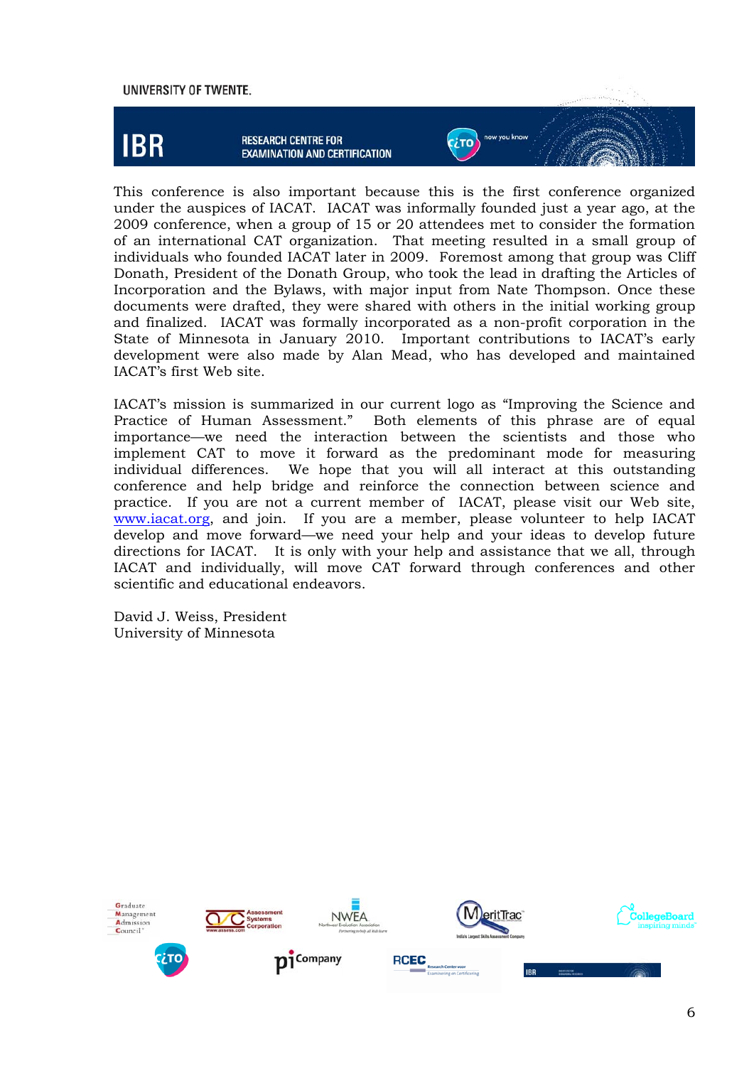This conference is also important because this is the first conference organized under the auspices of IACAT. IACAT was informally founded just a year ago, at the 2009 conference, when a group of 15 or 20 attendees met to consider the formation of an international CAT organization. That meeting resulted in a small group of individuals who founded IACAT later in 2009. Foremost among that group was Cliff Donath, President of the Donath Group, who took the lead in drafting the Articles of Incorporation and the Bylaws, with major input from Nate Thompson. Once these documents were drafted, they were shared with others in the initial working group and finalized. IACAT was formally incorporated as a non-profit corporation in the State of Minnesota in January 2010. Important contributions to IACAT's early development were also made by Alan Mead, who has developed and maintained IACAT's first Web site.

IACAT's mission is summarized in our current logo as "Improving the Science and Practice of Human Assessment." Both elements of this phrase are of equal importance—we need the interaction between the scientists and those who implement CAT to move it forward as the predominant mode for measuring individual differences. We hope that you will all interact at this outstanding conference and help bridge and reinforce the connection between science and practice. If you are not a current member of IACAT, please visit our Web site, www.iacat.org, and join. If you are a member, please volunteer to help IACAT develop and move forward—we need your help and your ideas to develop future directions for IACAT. It is only with your help and assistance that we all, through IACAT and individually, will move CAT forward through conferences and other scientific and educational endeavors.

David J. Weiss, President
University of Minnesota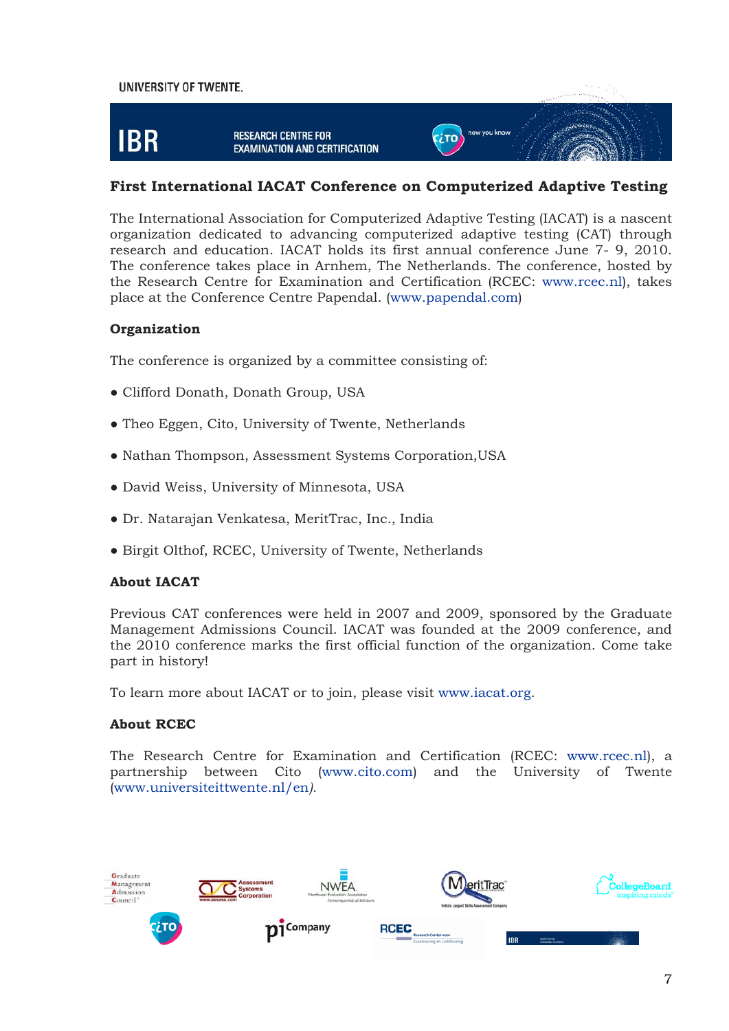## First International IACAT Conference on Computerized Adaptive Testing

The International Association for Computerized Adaptive Testing (IACAT) is a nascent organization dedicated to advancing computerized adaptive testing (CAT) through research and education. IACAT holds its first annual conference June 7- 9, 2010. The conference takes place in Arnhem, The Netherlands. The conference, hosted by the Research Centre for Examination and Certification (RCEC: www.rcec.nl), takes place at the Conference Centre Papendal. (www.papendal.com)

### Organization

The conference is organized by a committee consisting of:

- Clifford Donath, Donath Group, USA
- Theo Eggen, Cito, University of Twente, Netherlands
- Nathan Thompson, Assessment Systems Corporation,USA
- David Weiss, University of Minnesota, USA
- Dr. Natarajan Venkatesa, MeritTrac, Inc., India
- Birgit Olthof, RCEC, University of Twente, Netherlands

### About IACAT

Previous CAT conferences were held in 2007 and 2009, sponsored by the Graduate Management Admissions Council. IACAT was founded at the 2009 conference, and the 2010 conference marks the first official function of the organization. Come take part in history!

To learn more about IACAT or to join, please visit www.iacat.org.

### About RCEC

The Research Centre for Examination and Certification (RCEC: www.rcec.nl), a partnership between Cito (www.cito.com) and the University of Twente (www.universiteittwente.nl/en).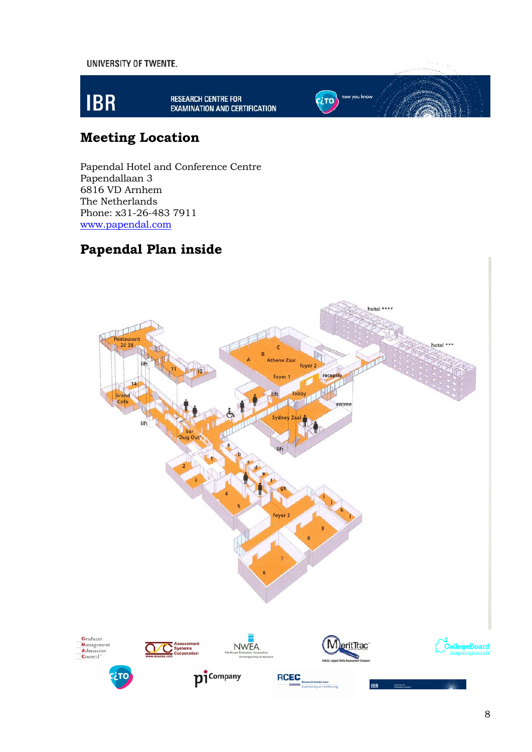## Meeting Location

Papendal Hotel and Conference Centre
Papendallaan 3
6816 VD Arnhem
The Netherlands
Phone: x31-26-483 7911
www.papendal.com

## Papendal Plan inside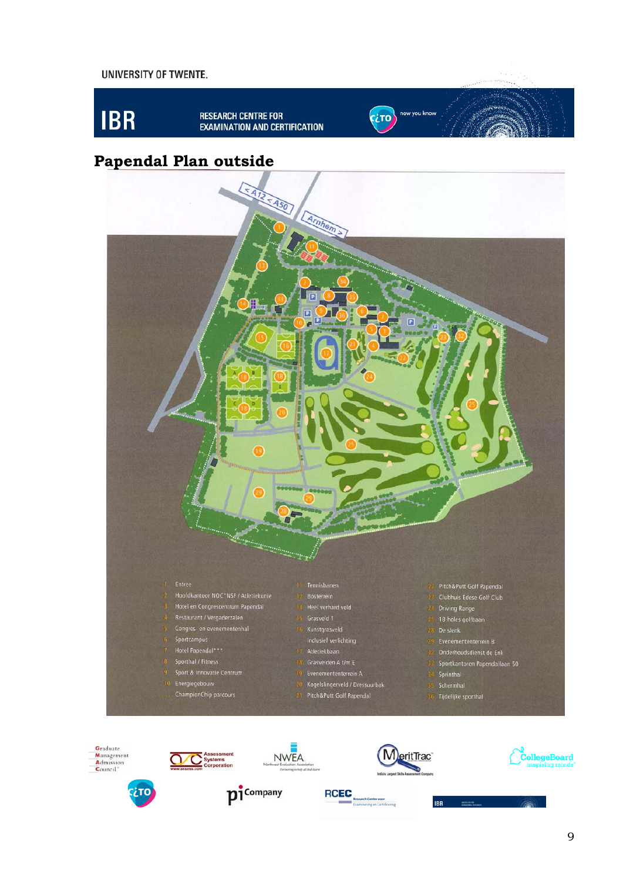# Papendal Plan outside

| | | |
|---|---|---|
| 1 Entree | 11 Tennisbanen | 22 Pitch&Putt Golf Papendal |
| 2 Hoofdkantoor NOC*NSF / Atletiekunie | 12 Bosterrein | 23 Clubhuis Edese Golf Club |
| 3 Hotel en Congrescentrum Papendal | 14 Heel verhard veld | 24 Driving Range |
| 4 Restaurant / Vergaderzalen | 15 Grasveld 1 | 25 18 holes golfbaan |
| 5 Congres- en evenementenhal | 16 Kunstgrasveld | 28 De slenk |
| 6 Sportcampus | inclusief verlichting | 29 Evenemententerrein B |
| 7 Hotel Papendal*** | 17 Atletiekbaan | 32 Onderhoudsdienst de Enk |
| 8 Sporthal / Fitness | 18 Grasvelden A t/m E | 33 Sportkantoren Papendallaan 50 |
| 9 Sport & Innovatie Centrum | 19 Evenemententerrein A | 34 Sprinthal |
| 10 Energiegebouw | 20 Kogelslingerveld / Dressuurbak | 35 Schermhal |
| .... ChampionChip parcours | 21 Pitch&Putt Golf Papendal | 36 Tijdelijke sporthal |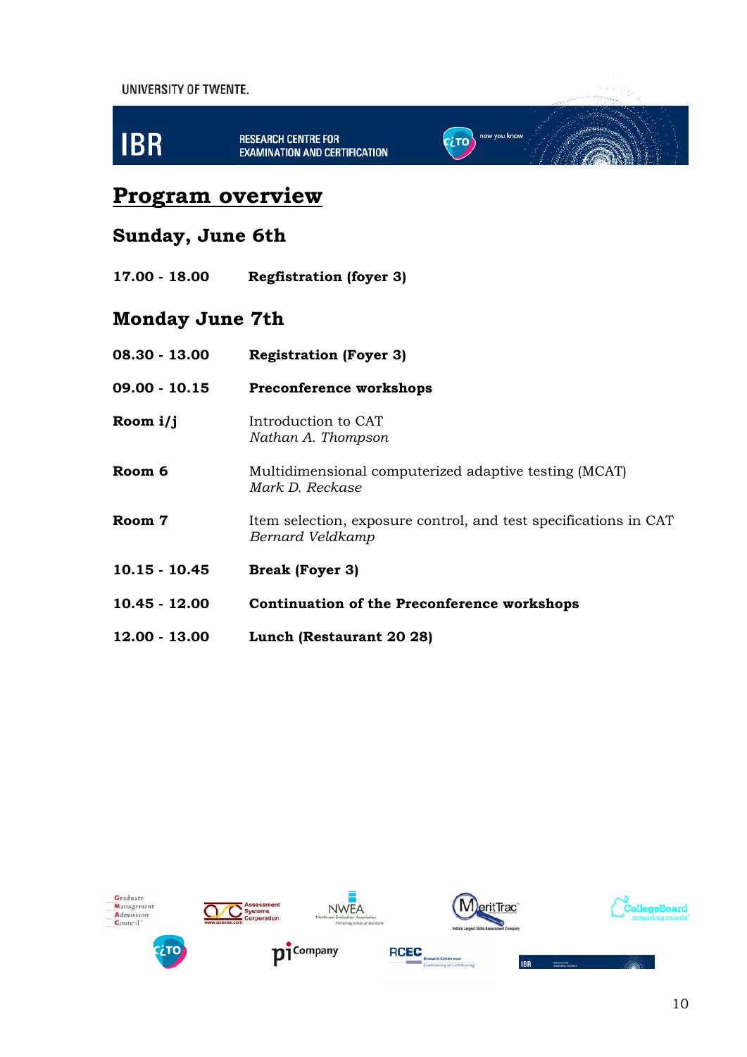# Program overview

## Sunday, June 6th

**17.00 - 18.00** **Regfistration (foyer 3)**

## Monday June 7th

**08.30 - 13.00** **Registration (Foyer 3)**

**09.00 - 10.15** **Preconference workshops**

**Room i/j** Introduction to CAT
*Nathan A. Thompson*

**Room 6** Multidimensional computerized adaptive testing (MCAT)
*Mark D. Reckase*

**Room 7** Item selection, exposure control, and test specifications in CAT
*Bernard Veldkamp*

**10.15 - 10.45** **Break (Foyer 3)**

**10.45 - 12.00** **Continuation of the Preconference workshops**

**12.00 - 13.00** **Lunch (Restaurant 20 28)**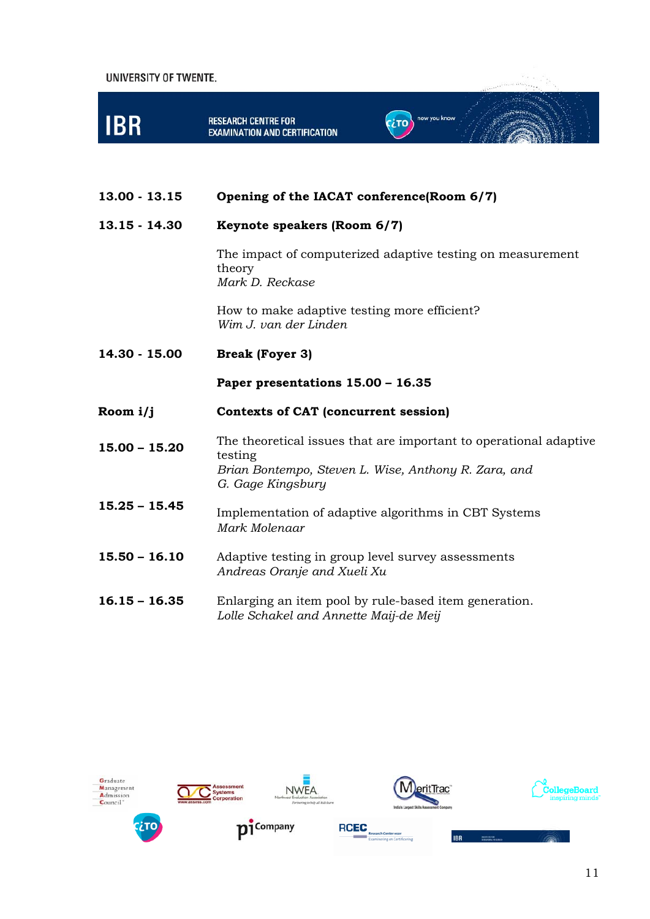**13.00 - 13.15** **Opening of the IACAT conference(Room 6/7)**

**13.15 - 14.30** **Keynote speakers (Room 6/7)**

The impact of computerized adaptive testing on measurement theory
*Mark D. Reckase*

How to make adaptive testing more efficient?
*Wim J. van der Linden*

**14.30 - 15.00** **Break (Foyer 3)**

**Paper presentations 15.00 – 16.35**

**Room i/j** **Contexts of CAT (concurrent session)**

**15.00 – 15.20**
The theoretical issues that are important to operational adaptive testing
*Brian Bontempo, Steven L. Wise, Anthony R. Zara, and G. Gage Kingsbury*

**15.25 – 15.45**
Implementation of adaptive algorithms in CBT Systems
*Mark Molenaar*

**15.50 – 16.10**
Adaptive testing in group level survey assessments
*Andreas Oranje and Xueli Xu*

**16.15 – 16.35**
Enlarging an item pool by rule-based item generation.
*Lolle Schakel and Annette Maij-de Meij*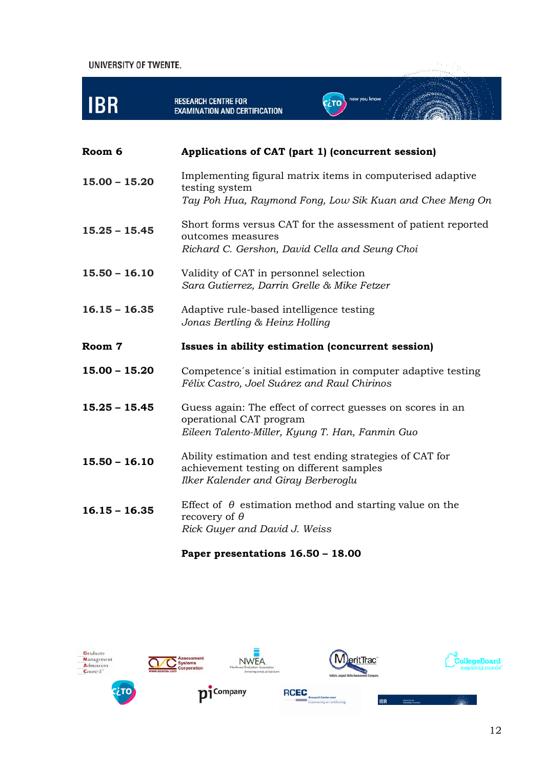**Room 6** **Applications of CAT (part 1) (concurrent session)**

**15.00 – 15.20** Implementing figural matrix items in computerised adaptive testing system
*Tay Poh Hua, Raymond Fong, Low Sik Kuan and Chee Meng On*

**15.25 – 15.45** Short forms versus CAT for the assessment of patient reported outcomes measures
*Richard C. Gershon, David Cella and Seung Choi*

**15.50 – 16.10** Validity of CAT in personnel selection
*Sara Gutierrez, Darrin Grelle & Mike Fetzer*

**16.15 – 16.35** Adaptive rule-based intelligence testing
*Jonas Bertling & Heinz Holling*

**Room 7** **Issues in ability estimation (concurrent session)**

**15.00 – 15.20** Competence´s initial estimation in computer adaptive testing
*Félix Castro, Joel Suárez and Raul Chirinos*

**15.25 – 15.45** Guess again: The effect of correct guesses on scores in an operational CAT program
*Eileen Talento-Miller, Kyung T. Han, Fanmin Guo*

**15.50 – 16.10** Ability estimation and test ending strategies of CAT for achievement testing on different samples
*Ilker Kalender and Giray Berberoglu*

**16.15 – 16.35** Effect of $\theta$ estimation method and starting value on the recovery of $\theta$
*Rick Guyer and David J. Weiss*

**Paper presentations 16.50 – 18.00**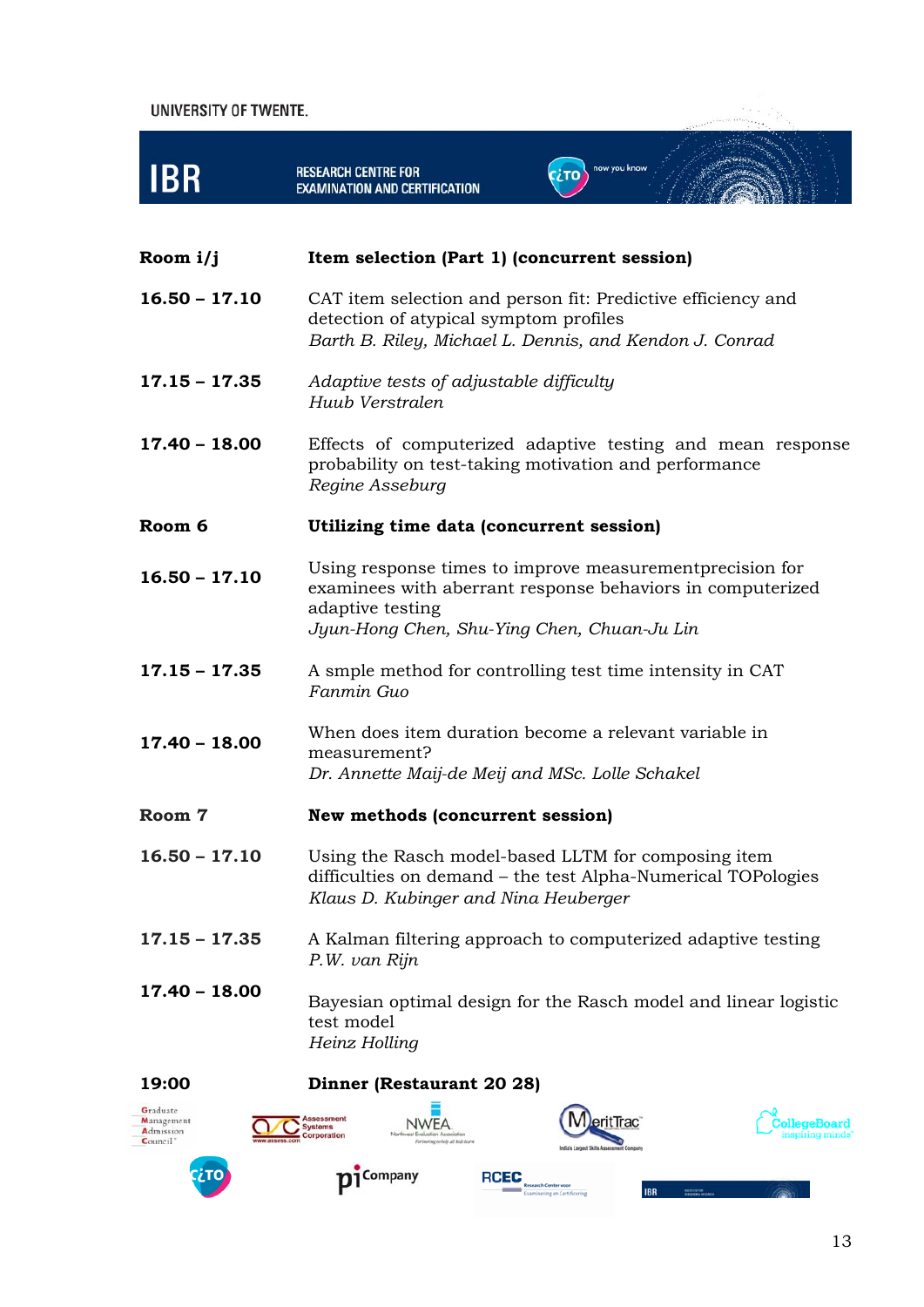**Room i/j** **Item selection (Part 1) (concurrent session)**

**16.50 – 17.10** CAT item selection and person fit: Predictive efficiency and detection of atypical symptom profiles
*Barth B. Riley, Michael L. Dennis, and Kendon J. Conrad*

**17.15 – 17.35** *Adaptive tests of adjustable difficulty*
*Huub Verstralen*

**17.40 – 18.00** Effects of computerized adaptive testing and mean response probability on test-taking motivation and performance
*Regine Asseburg*

**Room 6** **Utilizing time data (concurrent session)**

**16.50 – 17.10** Using response times to improve measurementprecision for examinees with aberrant response behaviors in computerized adaptive testing
*Jyun-Hong Chen, Shu-Ying Chen, Chuan-Ju Lin*

**17.15 – 17.35** A smple method for controlling test time intensity in CAT
*Fanmin Guo*

**17.40 – 18.00** When does item duration become a relevant variable in measurement?
*Dr. Annette Maij-de Meij and MSc. Lolle Schakel*

**Room 7** **New methods (concurrent session)**

**16.50 – 17.10** Using the Rasch model-based LLTM for composing item difficulties on demand – the test Alpha-Numerical TOPologies
*Klaus D. Kubinger and Nina Heuberger*

**17.15 – 17.35** A Kalman filtering approach to computerized adaptive testing
*P.W. van Rijn*

**17.40 – 18.00** Bayesian optimal design for the Rasch model and linear logistic test model
*Heinz Holling*

**19:00** **Dinner (Restaurant 20 28)**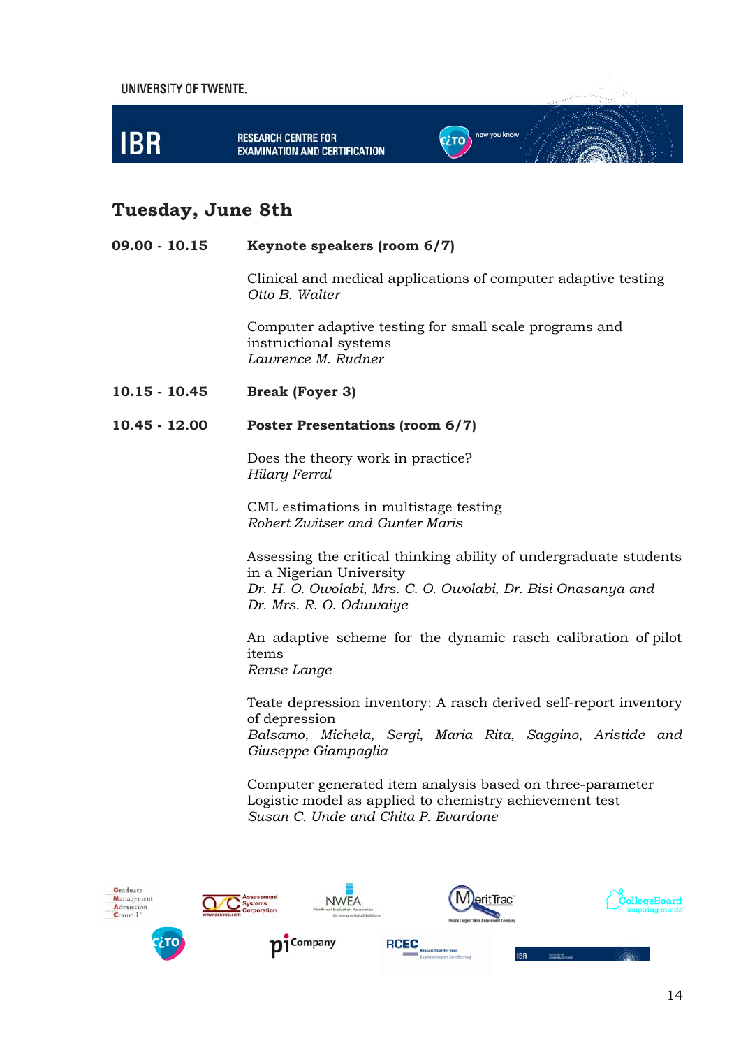## Tuesday, June 8th

**09.00 - 10.15** **Keynote speakers (room 6/7)**

Clinical and medical applications of computer adaptive testing
*Otto B. Walter*

Computer adaptive testing for small scale programs and instructional systems
*Lawrence M. Rudner*

**10.15 - 10.45** **Break (Foyer 3)**

**10.45 - 12.00** **Poster Presentations (room 6/7)**

Does the theory work in practice?
*Hilary Ferral*

CML estimations in multistage testing
*Robert Zwitser and Gunter Maris*

Assessing the critical thinking ability of undergraduate students in a Nigerian University
*Dr. H. O. Owolabi, Mrs. C. O. Owolabi, Dr. Bisi Onasanya and Dr. Mrs. R. O. Oduwaiye*

An adaptive scheme for the dynamic rasch calibration of pilot items
*Rense Lange*

Teate depression inventory: A rasch derived self-report inventory of depression
*Balsamo, Michela, Sergi, Maria Rita, Saggino, Aristide and Giuseppe Giampaglia*

Computer generated item analysis based on three-parameter Logistic model as applied to chemistry achievement test
*Susan C. Unde and Chita P. Evardone*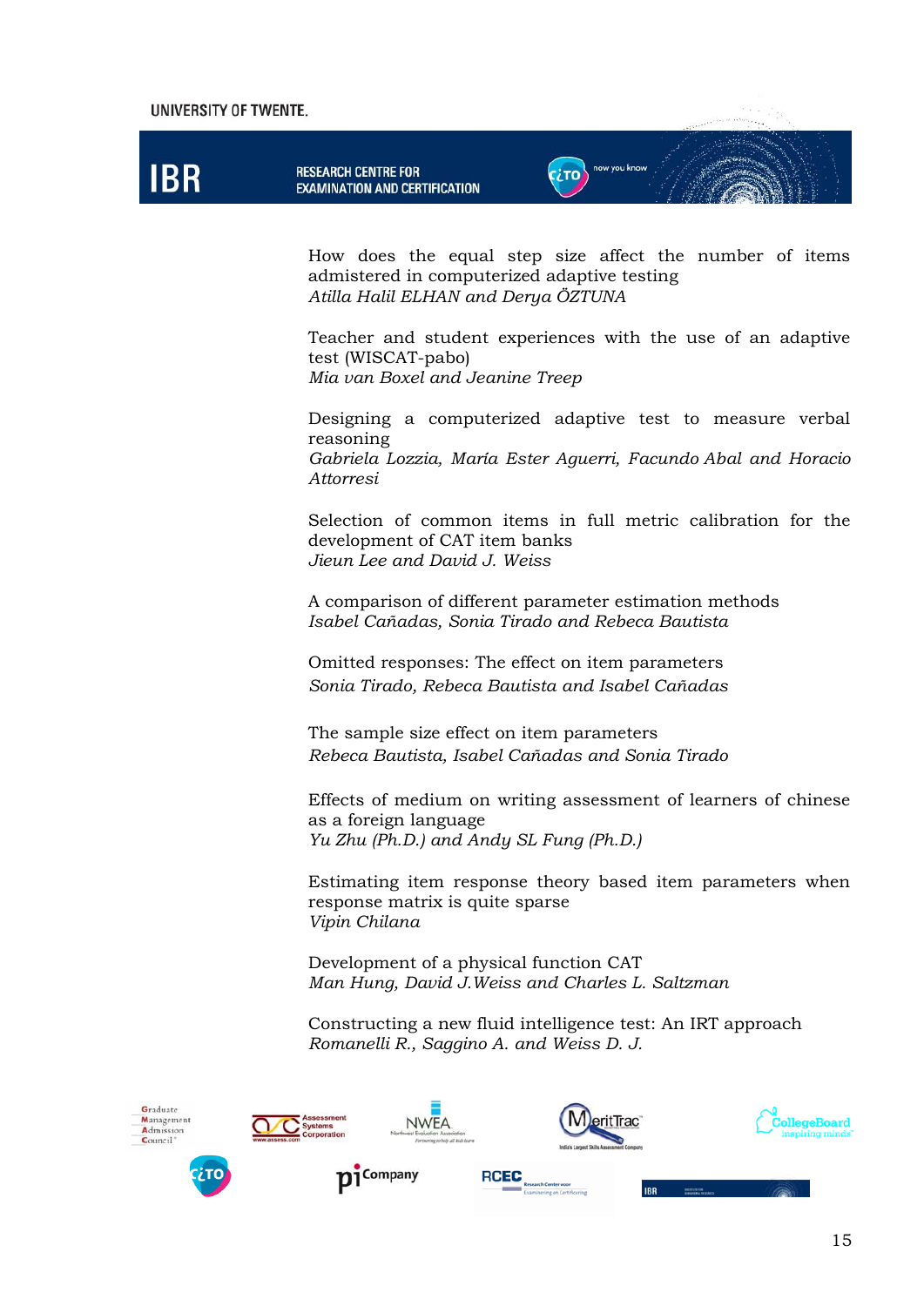How does the equal step size affect the number of items admistered in computerized adaptive testing
*Atilla Halil ELHAN and Derya ÖZTUNA*

Teacher and student experiences with the use of an adaptive test (WISCAT-pabo)
*Mia van Boxel and Jeanine Treep*

Designing a computerized adaptive test to measure verbal reasoning
*Gabriela Lozzia, María Ester Aguerri, Facundo Abal and Horacio Attorresi*

Selection of common items in full metric calibration for the development of CAT item banks
*Jieun Lee and David J. Weiss*

A comparison of different parameter estimation methods
*Isabel Cañadas, Sonia Tirado and Rebeca Bautista*

Omitted responses: The effect on item parameters
*Sonia Tirado, Rebeca Bautista and Isabel Cañadas*

The sample size effect on item parameters
*Rebeca Bautista, Isabel Cañadas and Sonia Tirado*

Effects of medium on writing assessment of learners of chinese as a foreign language
*Yu Zhu (Ph.D.) and Andy SL Fung (Ph.D.)*

Estimating item response theory based item parameters when response matrix is quite sparse
*Vipin Chilana*

Development of a physical function CAT
*Man Hung, David J.Weiss and Charles L. Saltzman*

Constructing a new fluid intelligence test: An IRT approach
*Romanelli R., Saggino A. and Weiss D. J.*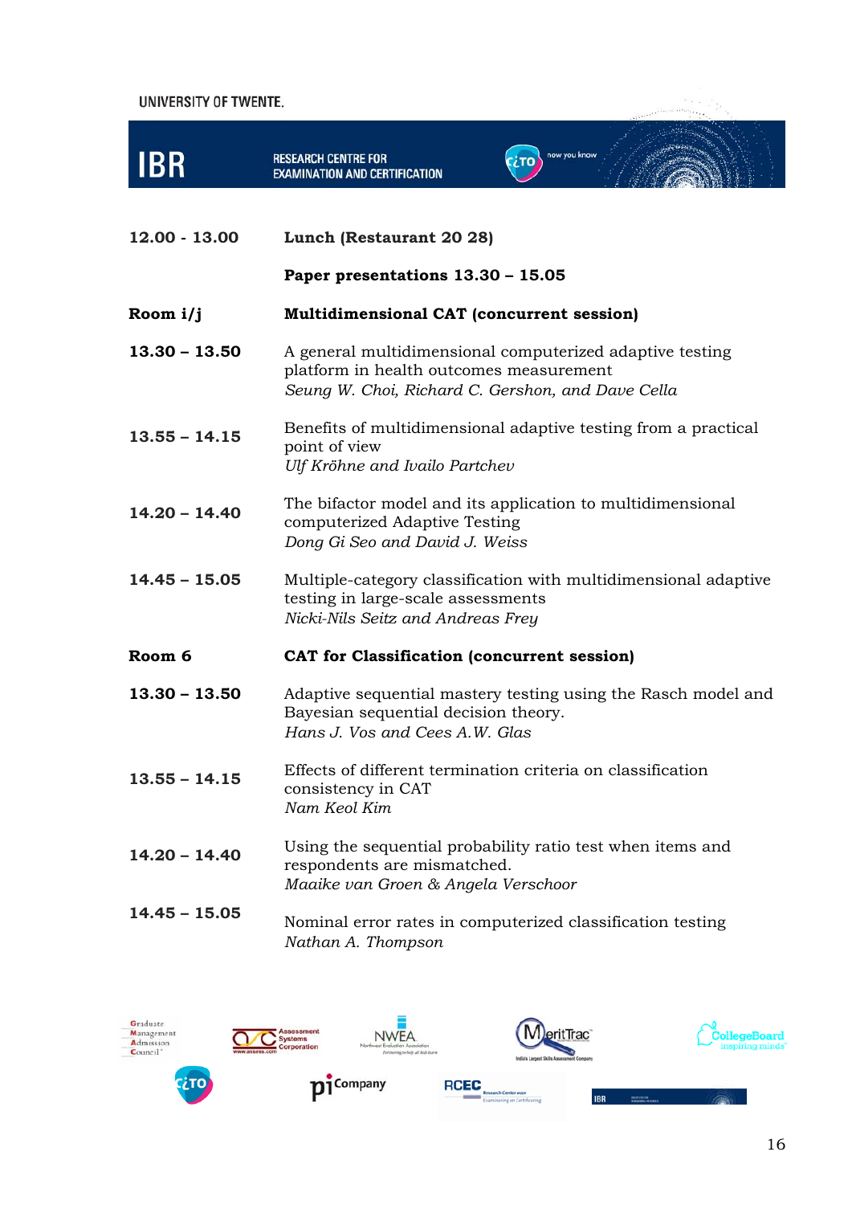**12.00 - 13.00** **Lunch (Restaurant 20 28)**

**Paper presentations 13.30 – 15.05**

**Room i/j** **Multidimensional CAT (concurrent session)**

**13.30 – 13.50**
A general multidimensional computerized adaptive testing platform in health outcomes measurement
*Seung W. Choi, Richard C. Gershon, and Dave Cella*

**13.55 – 14.15**
Benefits of multidimensional adaptive testing from a practical point of view
*Ulf Kröhne and Ivailo Partchev*

**14.20 – 14.40**
The bifactor model and its application to multidimensional computerized Adaptive Testing
*Dong Gi Seo and David J. Weiss*

**14.45 – 15.05**
Multiple-category classification with multidimensional adaptive testing in large-scale assessments
*Nicki-Nils Seitz and Andreas Frey*

**Room 6** **CAT for Classification (concurrent session)**

**13.30 – 13.50**
Adaptive sequential mastery testing using the Rasch model and Bayesian sequential decision theory.
*Hans J. Vos and Cees A.W. Glas*

**13.55 – 14.15**
Effects of different termination criteria on classification consistency in CAT
*Nam Keol Kim*

**14.20 – 14.40**
Using the sequential probability ratio test when items and respondents are mismatched.
*Maaike van Groen & Angela Verschoor*

**14.45 – 15.05**
Nominal error rates in computerized classification testing
*Nathan A. Thompson*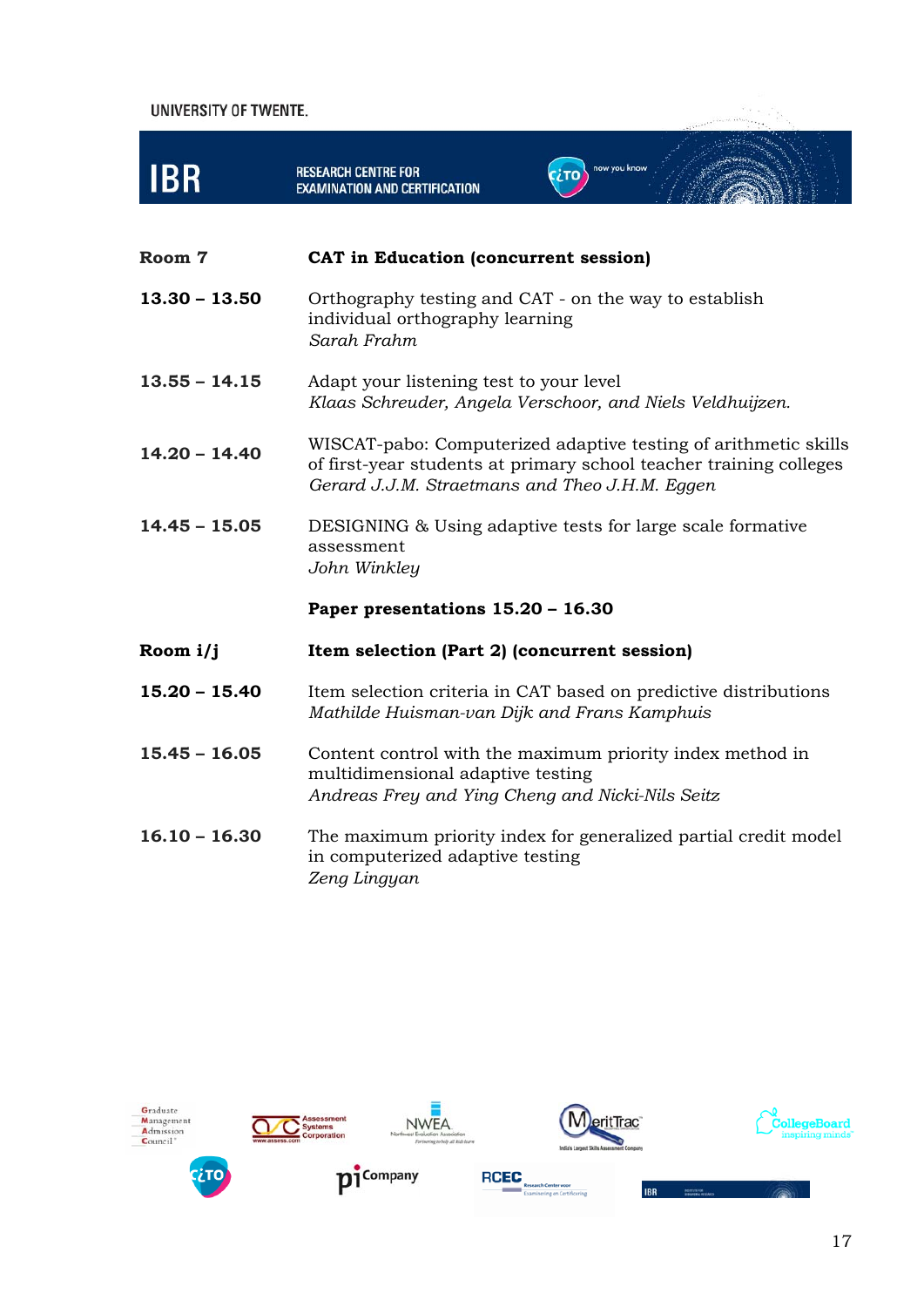**Room 7** — **CAT in Education (concurrent session)**

**13.30 – 13.50**
Orthography testing and CAT - on the way to establish individual orthography learning
*Sarah Frahm*

**13.55 – 14.15**
Adapt your listening test to your level
*Klaas Schreuder, Angela Verschoor, and Niels Veldhuijzen.*

**14.20 – 14.40**
WISCAT-pabo: Computerized adaptive testing of arithmetic skills of first-year students at primary school teacher training colleges
*Gerard J.J.M. Straetmans and Theo J.H.M. Eggen*

**14.45 – 15.05**
DESIGNING & Using adaptive tests for large scale formative assessment
*John Winkley*

**Paper presentations 15.20 – 16.30**

**Room i/j** — **Item selection (Part 2) (concurrent session)**

**15.20 – 15.40**
Item selection criteria in CAT based on predictive distributions
*Mathilde Huisman-van Dijk and Frans Kamphuis*

**15.45 – 16.05**
Content control with the maximum priority index method in multidimensional adaptive testing
*Andreas Frey and Ying Cheng and Nicki-Nils Seitz*

**16.10 – 16.30**
The maximum priority index for generalized partial credit model in computerized adaptive testing
*Zeng Lingyan*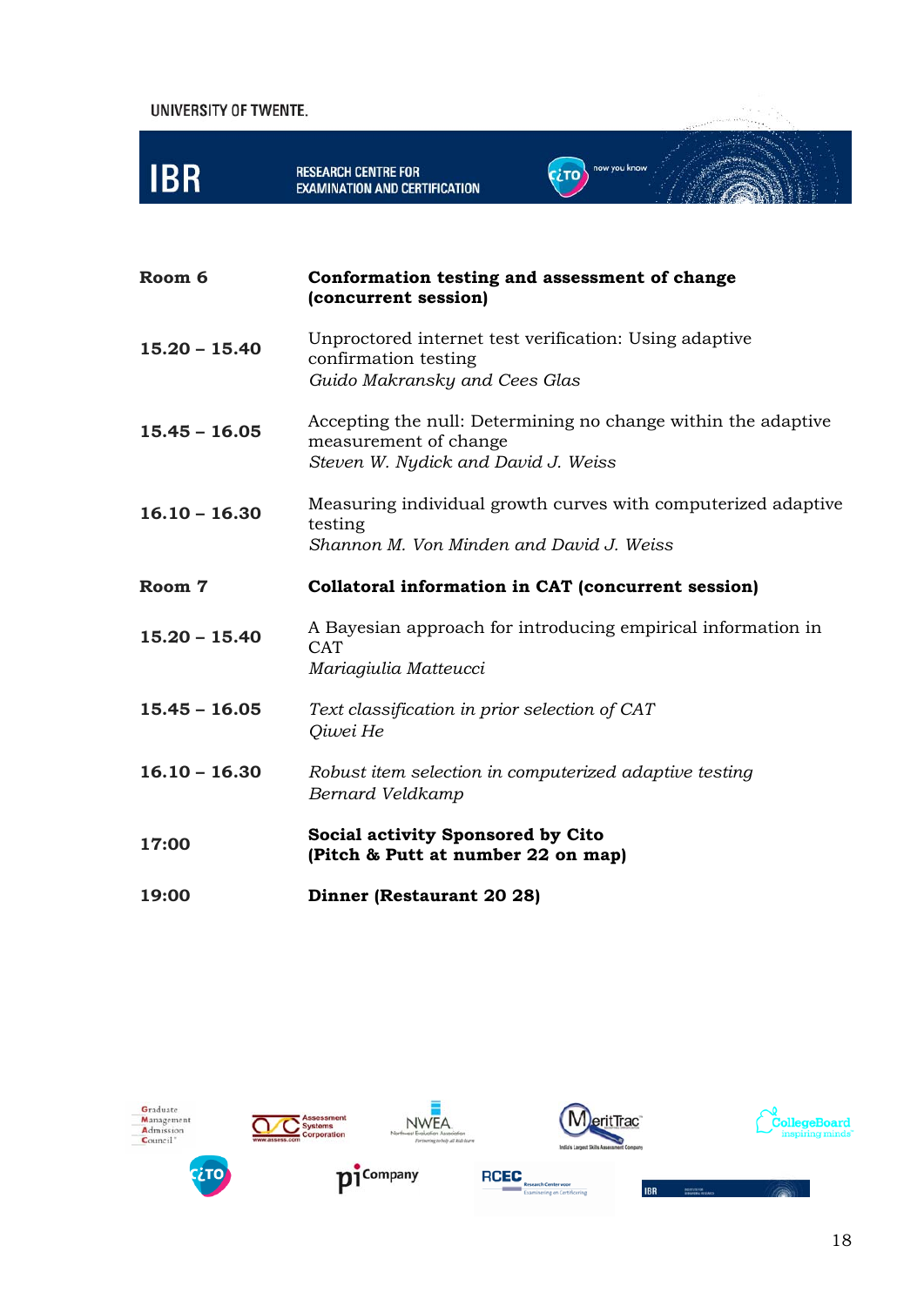| | |
|---|---|
| **Room 6** | **Conformation testing and assessment of change (concurrent session)** |
| **15.20 – 15.40** | Unproctored internet test verification: Using adaptive confirmation testing<br>*Guido Makransky and Cees Glas* |
| **15.45 – 16.05** | Accepting the null: Determining no change within the adaptive measurement of change<br>*Steven W. Nydick and David J. Weiss* |
| **16.10 – 16.30** | Measuring individual growth curves with computerized adaptive testing<br>*Shannon M. Von Minden and David J. Weiss* |
| **Room 7** | **Collatoral information in CAT (concurrent session)** |
| **15.20 – 15.40** | A Bayesian approach for introducing empirical information in CAT<br>*Mariagiulia Matteucci* |
| **15.45 – 16.05** | *Text classification in prior selection of CAT*<br>*Qiwei He* |
| **16.10 – 16.30** | *Robust item selection in computerized adaptive testing*<br>*Bernard Veldkamp* |
| **17:00** | **Social activity Sponsored by Cito (Pitch & Putt at number 22 on map)** |
| **19:00** | **Dinner (Restaurant 20 28)** |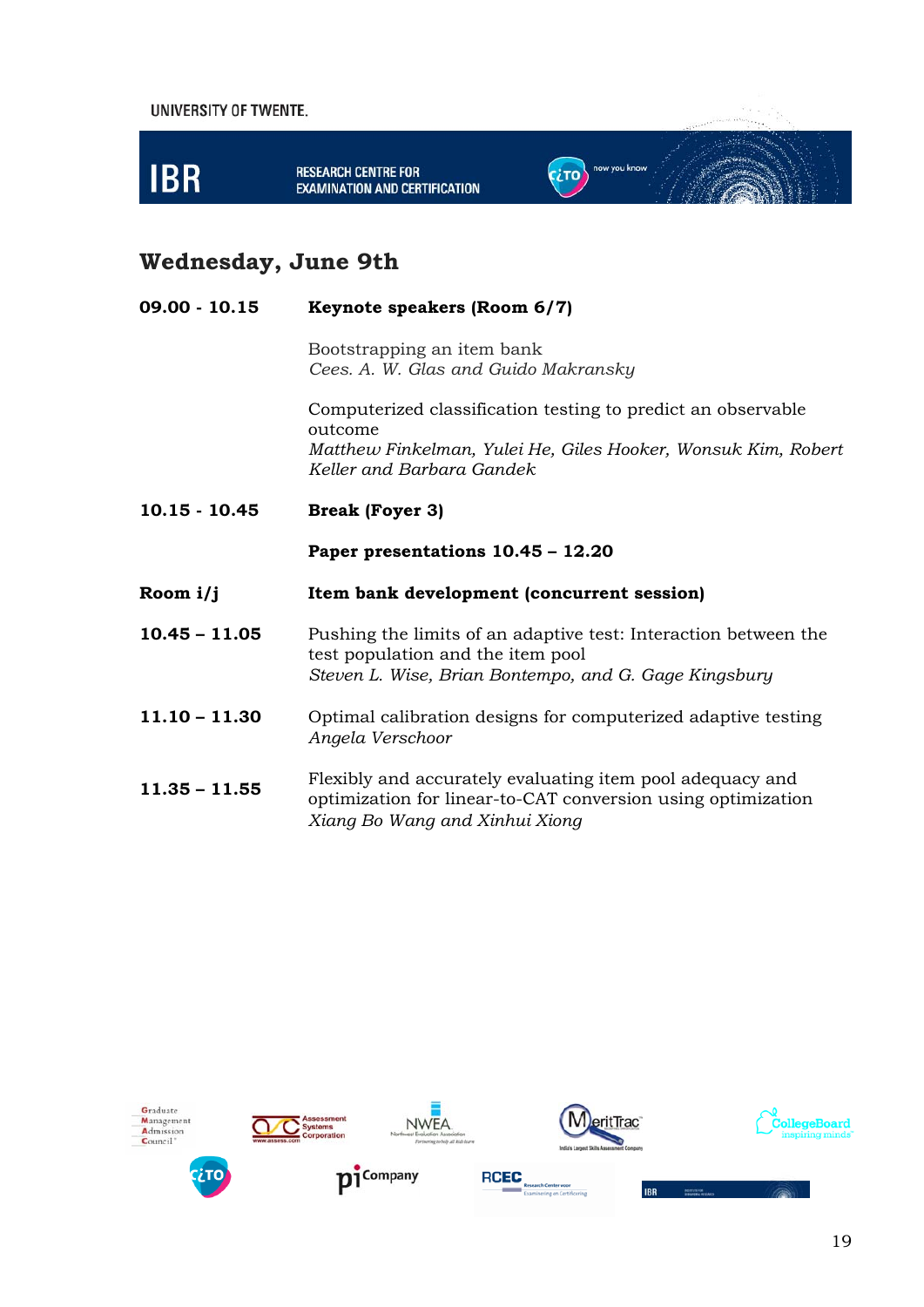## Wednesday, June 9th

**09.00 - 10.15** **Keynote speakers (Room 6/7)**

Bootstrapping an item bank
*Cees. A. W. Glas and Guido Makransky*

Computerized classification testing to predict an observable outcome
*Matthew Finkelman, Yulei He, Giles Hooker, Wonsuk Kim, Robert Keller and Barbara Gandek*

**10.15 - 10.45** **Break (Foyer 3)**

**Paper presentations 10.45 – 12.20**

**Room i/j** **Item bank development (concurrent session)**

**10.45 – 11.05** Pushing the limits of an adaptive test: Interaction between the test population and the item pool
*Steven L. Wise, Brian Bontempo, and G. Gage Kingsbury*

**11.10 – 11.30** Optimal calibration designs for computerized adaptive testing
*Angela Verschoor*

**11.35 – 11.55** Flexibly and accurately evaluating item pool adequacy and optimization for linear-to-CAT conversion using optimization
*Xiang Bo Wang and Xinhui Xiong*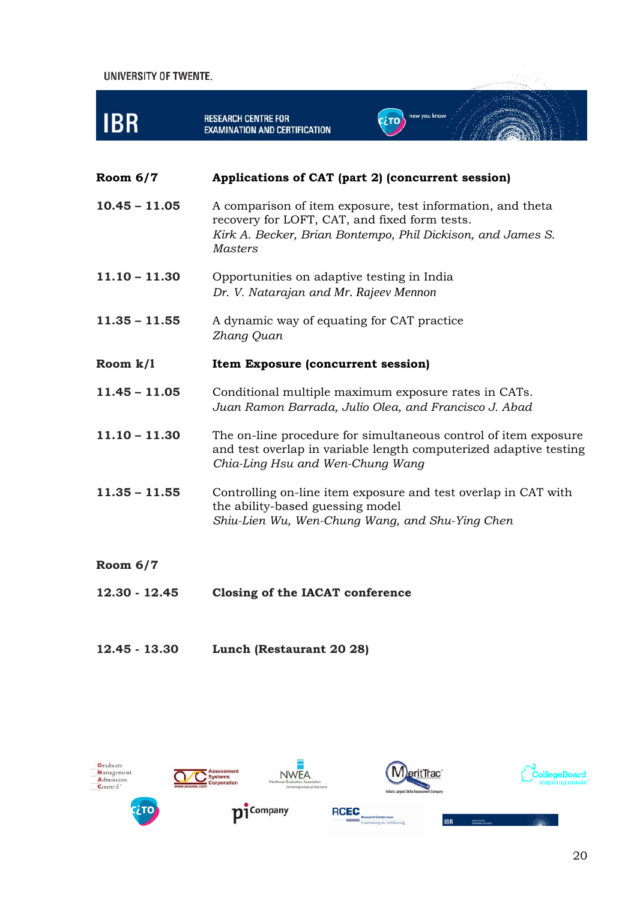**Room 6/7** — **Applications of CAT (part 2) (concurrent session)**

**10.45 – 11.05**
A comparison of item exposure, test information, and theta recovery for LOFT, CAT, and fixed form tests.
*Kirk A. Becker, Brian Bontempo, Phil Dickison, and James S. Masters*

**11.10 – 11.30**
Opportunities on adaptive testing in India
*Dr. V. Natarajan and Mr. Rajeev Mennon*

**11.35 – 11.55**
A dynamic way of equating for CAT practice
*Zhang Quan*

**Room k/l** — **Item Exposure (concurrent session)**

**11.45 – 11.05**
Conditional multiple maximum exposure rates in CATs.
*Juan Ramon Barrada, Julio Olea, and Francisco J. Abad*

**11.10 – 11.30**
The on-line procedure for simultaneous control of item exposure and test overlap in variable length computerized adaptive testing
*Chia-Ling Hsu and Wen-Chung Wang*

**11.35 – 11.55**
Controlling on-line item exposure and test overlap in CAT with the ability-based guessing model
*Shiu-Lien Wu, Wen-Chung Wang, and Shu-Ying Chen*

**Room 6/7**

**12.30 - 12.45** — **Closing of the IACAT conference**

**12.45 - 13.30** — **Lunch (Restaurant 20 28)**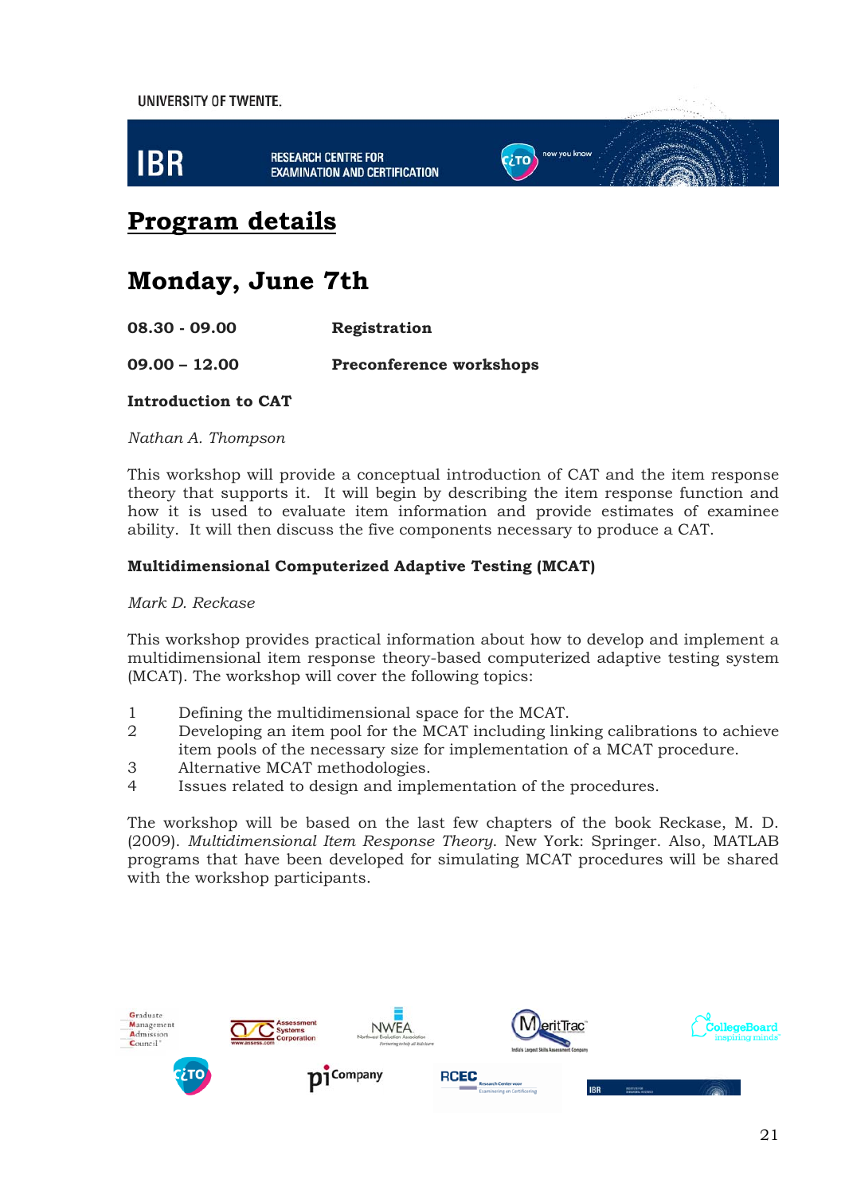# Program details

## Monday, June 7th

**08.30 - 09.00** **Registration**

**09.00 – 12.00** **Preconference workshops**

### Introduction to CAT

*Nathan A. Thompson*

This workshop will provide a conceptual introduction of CAT and the item response theory that supports it. It will begin by describing the item response function and how it is used to evaluate item information and provide estimates of examinee ability. It will then discuss the five components necessary to produce a CAT.

### Multidimensional Computerized Adaptive Testing (MCAT)

*Mark D. Reckase*

This workshop provides practical information about how to develop and implement a multidimensional item response theory-based computerized adaptive testing system (MCAT). The workshop will cover the following topics:

1. Defining the multidimensional space for the MCAT.
2. Developing an item pool for the MCAT including linking calibrations to achieve item pools of the necessary size for implementation of a MCAT procedure.
3. Alternative MCAT methodologies.
4. Issues related to design and implementation of the procedures.

The workshop will be based on the last few chapters of the book Reckase, M. D. (2009). *Multidimensional Item Response Theory*. New York: Springer. Also, MATLAB programs that have been developed for simulating MCAT procedures will be shared with the workshop participants.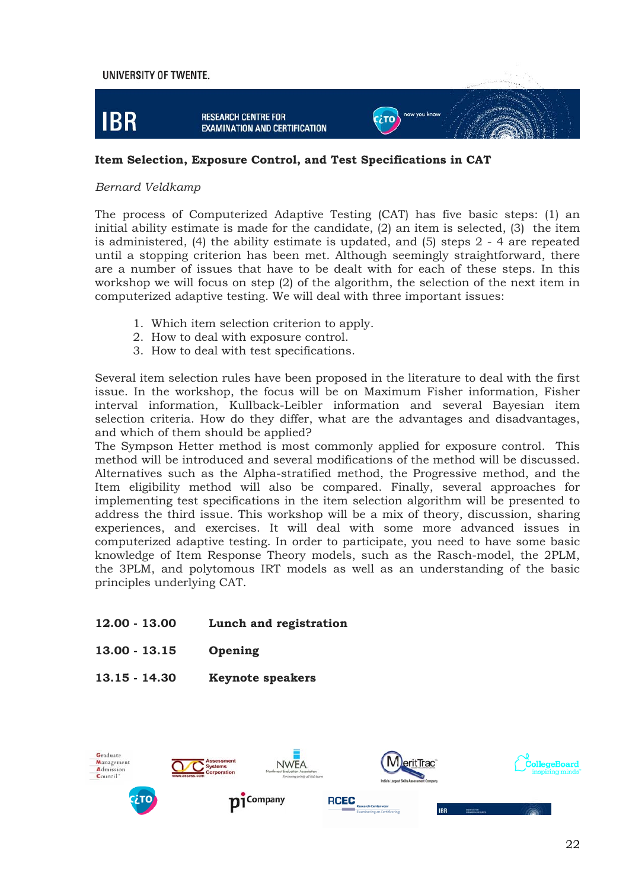## Item Selection, Exposure Control, and Test Specifications in CAT

*Bernard Veldkamp*

The process of Computerized Adaptive Testing (CAT) has five basic steps: (1) an initial ability estimate is made for the candidate, (2) an item is selected, (3) the item is administered, (4) the ability estimate is updated, and (5) steps 2 - 4 are repeated until a stopping criterion has been met. Although seemingly straightforward, there are a number of issues that have to be dealt with for each of these steps. In this workshop we will focus on step (2) of the algorithm, the selection of the next item in computerized adaptive testing. We will deal with three important issues:

1. Which item selection criterion to apply.
2. How to deal with exposure control.
3. How to deal with test specifications.

Several item selection rules have been proposed in the literature to deal with the first issue. In the workshop, the focus will be on Maximum Fisher information, Fisher interval information, Kullback-Leibler information and several Bayesian item selection criteria. How do they differ, what are the advantages and disadvantages, and which of them should be applied?
The Sympson Hetter method is most commonly applied for exposure control. This method will be introduced and several modifications of the method will be discussed. Alternatives such as the Alpha-stratified method, the Progressive method, and the Item eligibility method will also be compared. Finally, several approaches for implementing test specifications in the item selection algorithm will be presented to address the third issue. This workshop will be a mix of theory, discussion, sharing experiences, and exercises. It will deal with some more advanced issues in computerized adaptive testing. In order to participate, you need to have some basic knowledge of Item Response Theory models, such as the Rasch-model, the 2PLM, the 3PLM, and polytomous IRT models as well as an understanding of the basic principles underlying CAT.

| | |
|---|---|
| **12.00 - 13.00** | **Lunch and registration** |
| **13.00 - 13.15** | **Opening** |
| **13.15 - 14.30** | **Keynote speakers** |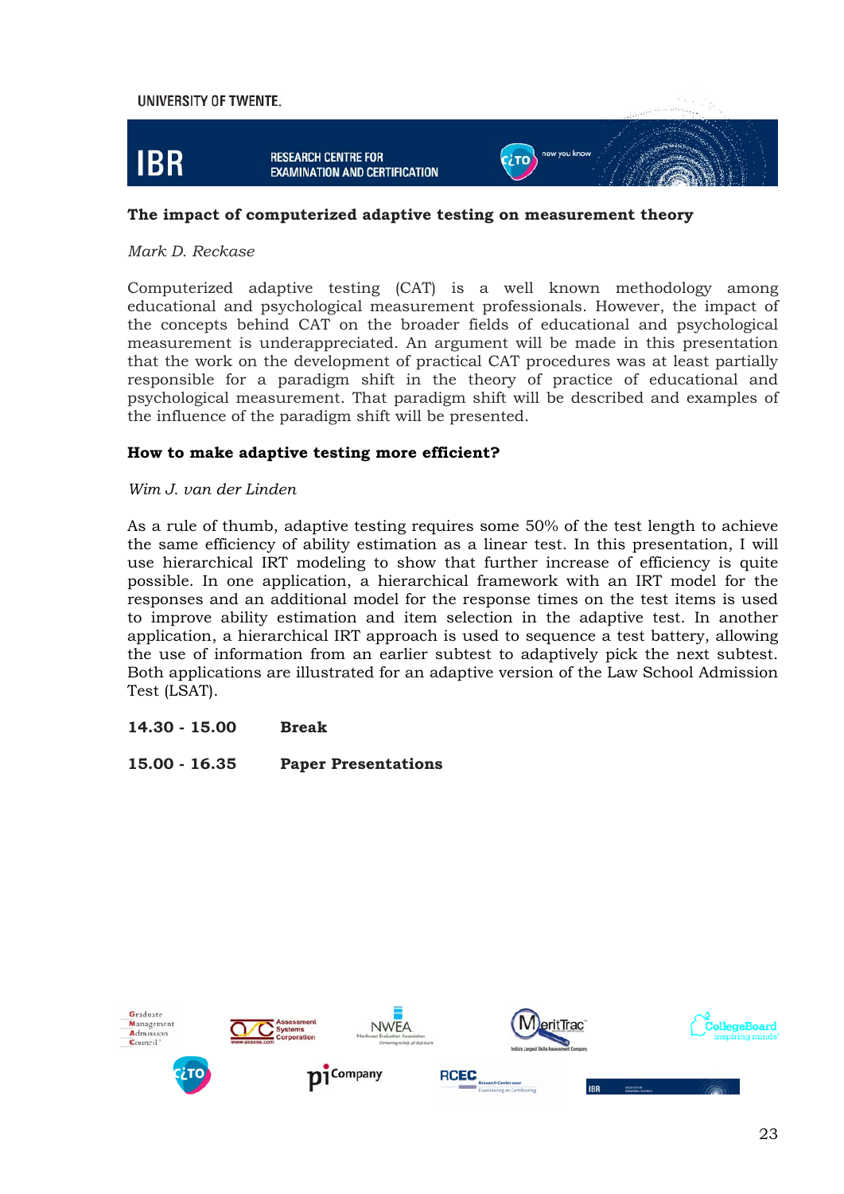### The impact of computerized adaptive testing on measurement theory

*Mark D. Reckase*

Computerized adaptive testing (CAT) is a well known methodology among educational and psychological measurement professionals. However, the impact of the concepts behind CAT on the broader fields of educational and psychological measurement is underappreciated. An argument will be made in this presentation that the work on the development of practical CAT procedures was at least partially responsible for a paradigm shift in the theory of practice of educational and psychological measurement. That paradigm shift will be described and examples of the influence of the paradigm shift will be presented.

### How to make adaptive testing more efficient?

*Wim J. van der Linden*

As a rule of thumb, adaptive testing requires some 50% of the test length to achieve the same efficiency of ability estimation as a linear test. In this presentation, I will use hierarchical IRT modeling to show that further increase of efficiency is quite possible. In one application, a hierarchical framework with an IRT model for the responses and an additional model for the response times on the test items is used to improve ability estimation and item selection in the adaptive test. In another application, a hierarchical IRT approach is used to sequence a test battery, allowing the use of information from an earlier subtest to adaptively pick the next subtest. Both applications are illustrated for an adaptive version of the Law School Admission Test (LSAT).

**14.30 - 15.00 Break**

**15.00 - 16.35 Paper Presentations**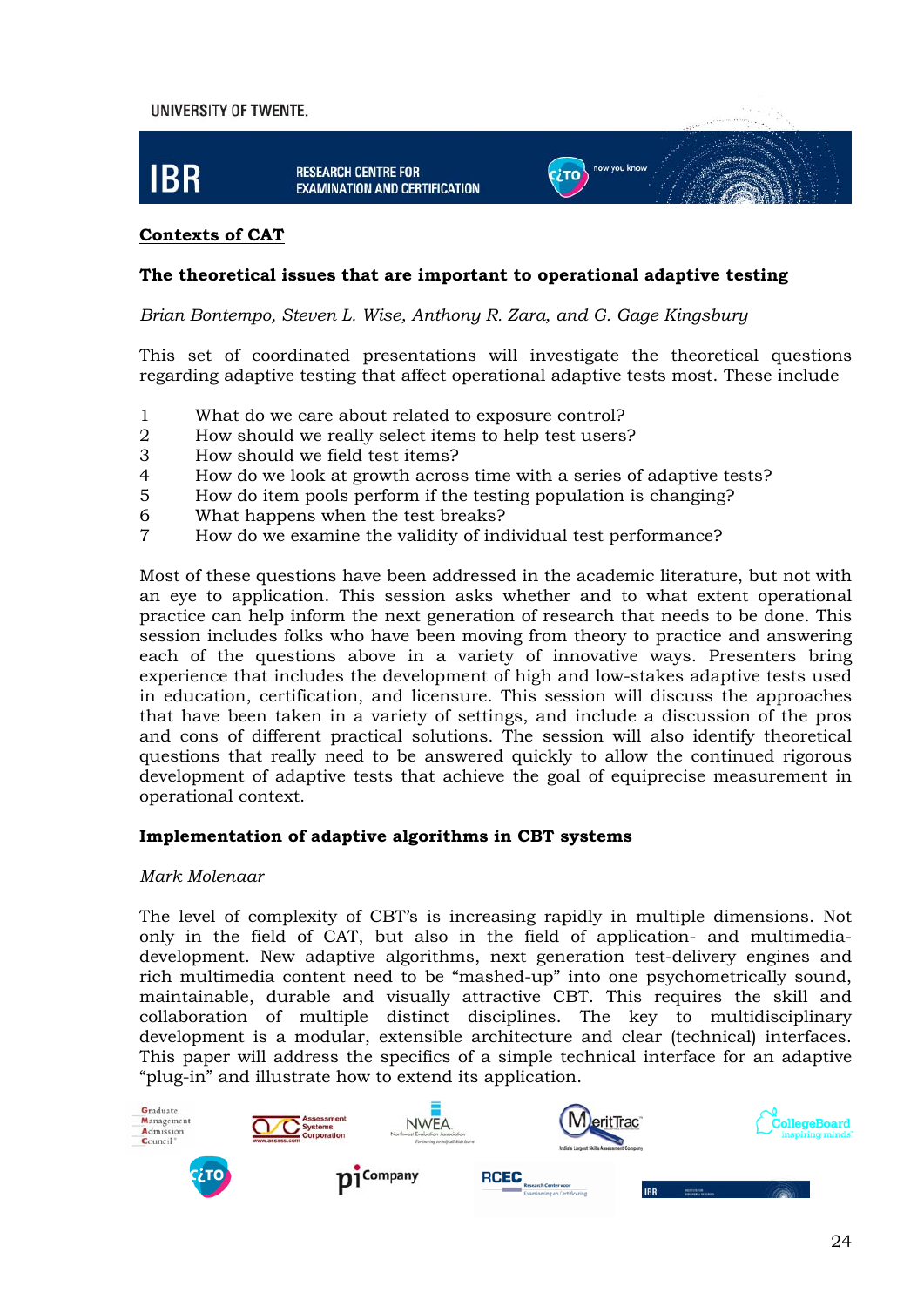## Contexts of CAT

### The theoretical issues that are important to operational adaptive testing

*Brian Bontempo, Steven L. Wise, Anthony R. Zara, and G. Gage Kingsbury*

This set of coordinated presentations will investigate the theoretical questions regarding adaptive testing that affect operational adaptive tests most. These include

1. What do we care about related to exposure control?
2. How should we really select items to help test users?
3. How should we field test items?
4. How do we look at growth across time with a series of adaptive tests?
5. How do item pools perform if the testing population is changing?
6. What happens when the test breaks?
7. How do we examine the validity of individual test performance?

Most of these questions have been addressed in the academic literature, but not with an eye to application. This session asks whether and to what extent operational practice can help inform the next generation of research that needs to be done. This session includes folks who have been moving from theory to practice and answering each of the questions above in a variety of innovative ways. Presenters bring experience that includes the development of high and low-stakes adaptive tests used in education, certification, and licensure. This session will discuss the approaches that have been taken in a variety of settings, and include a discussion of the pros and cons of different practical solutions. The session will also identify theoretical questions that really need to be answered quickly to allow the continued rigorous development of adaptive tests that achieve the goal of equiprecise measurement in operational context.

### Implementation of adaptive algorithms in CBT systems

*Mark Molenaar*

The level of complexity of CBT's is increasing rapidly in multiple dimensions. Not only in the field of CAT, but also in the field of application- and multimedia-development. New adaptive algorithms, next generation test-delivery engines and rich multimedia content need to be "mashed-up" into one psychometrically sound, maintainable, durable and visually attractive CBT. This requires the skill and collaboration of multiple distinct disciplines. The key to multidisciplinary development is a modular, extensible architecture and clear (technical) interfaces. This paper will address the specifics of a simple technical interface for an adaptive "plug-in" and illustrate how to extend its application.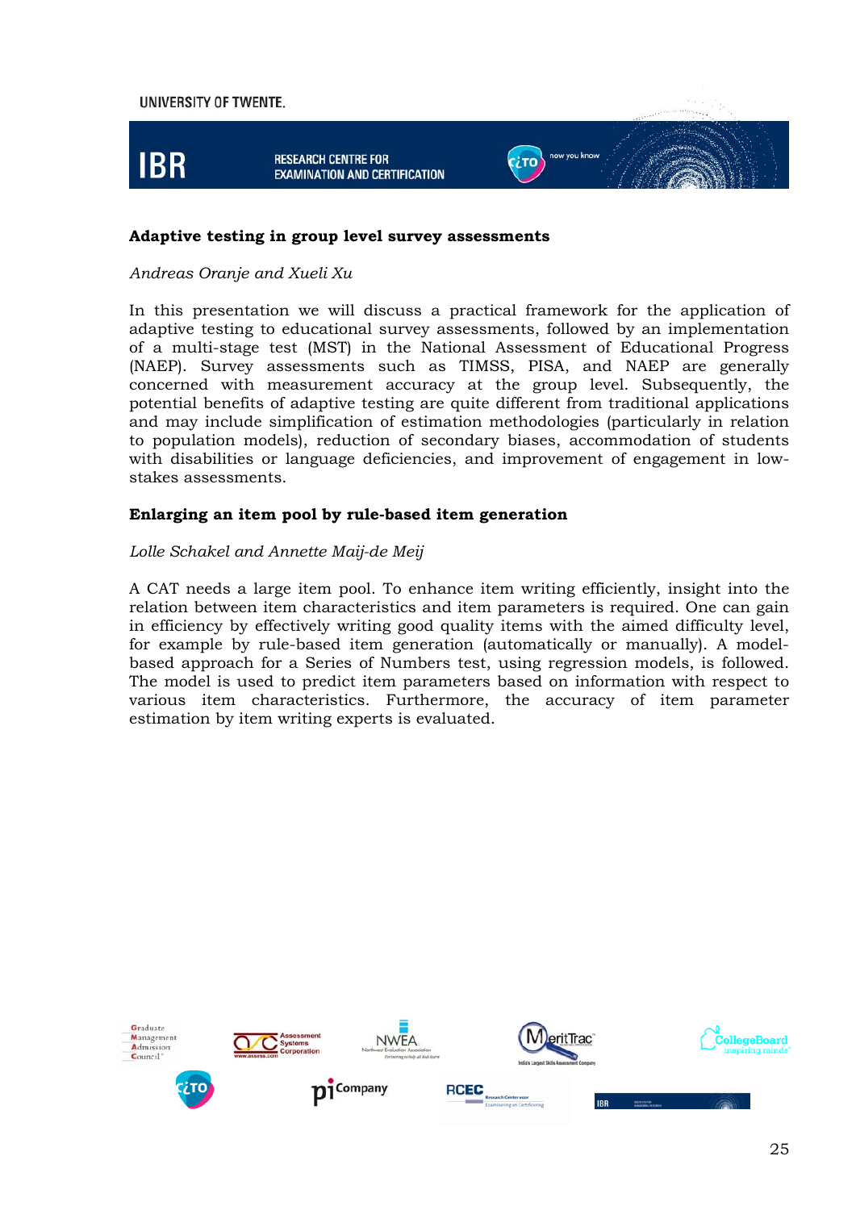**Adaptive testing in group level survey assessments**

*Andreas Oranje and Xueli Xu*

In this presentation we will discuss a practical framework for the application of adaptive testing to educational survey assessments, followed by an implementation of a multi-stage test (MST) in the National Assessment of Educational Progress (NAEP). Survey assessments such as TIMSS, PISA, and NAEP are generally concerned with measurement accuracy at the group level. Subsequently, the potential benefits of adaptive testing are quite different from traditional applications and may include simplification of estimation methodologies (particularly in relation to population models), reduction of secondary biases, accommodation of students with disabilities or language deficiencies, and improvement of engagement in low-stakes assessments.

**Enlarging an item pool by rule-based item generation**

*Lolle Schakel and Annette Maij-de Meij*

A CAT needs a large item pool. To enhance item writing efficiently, insight into the relation between item characteristics and item parameters is required. One can gain in efficiency by effectively writing good quality items with the aimed difficulty level, for example by rule-based item generation (automatically or manually). A model-based approach for a Series of Numbers test, using regression models, is followed. The model is used to predict item parameters based on information with respect to various item characteristics. Furthermore, the accuracy of item parameter estimation by item writing experts is evaluated.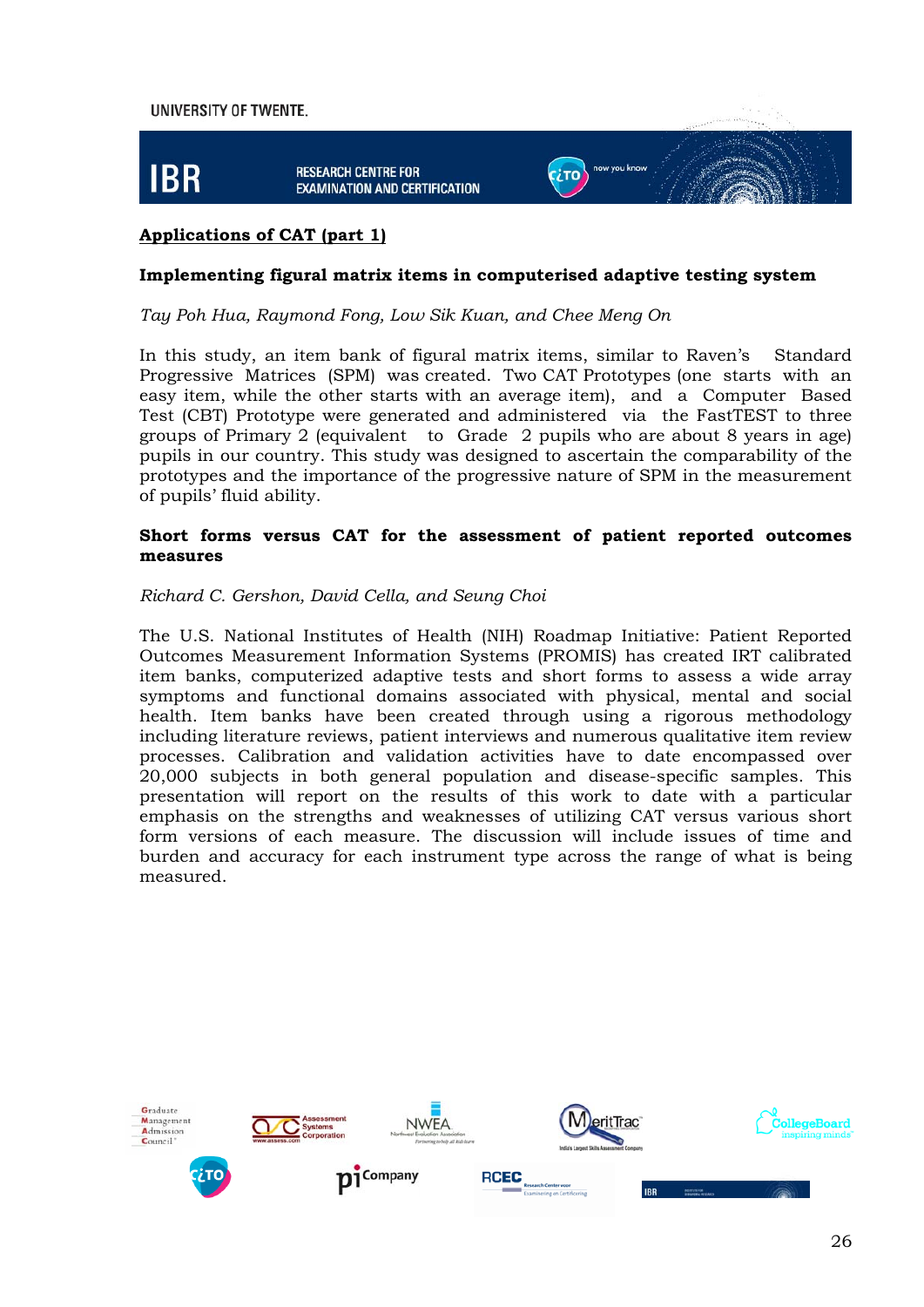## Applications of CAT (part 1)

### Implementing figural matrix items in computerised adaptive testing system

*Tay Poh Hua, Raymond Fong, Low Sik Kuan, and Chee Meng On*

In this study, an item bank of figural matrix items, similar to Raven's Standard Progressive Matrices (SPM) was created. Two CAT Prototypes (one starts with an easy item, while the other starts with an average item), and a Computer Based Test (CBT) Prototype were generated and administered via the FastTEST to three groups of Primary 2 (equivalent to Grade 2 pupils who are about 8 years in age) pupils in our country. This study was designed to ascertain the comparability of the prototypes and the importance of the progressive nature of SPM in the measurement of pupils' fluid ability.

### Short forms versus CAT for the assessment of patient reported outcomes measures

*Richard C. Gershon, David Cella, and Seung Choi*

The U.S. National Institutes of Health (NIH) Roadmap Initiative: Patient Reported Outcomes Measurement Information Systems (PROMIS) has created IRT calibrated item banks, computerized adaptive tests and short forms to assess a wide array symptoms and functional domains associated with physical, mental and social health. Item banks have been created through using a rigorous methodology including literature reviews, patient interviews and numerous qualitative item review processes. Calibration and validation activities have to date encompassed over 20,000 subjects in both general population and disease-specific samples. This presentation will report on the results of this work to date with a particular emphasis on the strengths and weaknesses of utilizing CAT versus various short form versions of each measure. The discussion will include issues of time and burden and accuracy for each instrument type across the range of what is being measured.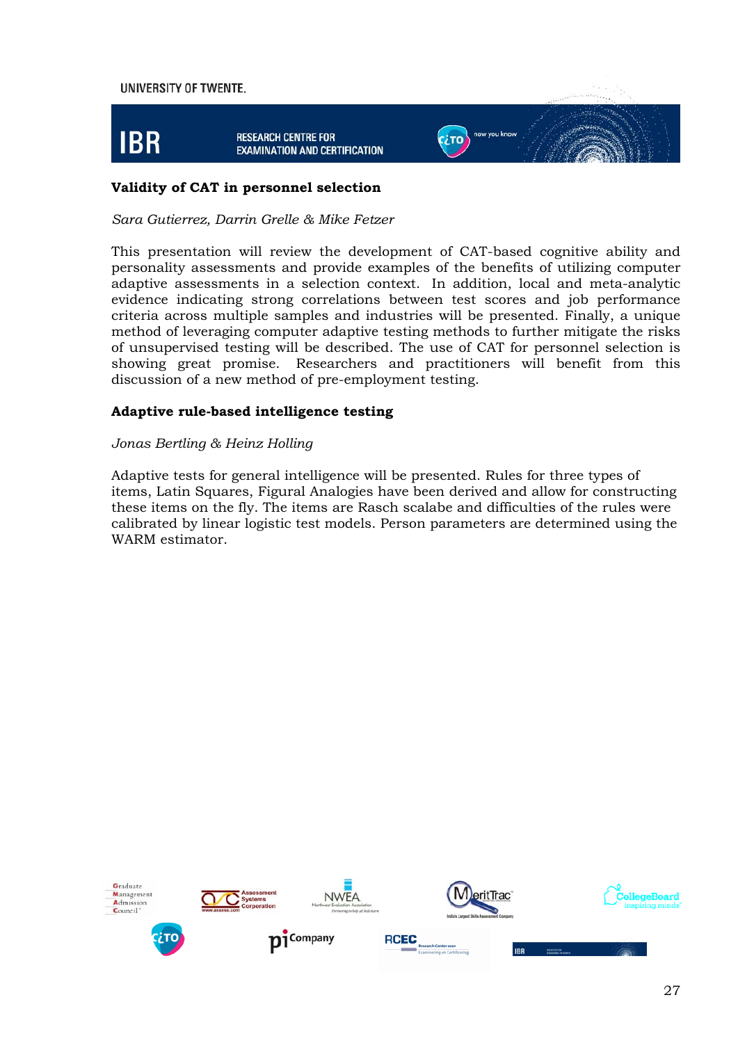## Validity of CAT in personnel selection

*Sara Gutierrez, Darrin Grelle & Mike Fetzer*

This presentation will review the development of CAT-based cognitive ability and personality assessments and provide examples of the benefits of utilizing computer adaptive assessments in a selection context. In addition, local and meta-analytic evidence indicating strong correlations between test scores and job performance criteria across multiple samples and industries will be presented. Finally, a unique method of leveraging computer adaptive testing methods to further mitigate the risks of unsupervised testing will be described. The use of CAT for personnel selection is showing great promise. Researchers and practitioners will benefit from this discussion of a new method of pre-employment testing.

## Adaptive rule-based intelligence testing

*Jonas Bertling & Heinz Holling*

Adaptive tests for general intelligence will be presented. Rules for three types of items, Latin Squares, Figural Analogies have been derived and allow for constructing these items on the fly. The items are Rasch scalabe and difficulties of the rules were calibrated by linear logistic test models. Person parameters are determined using the WARM estimator.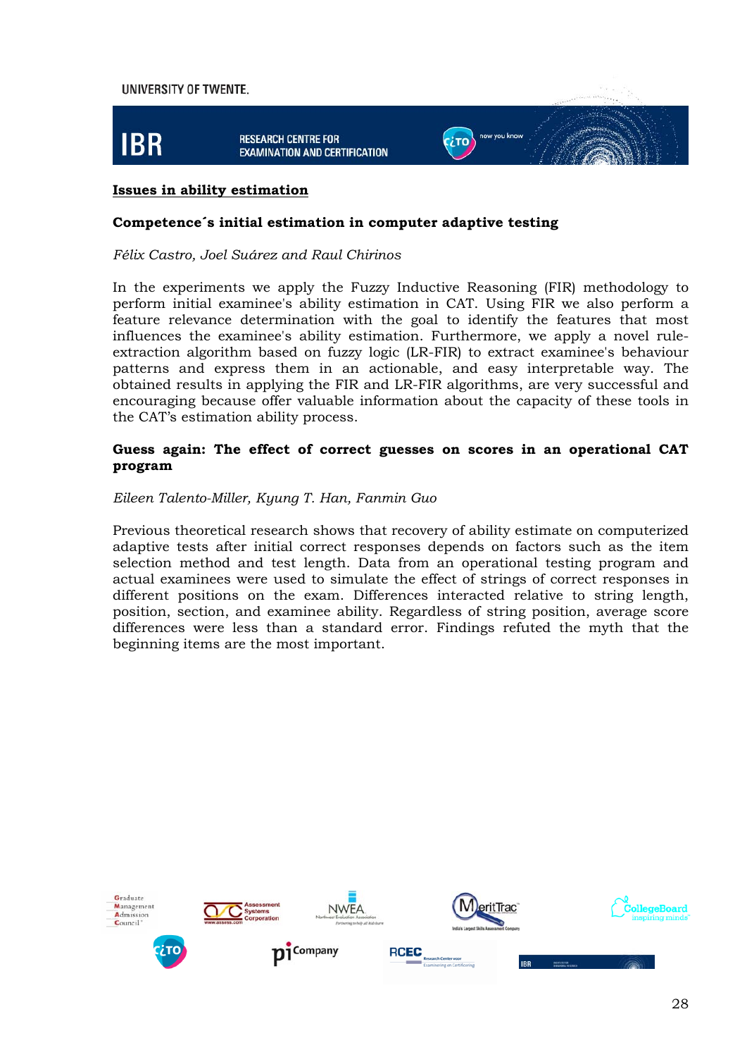## Issues in ability estimation

### Competence´s initial estimation in computer adaptive testing

*Félix Castro, Joel Suárez and Raul Chirinos*

In the experiments we apply the Fuzzy Inductive Reasoning (FIR) methodology to perform initial examinee's ability estimation in CAT. Using FIR we also perform a feature relevance determination with the goal to identify the features that most influences the examinee's ability estimation. Furthermore, we apply a novel rule-extraction algorithm based on fuzzy logic (LR-FIR) to extract examinee's behaviour patterns and express them in an actionable, and easy interpretable way. The obtained results in applying the FIR and LR-FIR algorithms, are very successful and encouraging because offer valuable information about the capacity of these tools in the CAT's estimation ability process.

### Guess again: The effect of correct guesses on scores in an operational CAT program

*Eileen Talento-Miller, Kyung T. Han, Fanmin Guo*

Previous theoretical research shows that recovery of ability estimate on computerized adaptive tests after initial correct responses depends on factors such as the item selection method and test length. Data from an operational testing program and actual examinees were used to simulate the effect of strings of correct responses in different positions on the exam. Differences interacted relative to string length, position, section, and examinee ability. Regardless of string position, average score differences were less than a standard error. Findings refuted the myth that the beginning items are the most important.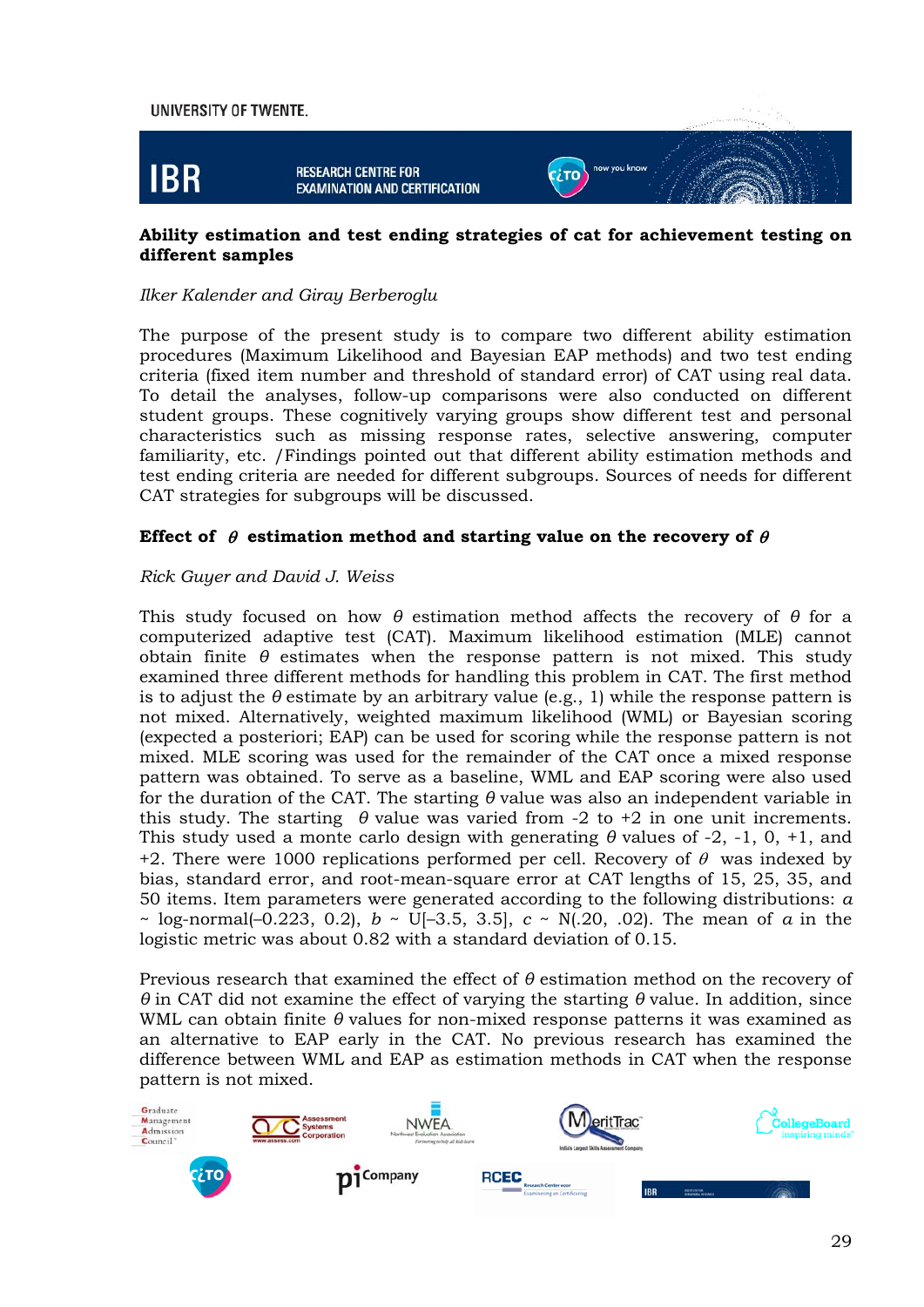## Ability estimation and test ending strategies of cat for achievement testing on different samples

*Ilker Kalender and Giray Berberoglu*

The purpose of the present study is to compare two different ability estimation procedures (Maximum Likelihood and Bayesian EAP methods) and two test ending criteria (fixed item number and threshold of standard error) of CAT using real data. To detail the analyses, follow-up comparisons were also conducted on different student groups. These cognitively varying groups show different test and personal characteristics such as missing response rates, selective answering, computer familiarity, etc. /Findings pointed out that different ability estimation methods and test ending criteria are needed for different subgroups. Sources of needs for different CAT strategies for subgroups will be discussed.

## Effect of $\theta$ estimation method and starting value on the recovery of $\theta$

*Rick Guyer and David J. Weiss*

This study focused on how $\theta$ estimation method affects the recovery of $\theta$ for a computerized adaptive test (CAT). Maximum likelihood estimation (MLE) cannot obtain finite $\theta$ estimates when the response pattern is not mixed. This study examined three different methods for handling this problem in CAT. The first method is to adjust the $\theta$ estimate by an arbitrary value (e.g., 1) while the response pattern is not mixed. Alternatively, weighted maximum likelihood (WML) or Bayesian scoring (expected a posteriori; EAP) can be used for scoring while the response pattern is not mixed. MLE scoring was used for the remainder of the CAT once a mixed response pattern was obtained. To serve as a baseline, WML and EAP scoring were also used for the duration of the CAT. The starting $\theta$ value was also an independent variable in this study. The starting $\theta$ value was varied from -2 to +2 in one unit increments. This study used a monte carlo design with generating $\theta$ values of -2, -1, 0, +1, and +2. There were 1000 replications performed per cell. Recovery of $\theta$ was indexed by bias, standard error, and root-mean-square error at CAT lengths of 15, 25, 35, and 50 items. Item parameters were generated according to the following distributions: $a \sim$ log-normal(–0.223, 0.2), $b \sim$ U[–3.5, 3.5], $c \sim$ N(.20, .02). The mean of $a$ in the logistic metric was about 0.82 with a standard deviation of 0.15.

Previous research that examined the effect of $\theta$ estimation method on the recovery of $\theta$ in CAT did not examine the effect of varying the starting $\theta$ value. In addition, since WML can obtain finite $\theta$ values for non-mixed response patterns it was examined as an alternative to EAP early in the CAT. No previous research has examined the difference between WML and EAP as estimation methods in CAT when the response pattern is not mixed.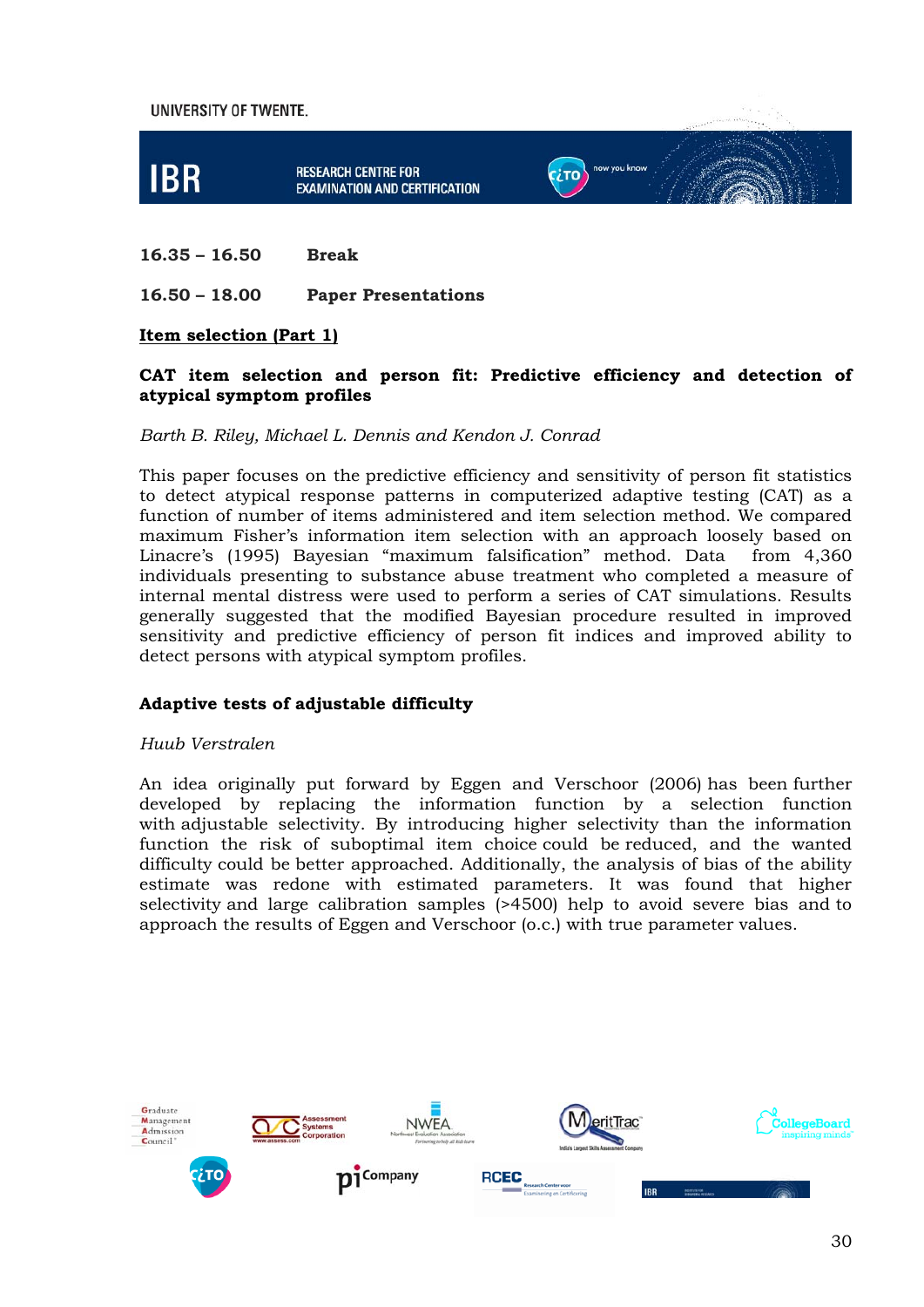**16.35 – 16.50 Break**

**16.50 – 18.00 Paper Presentations**

**Item selection (Part 1)**

### CAT item selection and person fit: Predictive efficiency and detection of atypical symptom profiles

*Barth B. Riley, Michael L. Dennis and Kendon J. Conrad*

This paper focuses on the predictive efficiency and sensitivity of person fit statistics to detect atypical response patterns in computerized adaptive testing (CAT) as a function of number of items administered and item selection method. We compared maximum Fisher's information item selection with an approach loosely based on Linacre's (1995) Bayesian "maximum falsification" method. Data from 4,360 individuals presenting to substance abuse treatment who completed a measure of internal mental distress were used to perform a series of CAT simulations. Results generally suggested that the modified Bayesian procedure resulted in improved sensitivity and predictive efficiency of person fit indices and improved ability to detect persons with atypical symptom profiles.

### Adaptive tests of adjustable difficulty

*Huub Verstralen*

An idea originally put forward by Eggen and Verschoor (2006) has been further developed by replacing the information function by a selection function with adjustable selectivity. By introducing higher selectivity than the information function the risk of suboptimal item choice could be reduced, and the wanted difficulty could be better approached. Additionally, the analysis of bias of the ability estimate was redone with estimated parameters. It was found that higher selectivity and large calibration samples (>4500) help to avoid severe bias and to approach the results of Eggen and Verschoor (o.c.) with true parameter values.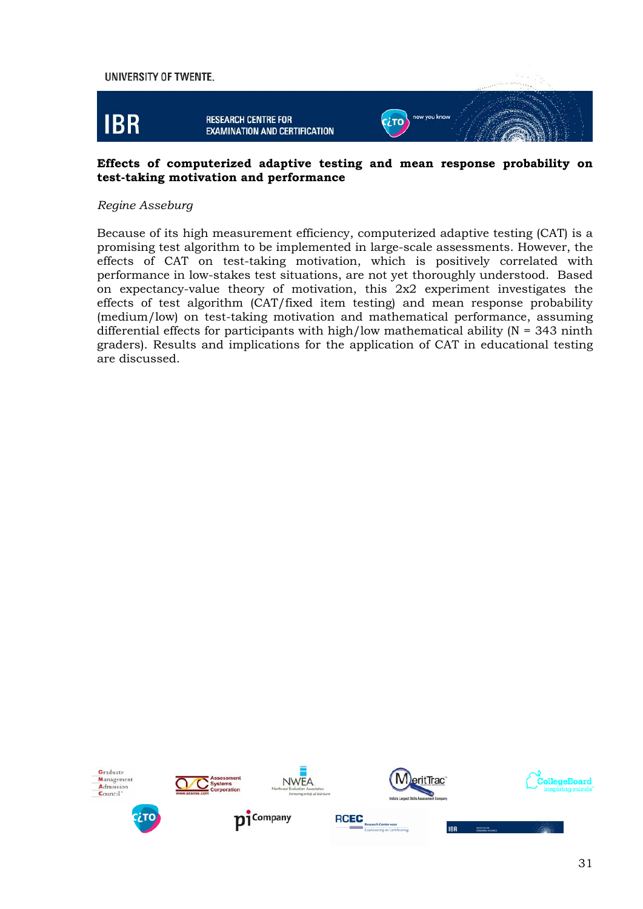**Effects of computerized adaptive testing and mean response probability on test-taking motivation and performance**

*Regine Asseburg*

Because of its high measurement efficiency, computerized adaptive testing (CAT) is a promising test algorithm to be implemented in large-scale assessments. However, the effects of CAT on test-taking motivation, which is positively correlated with performance in low-stakes test situations, are not yet thoroughly understood. Based on expectancy-value theory of motivation, this 2x2 experiment investigates the effects of test algorithm (CAT/fixed item testing) and mean response probability (medium/low) on test-taking motivation and mathematical performance, assuming differential effects for participants with high/low mathematical ability (N = 343 ninth graders). Results and implications for the application of CAT in educational testing are discussed.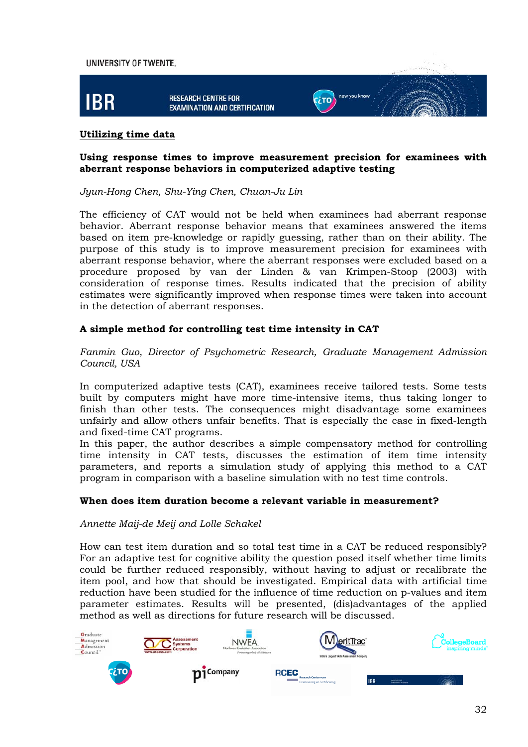## Utilizing time data

### Using response times to improve measurement precision for examinees with aberrant response behaviors in computerized adaptive testing

*Jyun-Hong Chen, Shu-Ying Chen, Chuan-Ju Lin*

The efficiency of CAT would not be held when examinees had aberrant response behavior. Aberrant response behavior means that examinees answered the items based on item pre-knowledge or rapidly guessing, rather than on their ability. The purpose of this study is to improve measurement precision for examinees with aberrant response behavior, where the aberrant responses were excluded based on a procedure proposed by van der Linden & van Krimpen-Stoop (2003) with consideration of response times. Results indicated that the precision of ability estimates were significantly improved when response times were taken into account in the detection of aberrant responses.

### A simple method for controlling test time intensity in CAT

*Fanmin Guo, Director of Psychometric Research, Graduate Management Admission Council, USA*

In computerized adaptive tests (CAT), examinees receive tailored tests. Some tests built by computers might have more time-intensive items, thus taking longer to finish than other tests. The consequences might disadvantage some examinees unfairly and allow others unfair benefits. That is especially the case in fixed-length and fixed-time CAT programs.

In this paper, the author describes a simple compensatory method for controlling time intensity in CAT tests, discusses the estimation of item time intensity parameters, and reports a simulation study of applying this method to a CAT program in comparison with a baseline simulation with no test time controls.

### When does item duration become a relevant variable in measurement?

*Annette Maij-de Meij and Lolle Schakel*

How can test item duration and so total test time in a CAT be reduced responsibly? For an adaptive test for cognitive ability the question posed itself whether time limits could be further reduced responsibly, without having to adjust or recalibrate the item pool, and how that should be investigated. Empirical data with artificial time reduction have been studied for the influence of time reduction on p-values and item parameter estimates. Results will be presented, (dis)advantages of the applied method as well as directions for future research will be discussed.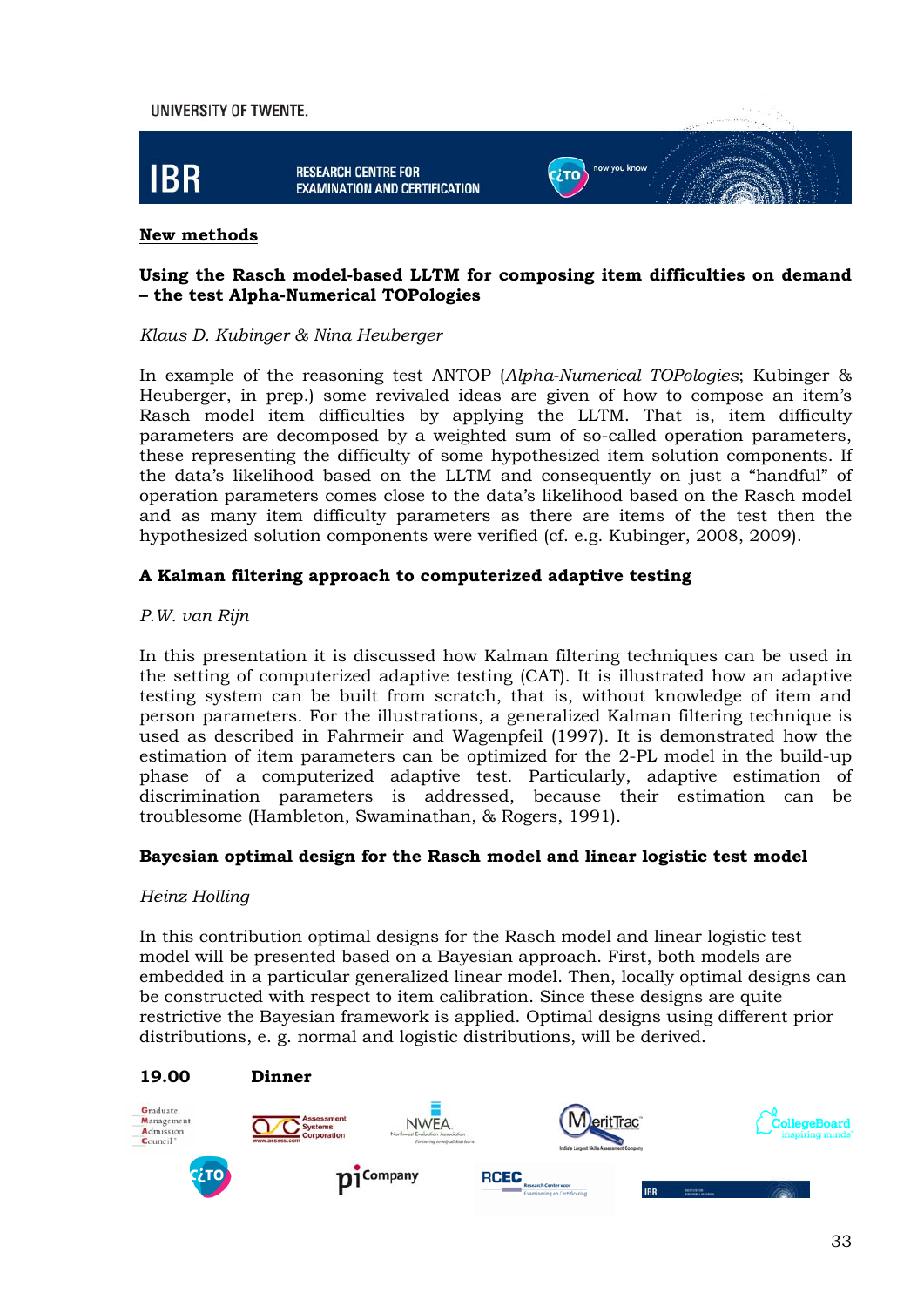## New methods

### Using the Rasch model-based LLTM for composing item difficulties on demand – the test Alpha-Numerical TOPologies

*Klaus D. Kubinger & Nina Heuberger*

In example of the reasoning test ANTOP (*Alpha-Numerical TOPologies*; Kubinger & Heuberger, in prep.) some revivaled ideas are given of how to compose an item's Rasch model item difficulties by applying the LLTM. That is, item difficulty parameters are decomposed by a weighted sum of so-called operation parameters, these representing the difficulty of some hypothesized item solution components. If the data's likelihood based on the LLTM and consequently on just a "handful" of operation parameters comes close to the data's likelihood based on the Rasch model and as many item difficulty parameters as there are items of the test then the hypothesized solution components were verified (cf. e.g. Kubinger, 2008, 2009).

### A Kalman filtering approach to computerized adaptive testing

*P.W. van Rijn*

In this presentation it is discussed how Kalman filtering techniques can be used in the setting of computerized adaptive testing (CAT). It is illustrated how an adaptive testing system can be built from scratch, that is, without knowledge of item and person parameters. For the illustrations, a generalized Kalman filtering technique is used as described in Fahrmeir and Wagenpfeil (1997). It is demonstrated how the estimation of item parameters can be optimized for the 2-PL model in the build-up phase of a computerized adaptive test. Particularly, adaptive estimation of discrimination parameters is addressed, because their estimation can be troublesome (Hambleton, Swaminathan, & Rogers, 1991).

### Bayesian optimal design for the Rasch model and linear logistic test model

*Heinz Holling*

In this contribution optimal designs for the Rasch model and linear logistic test model will be presented based on a Bayesian approach. First, both models are embedded in a particular generalized linear model. Then, locally optimal designs can be constructed with respect to item calibration. Since these designs are quite restrictive the Bayesian framework is applied. Optimal designs using different prior distributions, e. g. normal and logistic distributions, will be derived.

**19.00 Dinner**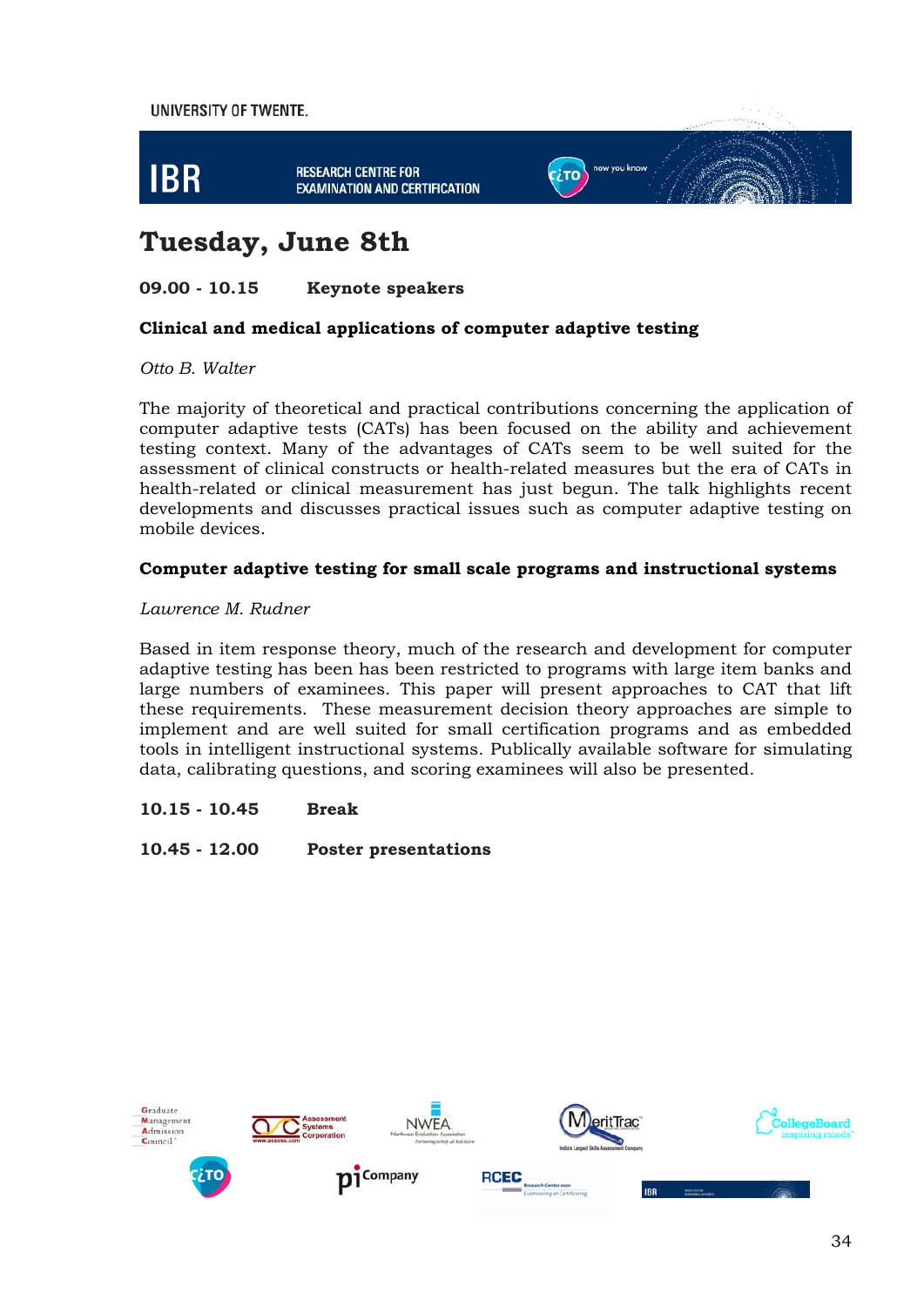# Tuesday, June 8th

**09.00 - 10.15 Keynote speakers**

**Clinical and medical applications of computer adaptive testing**

*Otto B. Walter*

The majority of theoretical and practical contributions concerning the application of computer adaptive tests (CATs) has been focused on the ability and achievement testing context. Many of the advantages of CATs seem to be well suited for the assessment of clinical constructs or health-related measures but the era of CATs in health-related or clinical measurement has just begun. The talk highlights recent developments and discusses practical issues such as computer adaptive testing on mobile devices.

**Computer adaptive testing for small scale programs and instructional systems**

*Lawrence M. Rudner*

Based in item response theory, much of the research and development for computer adaptive testing has been has been restricted to programs with large item banks and large numbers of examinees. This paper will present approaches to CAT that lift these requirements. These measurement decision theory approaches are simple to implement and are well suited for small certification programs and as embedded tools in intelligent instructional systems. Publically available software for simulating data, calibrating questions, and scoring examinees will also be presented.

**10.15 - 10.45 Break**

**10.45 - 12.00 Poster presentations**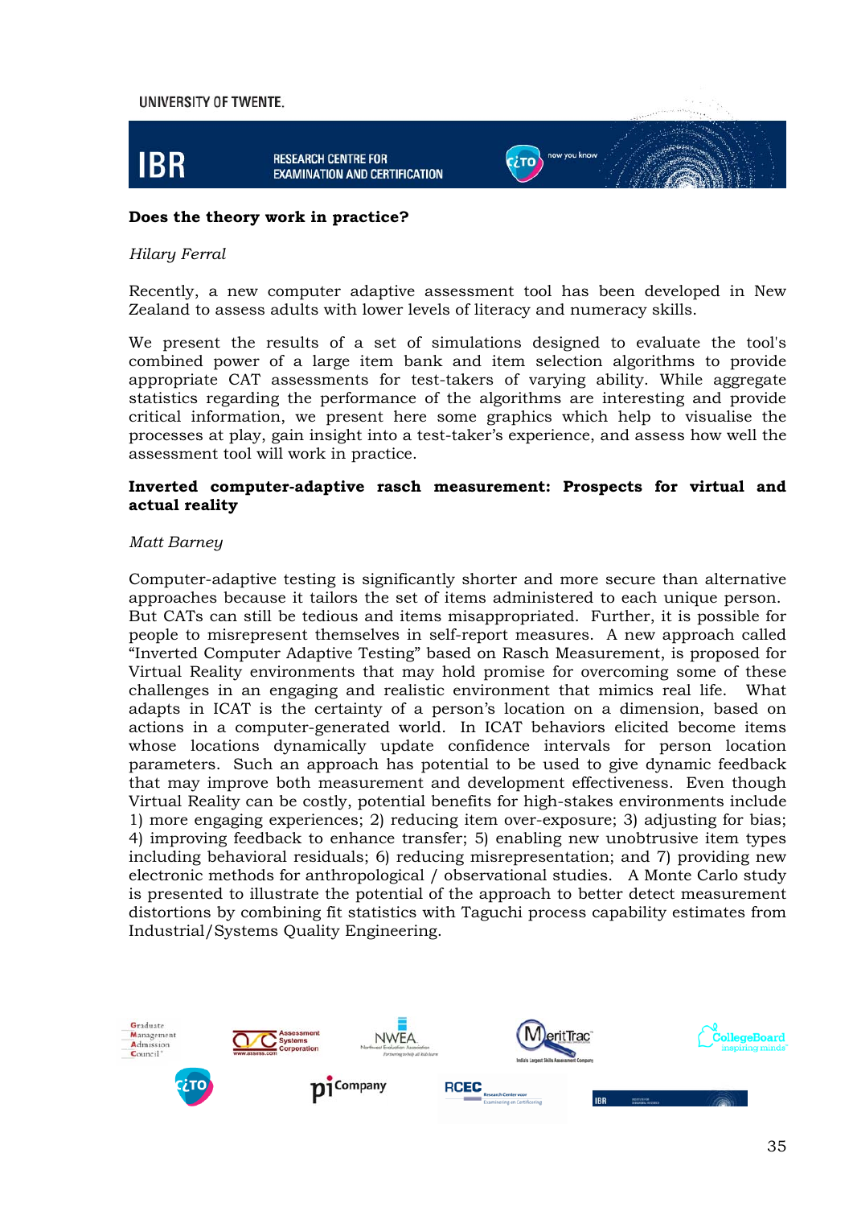## Does the theory work in practice?

*Hilary Ferral*

Recently, a new computer adaptive assessment tool has been developed in New Zealand to assess adults with lower levels of literacy and numeracy skills.

We present the results of a set of simulations designed to evaluate the tool's combined power of a large item bank and item selection algorithms to provide appropriate CAT assessments for test-takers of varying ability. While aggregate statistics regarding the performance of the algorithms are interesting and provide critical information, we present here some graphics which help to visualise the processes at play, gain insight into a test-taker's experience, and assess how well the assessment tool will work in practice.

## Inverted computer-adaptive rasch measurement: Prospects for virtual and actual reality

*Matt Barney*

Computer-adaptive testing is significantly shorter and more secure than alternative approaches because it tailors the set of items administered to each unique person. But CATs can still be tedious and items misappropriated. Further, it is possible for people to misrepresent themselves in self-report measures. A new approach called "Inverted Computer Adaptive Testing" based on Rasch Measurement, is proposed for Virtual Reality environments that may hold promise for overcoming some of these challenges in an engaging and realistic environment that mimics real life. What adapts in ICAT is the certainty of a person's location on a dimension, based on actions in a computer-generated world. In ICAT behaviors elicited become items whose locations dynamically update confidence intervals for person location parameters. Such an approach has potential to be used to give dynamic feedback that may improve both measurement and development effectiveness. Even though Virtual Reality can be costly, potential benefits for high-stakes environments include 1) more engaging experiences; 2) reducing item over-exposure; 3) adjusting for bias; 4) improving feedback to enhance transfer; 5) enabling new unobtrusive item types including behavioral residuals; 6) reducing misrepresentation; and 7) providing new electronic methods for anthropological / observational studies. A Monte Carlo study is presented to illustrate the potential of the approach to better detect measurement distortions by combining fit statistics with Taguchi process capability estimates from Industrial/Systems Quality Engineering.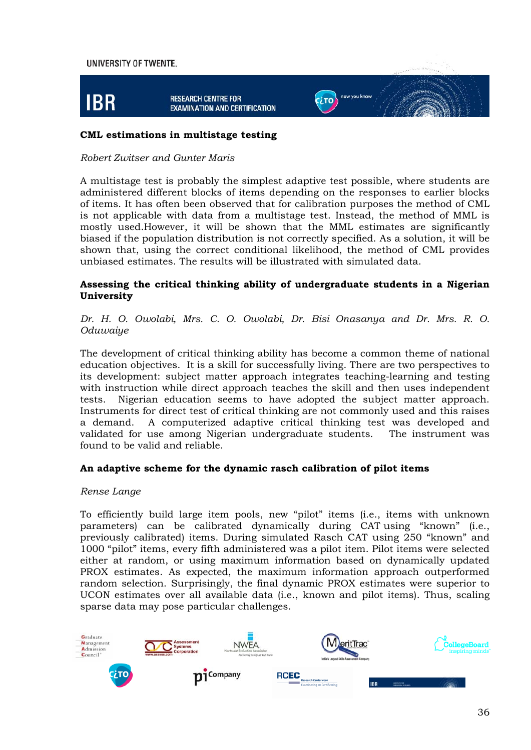### CML estimations in multistage testing

*Robert Zwitser and Gunter Maris*

A multistage test is probably the simplest adaptive test possible, where students are administered different blocks of items depending on the responses to earlier blocks of items. It has often been observed that for calibration purposes the method of CML is not applicable with data from a multistage test. Instead, the method of MML is mostly used.However, it will be shown that the MML estimates are significantly biased if the population distribution is not correctly specified. As a solution, it will be shown that, using the correct conditional likelihood, the method of CML provides unbiased estimates. The results will be illustrated with simulated data.

### Assessing the critical thinking ability of undergraduate students in a Nigerian University

*Dr. H. O. Owolabi, Mrs. C. O. Owolabi, Dr. Bisi Onasanya and Dr. Mrs. R. O. Oduwaiye*

The development of critical thinking ability has become a common theme of national education objectives. It is a skill for successfully living. There are two perspectives to its development: subject matter approach integrates teaching-learning and testing with instruction while direct approach teaches the skill and then uses independent tests. Nigerian education seems to have adopted the subject matter approach. Instruments for direct test of critical thinking are not commonly used and this raises a demand. A computerized adaptive critical thinking test was developed and validated for use among Nigerian undergraduate students. The instrument was found to be valid and reliable.

### An adaptive scheme for the dynamic rasch calibration of pilot items

*Rense Lange*

To efficiently build large item pools, new “pilot” items (i.e., items with unknown parameters) can be calibrated dynamically during CAT using “known” (i.e., previously calibrated) items. During simulated Rasch CAT using 250 “known” and 1000 “pilot” items, every fifth administered was a pilot item. Pilot items were selected either at random, or using maximum information based on dynamically updated PROX estimates. As expected, the maximum information approach outperformed random selection. Surprisingly, the final dynamic PROX estimates were superior to UCON estimates over all available data (i.e., known and pilot items). Thus, scaling sparse data may pose particular challenges.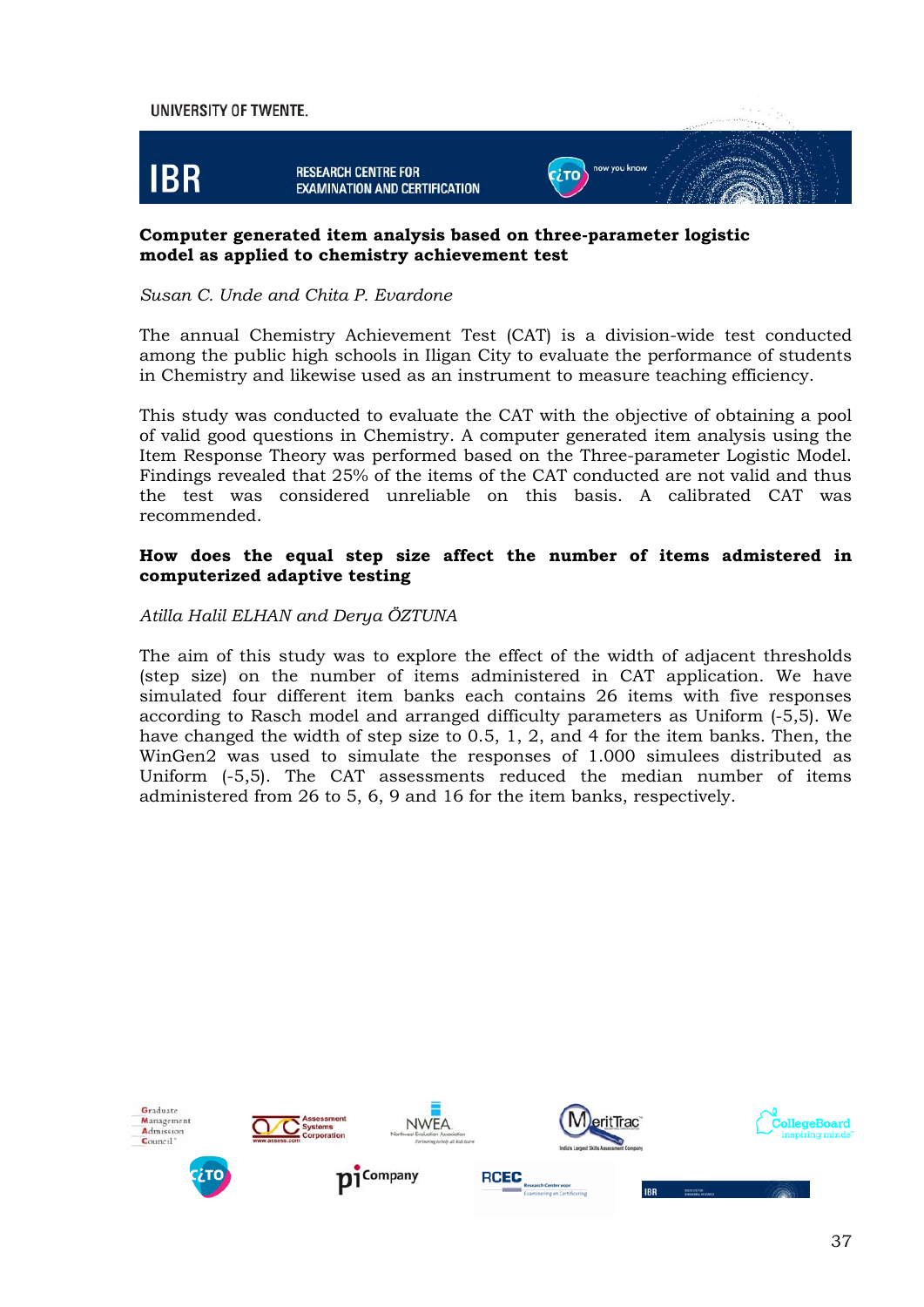**Computer generated item analysis based on three-parameter logistic model as applied to chemistry achievement test**

*Susan C. Unde and Chita P. Evardone*

The annual Chemistry Achievement Test (CAT) is a division-wide test conducted among the public high schools in Iligan City to evaluate the performance of students in Chemistry and likewise used as an instrument to measure teaching efficiency.

This study was conducted to evaluate the CAT with the objective of obtaining a pool of valid good questions in Chemistry. A computer generated item analysis using the Item Response Theory was performed based on the Three-parameter Logistic Model. Findings revealed that 25% of the items of the CAT conducted are not valid and thus the test was considered unreliable on this basis. A calibrated CAT was recommended.

**How does the equal step size affect the number of items admistered in computerized adaptive testing**

*Atilla Halil ELHAN and Derya ÖZTUNA*

The aim of this study was to explore the effect of the width of adjacent thresholds (step size) on the number of items administered in CAT application. We have simulated four different item banks each contains 26 items with five responses according to Rasch model and arranged difficulty parameters as Uniform (-5,5). We have changed the width of step size to 0.5, 1, 2, and 4 for the item banks. Then, the WinGen2 was used to simulate the responses of 1.000 simulees distributed as Uniform (-5,5). The CAT assessments reduced the median number of items administered from 26 to 5, 6, 9 and 16 for the item banks, respectively.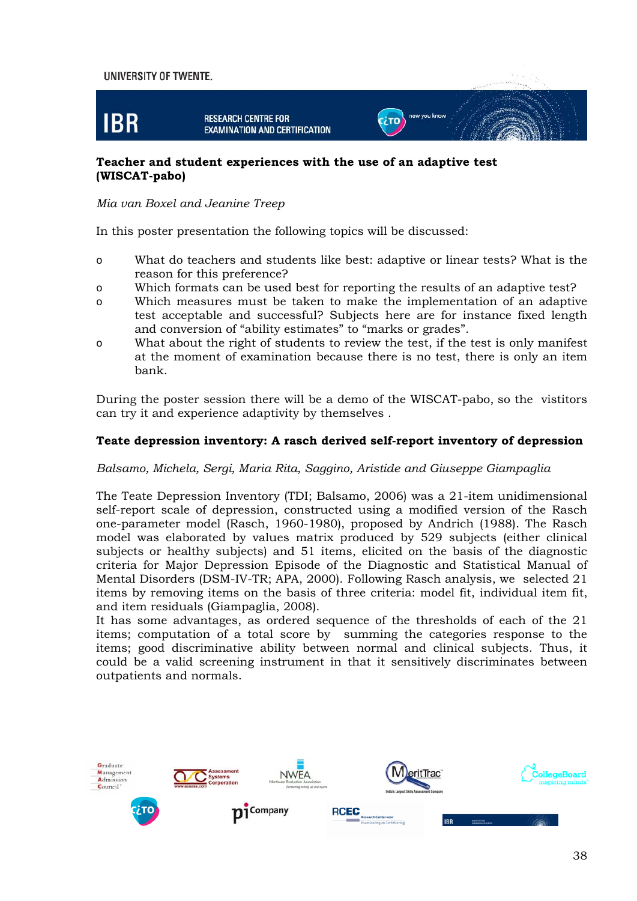**Teacher and student experiences with the use of an adaptive test (WISCAT-pabo)**

*Mia van Boxel and Jeanine Treep*

In this poster presentation the following topics will be discussed:

- What do teachers and students like best: adaptive or linear tests? What is the reason for this preference?
- Which formats can be used best for reporting the results of an adaptive test?
- Which measures must be taken to make the implementation of an adaptive test acceptable and successful? Subjects here are for instance fixed length and conversion of "ability estimates" to "marks or grades".
- What about the right of students to review the test, if the test is only manifest at the moment of examination because there is no test, there is only an item bank.

During the poster session there will be a demo of the WISCAT-pabo, so the vistitors can try it and experience adaptivity by themselves .

**Teate depression inventory: A rasch derived self-report inventory of depression**

*Balsamo, Michela, Sergi, Maria Rita, Saggino, Aristide and Giuseppe Giampaglia*

The Teate Depression Inventory (TDI; Balsamo, 2006) was a 21-item unidimensional self-report scale of depression, constructed using a modified version of the Rasch one-parameter model (Rasch, 1960-1980), proposed by Andrich (1988). The Rasch model was elaborated by values matrix produced by 529 subjects (either clinical subjects or healthy subjects) and 51 items, elicited on the basis of the diagnostic criteria for Major Depression Episode of the Diagnostic and Statistical Manual of Mental Disorders (DSM-IV-TR; APA, 2000). Following Rasch analysis, we selected 21 items by removing items on the basis of three criteria: model fit, individual item fit, and item residuals (Giampaglia, 2008).
It has some advantages, as ordered sequence of the thresholds of each of the 21 items; computation of a total score by summing the categories response to the items; good discriminative ability between normal and clinical subjects. Thus, it could be a valid screening instrument in that it sensitively discriminates between outpatients and normals.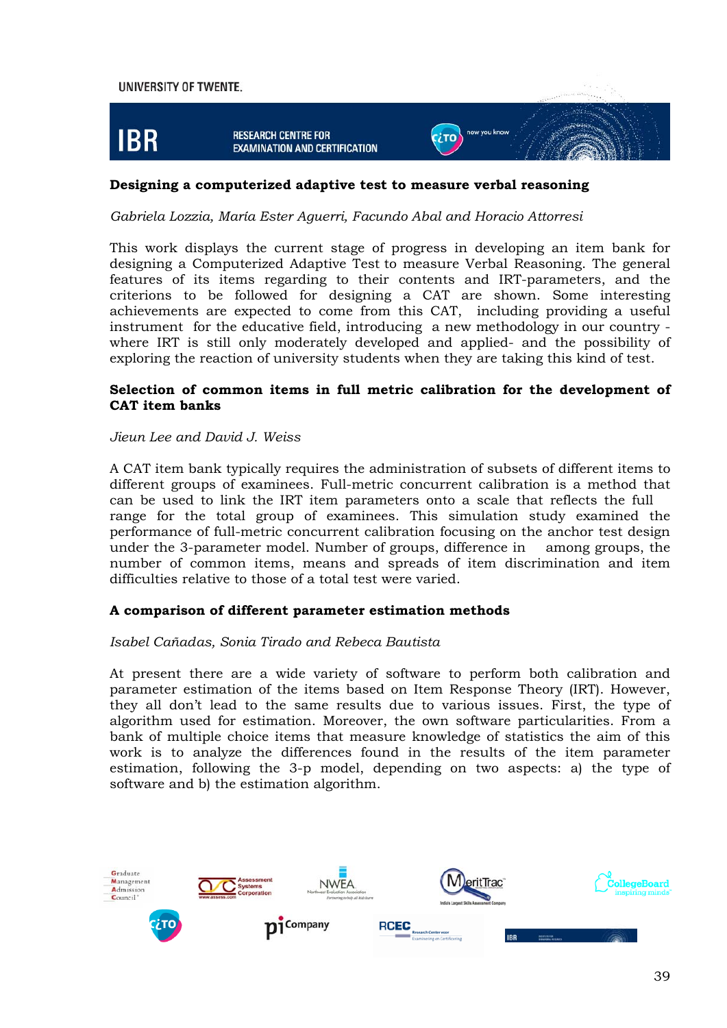### Designing a computerized adaptive test to measure verbal reasoning

*Gabriela Lozzia, María Ester Aguerri, Facundo Abal and Horacio Attorresi*

This work displays the current stage of progress in developing an item bank for designing a Computerized Adaptive Test to measure Verbal Reasoning. The general features of its items regarding to their contents and IRT-parameters, and the criterions to be followed for designing a CAT are shown. Some interesting achievements are expected to come from this CAT, including providing a useful instrument for the educative field, introducing a new methodology in our country - where IRT is still only moderately developed and applied- and the possibility of exploring the reaction of university students when they are taking this kind of test.

### Selection of common items in full metric calibration for the development of CAT item banks

*Jieun Lee and David J. Weiss*

A CAT item bank typically requires the administration of subsets of different items to different groups of examinees. Full-metric concurrent calibration is a method that can be used to link the IRT item parameters onto a scale that reflects the full range for the total group of examinees. This simulation study examined the performance of full-metric concurrent calibration focusing on the anchor test design under the 3-parameter model. Number of groups, difference in among groups, the number of common items, means and spreads of item discrimination and item difficulties relative to those of a total test were varied.

### A comparison of different parameter estimation methods

*Isabel Cañadas, Sonia Tirado and Rebeca Bautista*

At present there are a wide variety of software to perform both calibration and parameter estimation of the items based on Item Response Theory (IRT). However, they all don't lead to the same results due to various issues. First, the type of algorithm used for estimation. Moreover, the own software particularities. From a bank of multiple choice items that measure knowledge of statistics the aim of this work is to analyze the differences found in the results of the item parameter estimation, following the 3-p model, depending on two aspects: a) the type of software and b) the estimation algorithm.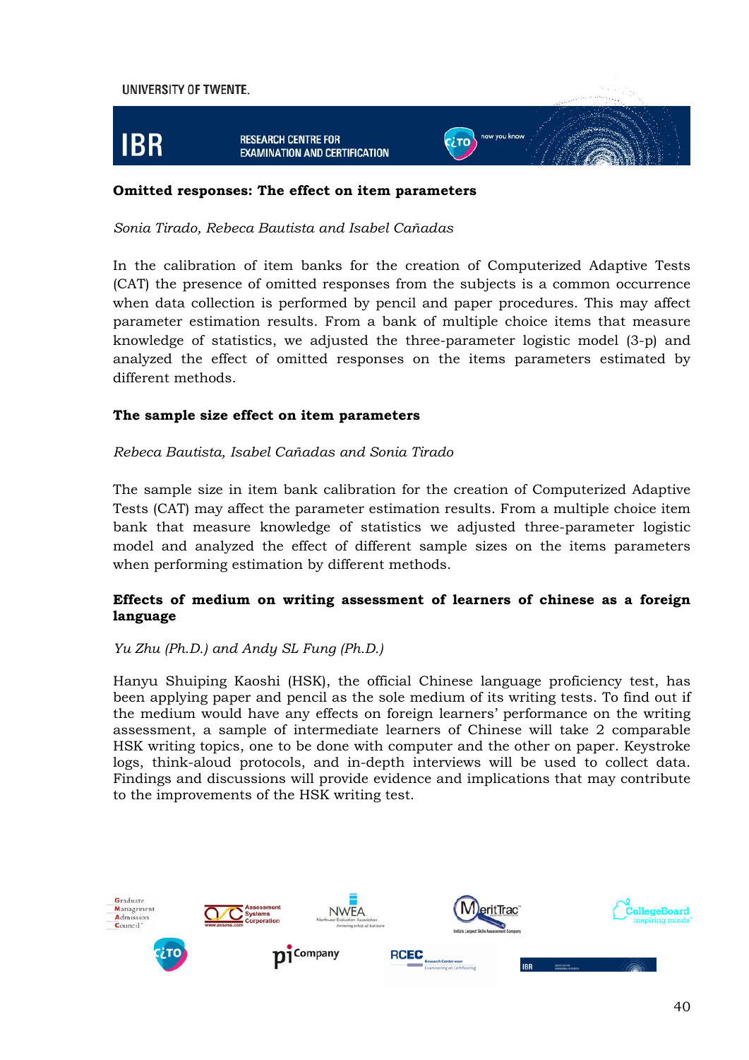## Omitted responses: The effect on item parameters

*Sonia Tirado, Rebeca Bautista and Isabel Cañadas*

In the calibration of item banks for the creation of Computerized Adaptive Tests (CAT) the presence of omitted responses from the subjects is a common occurrence when data collection is performed by pencil and paper procedures. This may affect parameter estimation results. From a bank of multiple choice items that measure knowledge of statistics, we adjusted the three-parameter logistic model (3-p) and analyzed the effect of omitted responses on the items parameters estimated by different methods.

## The sample size effect on item parameters

*Rebeca Bautista, Isabel Cañadas and Sonia Tirado*

The sample size in item bank calibration for the creation of Computerized Adaptive Tests (CAT) may affect the parameter estimation results. From a multiple choice item bank that measure knowledge of statistics we adjusted three-parameter logistic model and analyzed the effect of different sample sizes on the items parameters when performing estimation by different methods.

## Effects of medium on writing assessment of learners of chinese as a foreign language

*Yu Zhu (Ph.D.) and Andy SL Fung (Ph.D.)*

Hanyu Shuiping Kaoshi (HSK), the official Chinese language proficiency test, has been applying paper and pencil as the sole medium of its writing tests. To find out if the medium would have any effects on foreign learners' performance on the writing assessment, a sample of intermediate learners of Chinese will take 2 comparable HSK writing topics, one to be done with computer and the other on paper. Keystroke logs, think-aloud protocols, and in-depth interviews will be used to collect data. Findings and discussions will provide evidence and implications that may contribute to the improvements of the HSK writing test.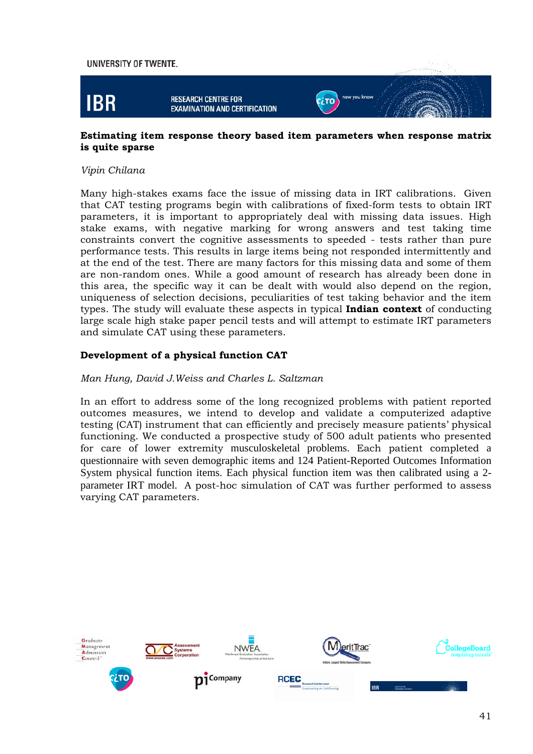### Estimating item response theory based item parameters when response matrix is quite sparse

*Vipin Chilana*

Many high-stakes exams face the issue of missing data in IRT calibrations. Given that CAT testing programs begin with calibrations of fixed-form tests to obtain IRT parameters, it is important to appropriately deal with missing data issues. High stake exams, with negative marking for wrong answers and test taking time constraints convert the cognitive assessments to speeded - tests rather than pure performance tests. This results in large items being not responded intermittently and at the end of the test. There are many factors for this missing data and some of them are non-random ones. While a good amount of research has already been done in this area, the specific way it can be dealt with would also depend on the region, uniqueness of selection decisions, peculiarities of test taking behavior and the item types. The study will evaluate these aspects in typical **Indian context** of conducting large scale high stake paper pencil tests and will attempt to estimate IRT parameters and simulate CAT using these parameters.

### Development of a physical function CAT

*Man Hung, David J.Weiss and Charles L. Saltzman*

In an effort to address some of the long recognized problems with patient reported outcomes measures, we intend to develop and validate a computerized adaptive testing (CAT) instrument that can efficiently and precisely measure patients' physical functioning. We conducted a prospective study of 500 adult patients who presented for care of lower extremity musculoskeletal problems. Each patient completed a questionnaire with seven demographic items and 124 Patient-Reported Outcomes Information System physical function items. Each physical function item was then calibrated using a 2-parameter IRT model. A post-hoc simulation of CAT was further performed to assess varying CAT parameters.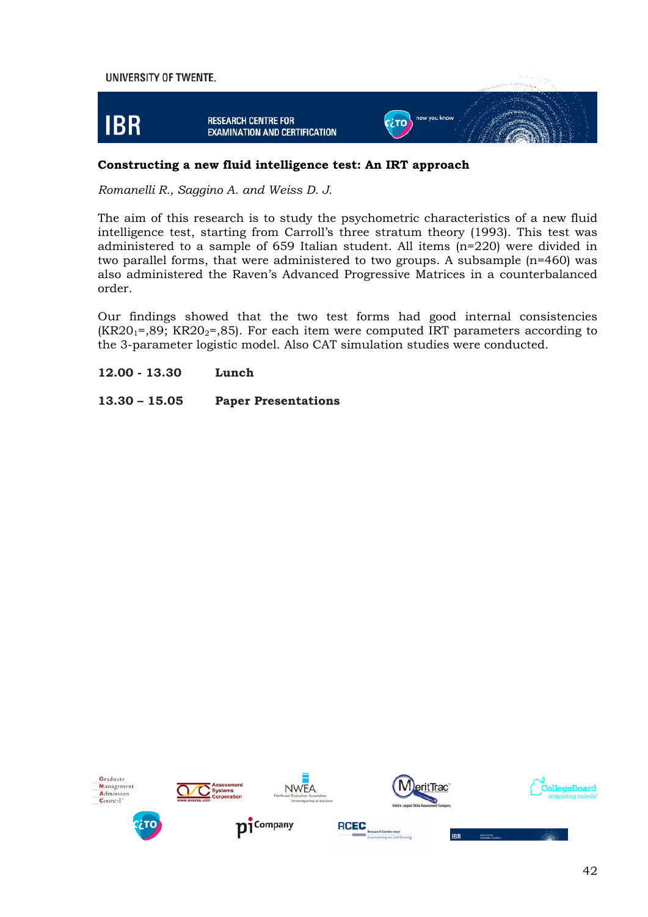**Constructing a new fluid intelligence test: An IRT approach**

*Romanelli R., Saggino A. and Weiss D. J.*

The aim of this research is to study the psychometric characteristics of a new fluid intelligence test, starting from Carroll's three stratum theory (1993). This test was administered to a sample of 659 Italian student. All items (n=220) were divided in two parallel forms, that were administered to two groups. A subsample (n=460) was also administered the Raven's Advanced Progressive Matrices in a counterbalanced order.

Our findings showed that the two test forms had good internal consistencies ($KR20_1$=,89; $KR20_2$=,85). For each item were computed IRT parameters according to the 3-parameter logistic model. Also CAT simulation studies were conducted.

**12.00 - 13.30** **Lunch**

**13.30 – 15.05** **Paper Presentations**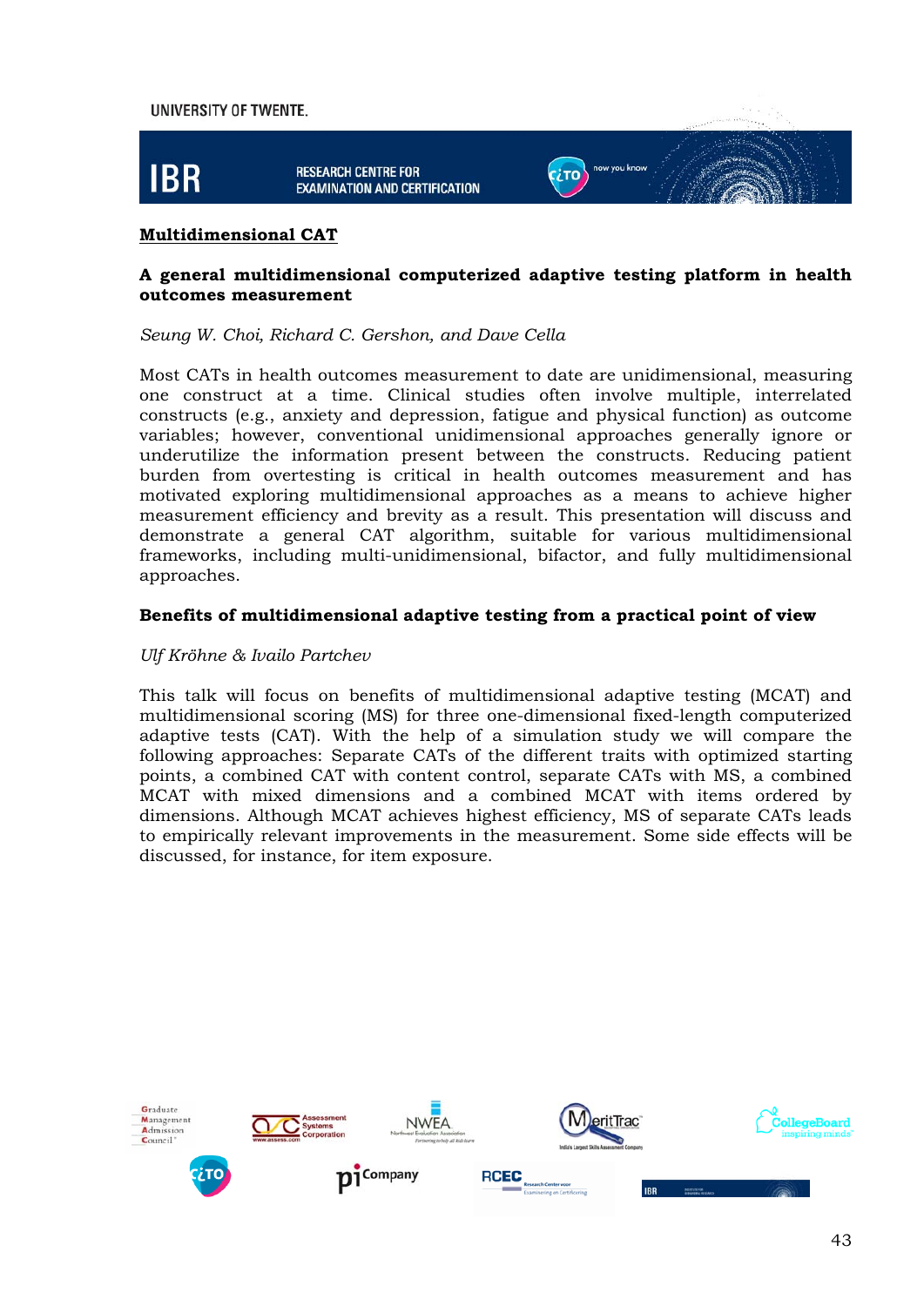## Multidimensional CAT

### A general multidimensional computerized adaptive testing platform in health outcomes measurement

*Seung W. Choi, Richard C. Gershon, and Dave Cella*

Most CATs in health outcomes measurement to date are unidimensional, measuring one construct at a time. Clinical studies often involve multiple, interrelated constructs (e.g., anxiety and depression, fatigue and physical function) as outcome variables; however, conventional unidimensional approaches generally ignore or underutilize the information present between the constructs. Reducing patient burden from overtesting is critical in health outcomes measurement and has motivated exploring multidimensional approaches as a means to achieve higher measurement efficiency and brevity as a result. This presentation will discuss and demonstrate a general CAT algorithm, suitable for various multidimensional frameworks, including multi-unidimensional, bifactor, and fully multidimensional approaches.

### Benefits of multidimensional adaptive testing from a practical point of view

*Ulf Kröhne & Ivailo Partchev*

This talk will focus on benefits of multidimensional adaptive testing (MCAT) and multidimensional scoring (MS) for three one-dimensional fixed-length computerized adaptive tests (CAT). With the help of a simulation study we will compare the following approaches: Separate CATs of the different traits with optimized starting points, a combined CAT with content control, separate CATs with MS, a combined MCAT with mixed dimensions and a combined MCAT with items ordered by dimensions. Although MCAT achieves highest efficiency, MS of separate CATs leads to empirically relevant improvements in the measurement. Some side effects will be discussed, for instance, for item exposure.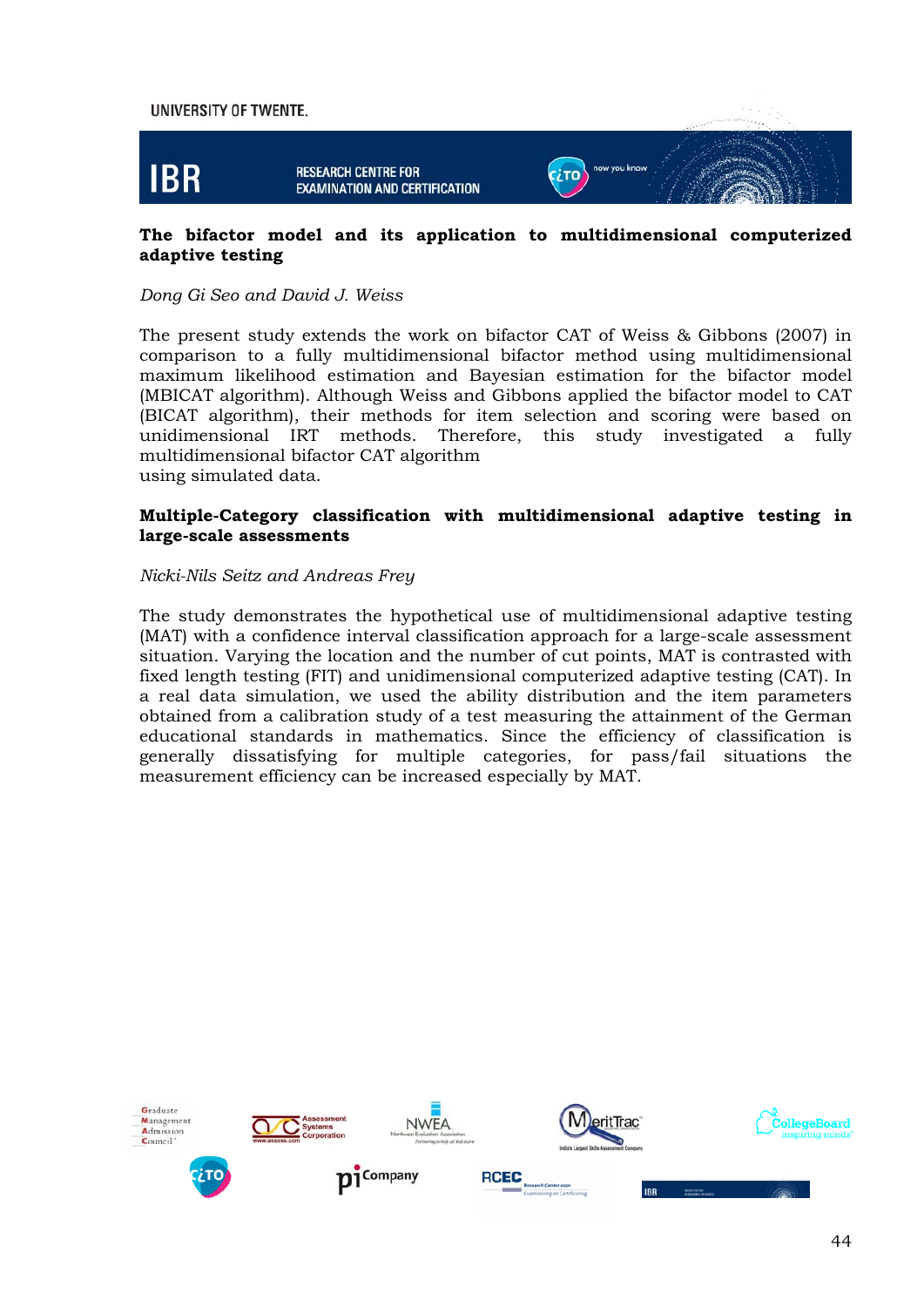## The bifactor model and its application to multidimensional computerized adaptive testing

*Dong Gi Seo and David J. Weiss*

The present study extends the work on bifactor CAT of Weiss & Gibbons (2007) in comparison to a fully multidimensional bifactor method using multidimensional maximum likelihood estimation and Bayesian estimation for the bifactor model (MBICAT algorithm). Although Weiss and Gibbons applied the bifactor model to CAT (BICAT algorithm), their methods for item selection and scoring were based on unidimensional IRT methods. Therefore, this study investigated a fully multidimensional bifactor CAT algorithm using simulated data.

## Multiple-Category classification with multidimensional adaptive testing in large-scale assessments

*Nicki-Nils Seitz and Andreas Frey*

The study demonstrates the hypothetical use of multidimensional adaptive testing (MAT) with a confidence interval classification approach for a large-scale assessment situation. Varying the location and the number of cut points, MAT is contrasted with fixed length testing (FIT) and unidimensional computerized adaptive testing (CAT). In a real data simulation, we used the ability distribution and the item parameters obtained from a calibration study of a test measuring the attainment of the German educational standards in mathematics. Since the efficiency of classification is generally dissatisfying for multiple categories, for pass/fail situations the measurement efficiency can be increased especially by MAT.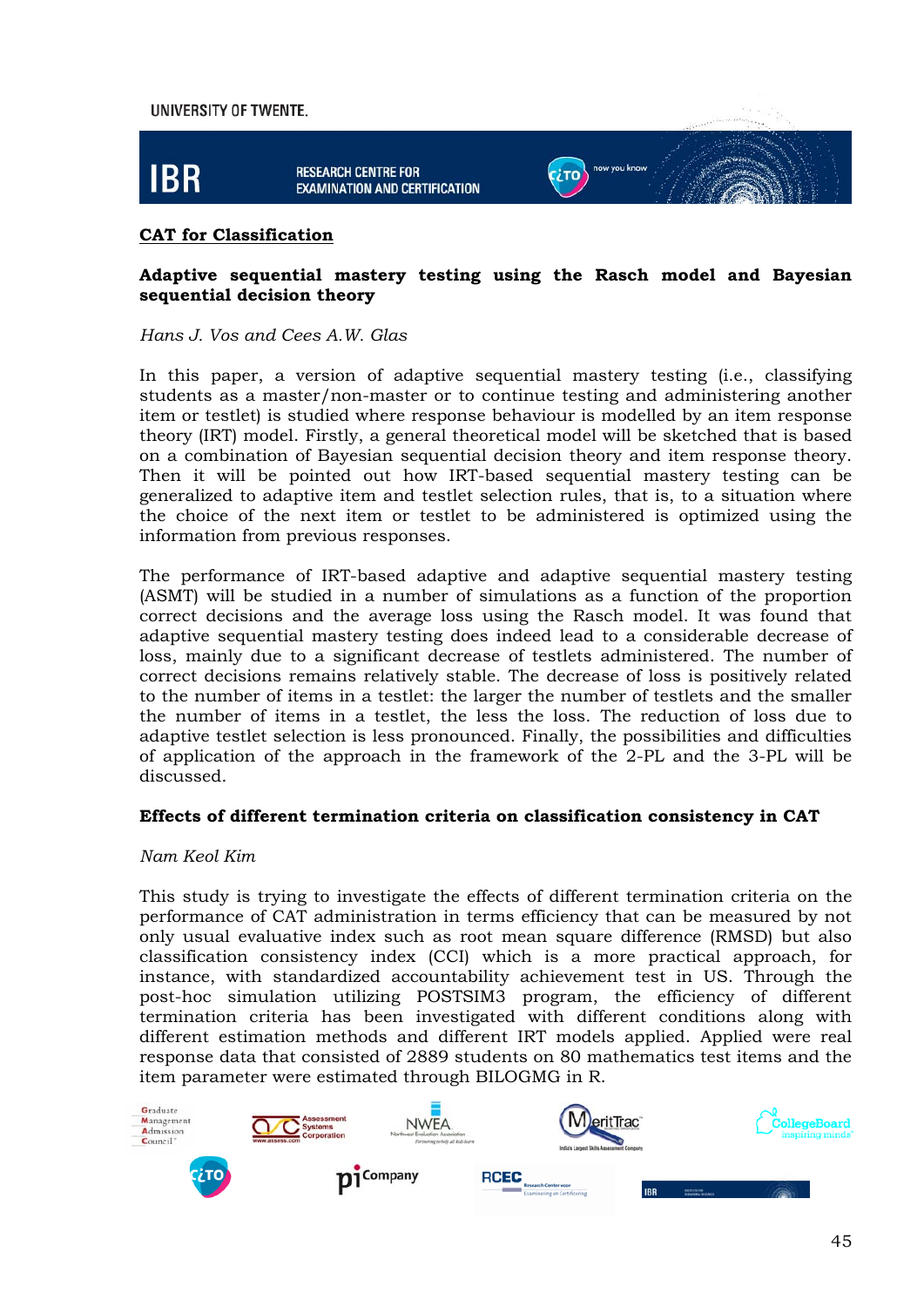## CAT for Classification

**Adaptive sequential mastery testing using the Rasch model and Bayesian sequential decision theory**

*Hans J. Vos and Cees A.W. Glas*

In this paper, a version of adaptive sequential mastery testing (i.e., classifying students as a master/non-master or to continue testing and administering another item or testlet) is studied where response behaviour is modelled by an item response theory (IRT) model. Firstly, a general theoretical model will be sketched that is based on a combination of Bayesian sequential decision theory and item response theory. Then it will be pointed out how IRT-based sequential mastery testing can be generalized to adaptive item and testlet selection rules, that is, to a situation where the choice of the next item or testlet to be administered is optimized using the information from previous responses.

The performance of IRT-based adaptive and adaptive sequential mastery testing (ASMT) will be studied in a number of simulations as a function of the proportion correct decisions and the average loss using the Rasch model. It was found that adaptive sequential mastery testing does indeed lead to a considerable decrease of loss, mainly due to a significant decrease of testlets administered. The number of correct decisions remains relatively stable. The decrease of loss is positively related to the number of items in a testlet: the larger the number of testlets and the smaller the number of items in a testlet, the less the loss. The reduction of loss due to adaptive testlet selection is less pronounced. Finally, the possibilities and difficulties of application of the approach in the framework of the 2-PL and the 3-PL will be discussed.

**Effects of different termination criteria on classification consistency in CAT**

*Nam Keol Kim*

This study is trying to investigate the effects of different termination criteria on the performance of CAT administration in terms efficiency that can be measured by not only usual evaluative index such as root mean square difference (RMSD) but also classification consistency index (CCI) which is a more practical approach, for instance, with standardized accountability achievement test in US. Through the post-hoc simulation utilizing POSTSIM3 program, the efficiency of different termination criteria has been investigated with different conditions along with different estimation methods and different IRT models applied. Applied were real response data that consisted of 2889 students on 80 mathematics test items and the item parameter were estimated through BILOGMG in R.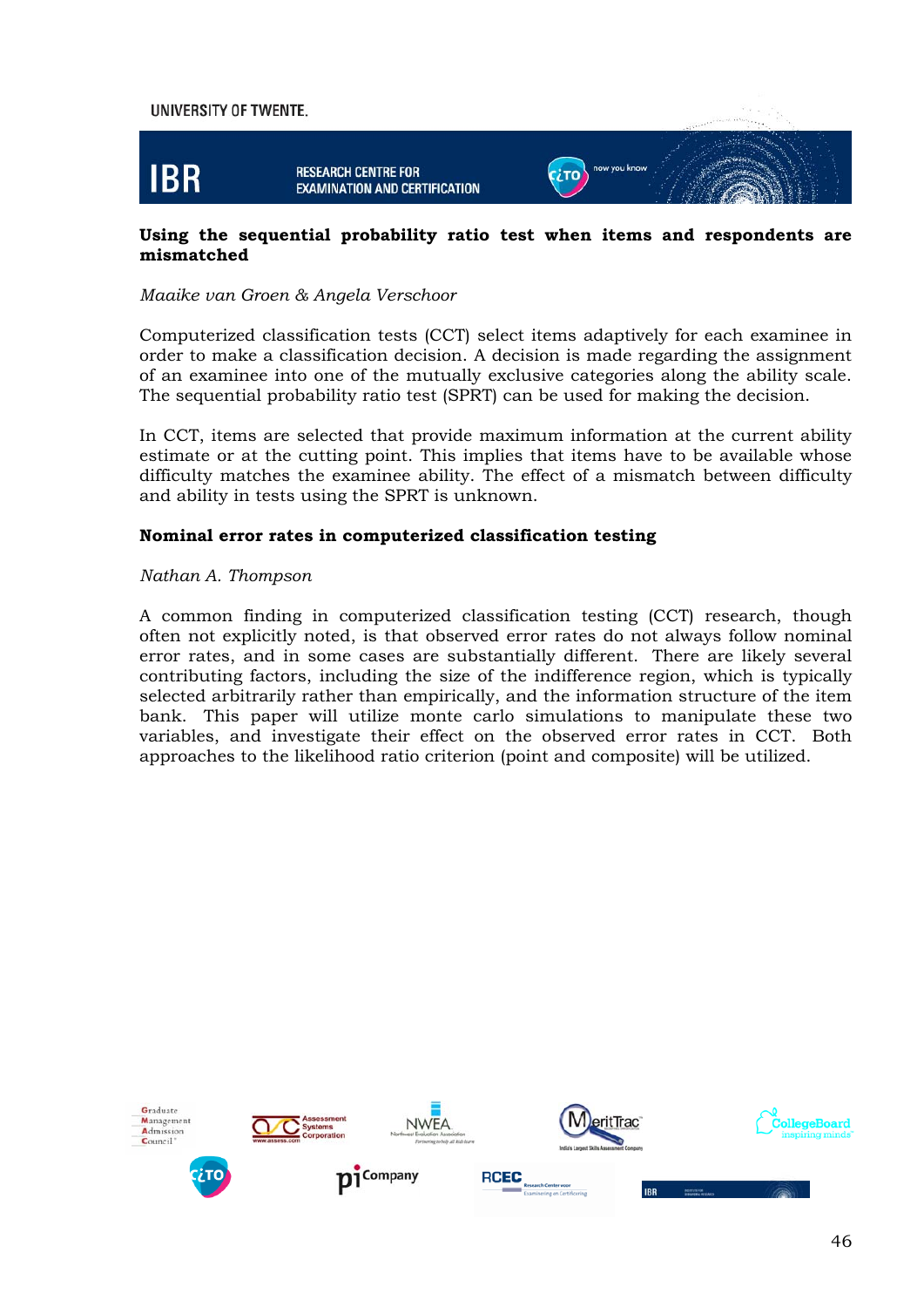## Using the sequential probability ratio test when items and respondents are mismatched

*Maaike van Groen & Angela Verschoor*

Computerized classification tests (CCT) select items adaptively for each examinee in order to make a classification decision. A decision is made regarding the assignment of an examinee into one of the mutually exclusive categories along the ability scale. The sequential probability ratio test (SPRT) can be used for making the decision.

In CCT, items are selected that provide maximum information at the current ability estimate or at the cutting point. This implies that items have to be available whose difficulty matches the examinee ability. The effect of a mismatch between difficulty and ability in tests using the SPRT is unknown.

## Nominal error rates in computerized classification testing

*Nathan A. Thompson*

A common finding in computerized classification testing (CCT) research, though often not explicitly noted, is that observed error rates do not always follow nominal error rates, and in some cases are substantially different. There are likely several contributing factors, including the size of the indifference region, which is typically selected arbitrarily rather than empirically, and the information structure of the item bank. This paper will utilize monte carlo simulations to manipulate these two variables, and investigate their effect on the observed error rates in CCT. Both approaches to the likelihood ratio criterion (point and composite) will be utilized.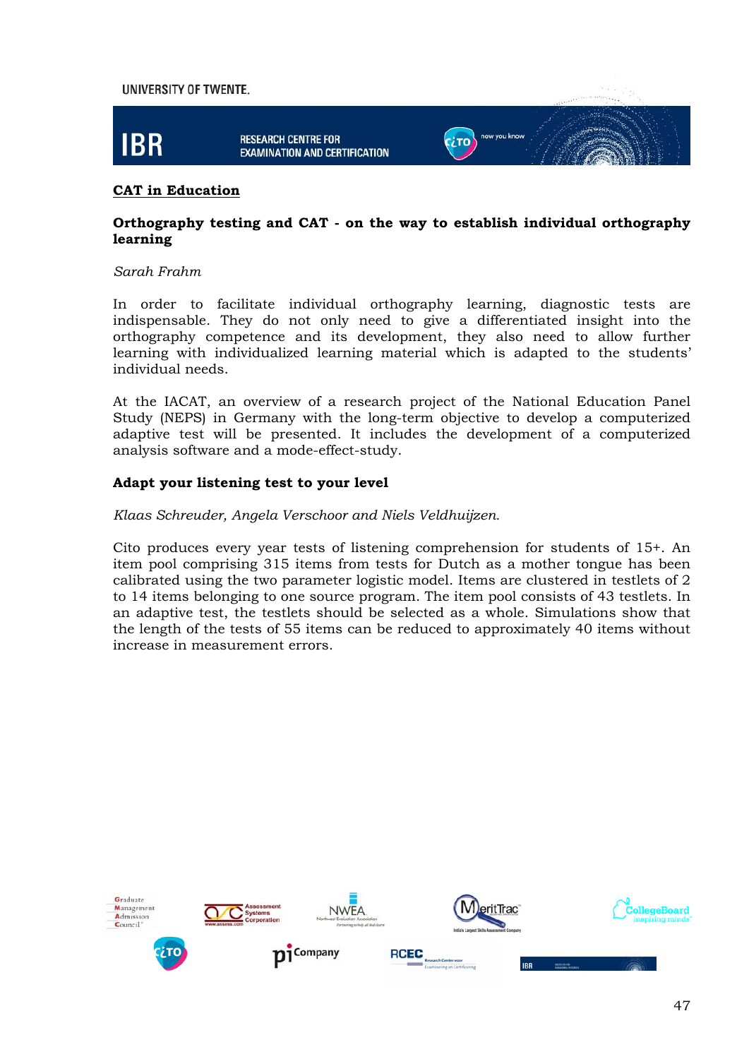**CAT in Education**

**Orthography testing and CAT - on the way to establish individual orthography learning**

*Sarah Frahm*

In order to facilitate individual orthography learning, diagnostic tests are indispensable. They do not only need to give a differentiated insight into the orthography competence and its development, they also need to allow further learning with individualized learning material which is adapted to the students' individual needs.

At the IACAT, an overview of a research project of the National Education Panel Study (NEPS) in Germany with the long-term objective to develop a computerized adaptive test will be presented. It includes the development of a computerized analysis software and a mode-effect-study.

**Adapt your listening test to your level**

*Klaas Schreuder, Angela Verschoor and Niels Veldhuijzen.*

Cito produces every year tests of listening comprehension for students of 15+. An item pool comprising 315 items from tests for Dutch as a mother tongue has been calibrated using the two parameter logistic model. Items are clustered in testlets of 2 to 14 items belonging to one source program. The item pool consists of 43 testlets. In an adaptive test, the testlets should be selected as a whole. Simulations show that the length of the tests of 55 items can be reduced to approximately 40 items without increase in measurement errors.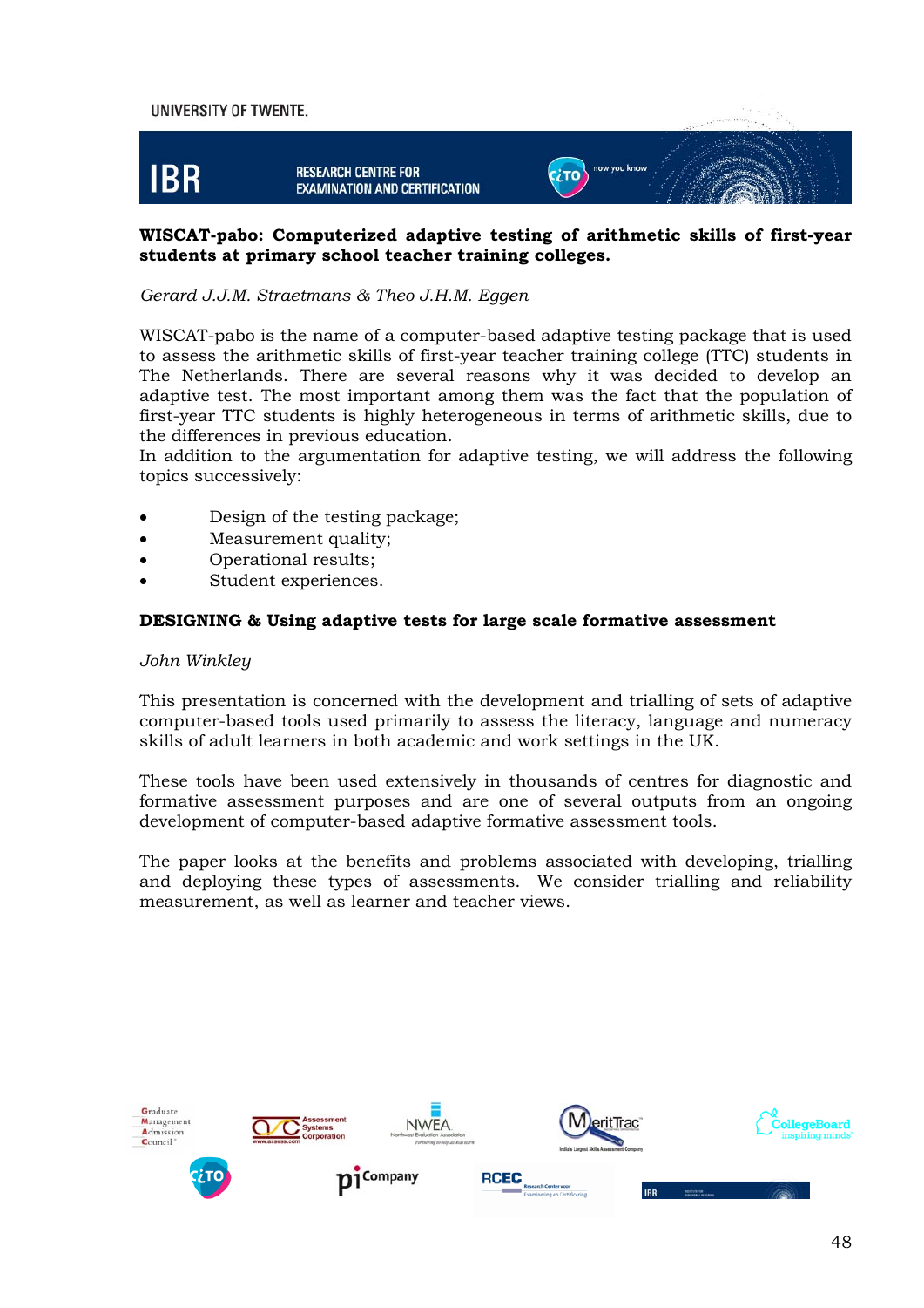**WISCAT-pabo: Computerized adaptive testing of arithmetic skills of first-year students at primary school teacher training colleges.**

*Gerard J.J.M. Straetmans & Theo J.H.M. Eggen*

WISCAT-pabo is the name of a computer-based adaptive testing package that is used to assess the arithmetic skills of first-year teacher training college (TTC) students in The Netherlands. There are several reasons why it was decided to develop an adaptive test. The most important among them was the fact that the population of first-year TTC students is highly heterogeneous in terms of arithmetic skills, due to the differences in previous education.
In addition to the argumentation for adaptive testing, we will address the following topics successively:

- Design of the testing package;
- Measurement quality;
- Operational results;
- Student experiences.

**DESIGNING & Using adaptive tests for large scale formative assessment**

*John Winkley*

This presentation is concerned with the development and trialling of sets of adaptive computer-based tools used primarily to assess the literacy, language and numeracy skills of adult learners in both academic and work settings in the UK.

These tools have been used extensively in thousands of centres for diagnostic and formative assessment purposes and are one of several outputs from an ongoing development of computer-based adaptive formative assessment tools.

The paper looks at the benefits and problems associated with developing, trialling and deploying these types of assessments. We consider trialling and reliability measurement, as well as learner and teacher views.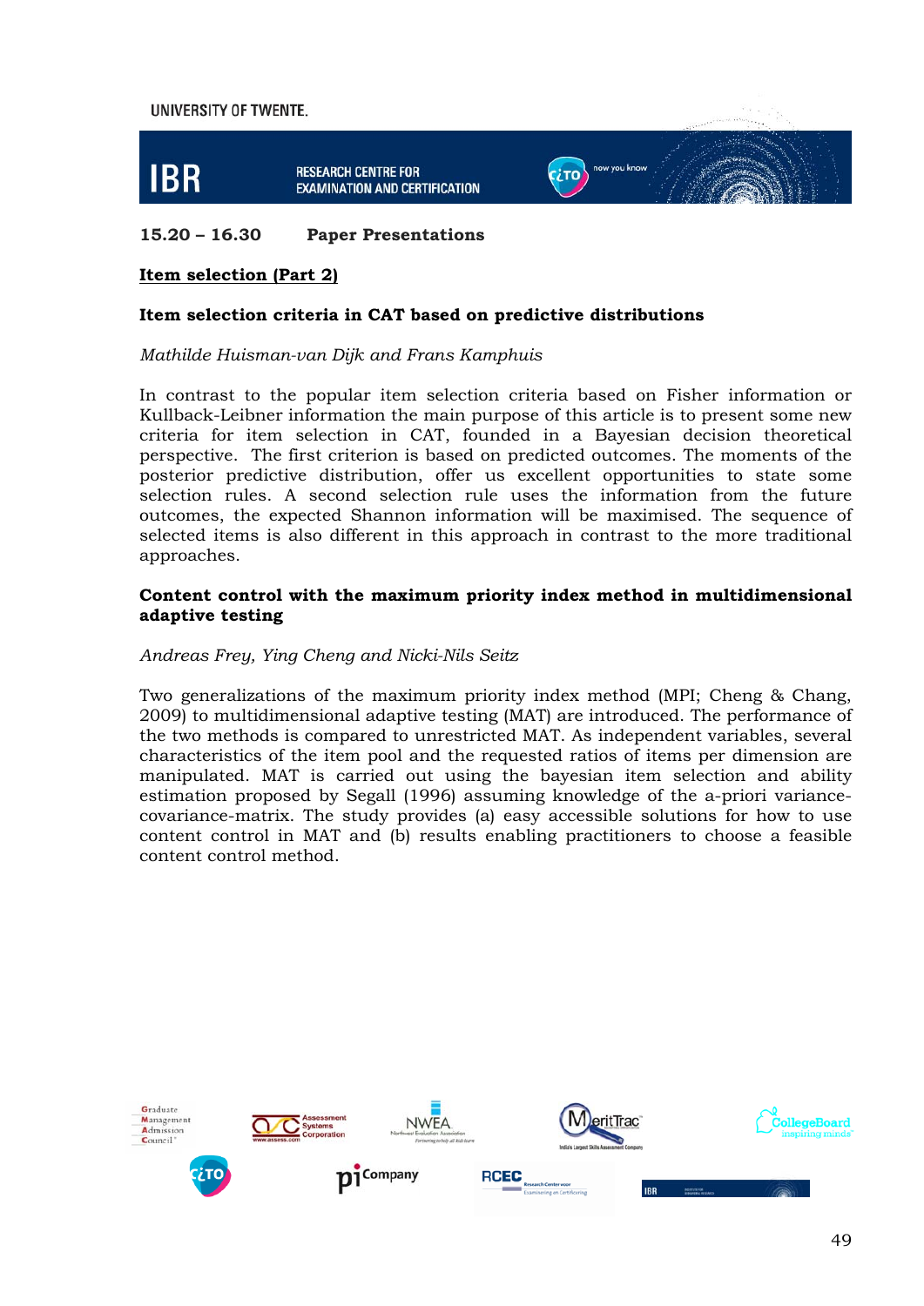**15.20 – 16.30 Paper Presentations**

**Item selection (Part 2)**

**Item selection criteria in CAT based on predictive distributions**

*Mathilde Huisman-van Dijk and Frans Kamphuis*

In contrast to the popular item selection criteria based on Fisher information or Kullback-Leibner information the main purpose of this article is to present some new criteria for item selection in CAT, founded in a Bayesian decision theoretical perspective. The first criterion is based on predicted outcomes. The moments of the posterior predictive distribution, offer us excellent opportunities to state some selection rules. A second selection rule uses the information from the future outcomes, the expected Shannon information will be maximised. The sequence of selected items is also different in this approach in contrast to the more traditional approaches.

**Content control with the maximum priority index method in multidimensional adaptive testing**

*Andreas Frey, Ying Cheng and Nicki-Nils Seitz*

Two generalizations of the maximum priority index method (MPI; Cheng & Chang, 2009) to multidimensional adaptive testing (MAT) are introduced. The performance of the two methods is compared to unrestricted MAT. As independent variables, several characteristics of the item pool and the requested ratios of items per dimension are manipulated. MAT is carried out using the bayesian item selection and ability estimation proposed by Segall (1996) assuming knowledge of the a-priori variance-covariance-matrix. The study provides (a) easy accessible solutions for how to use content control in MAT and (b) results enabling practitioners to choose a feasible content control method.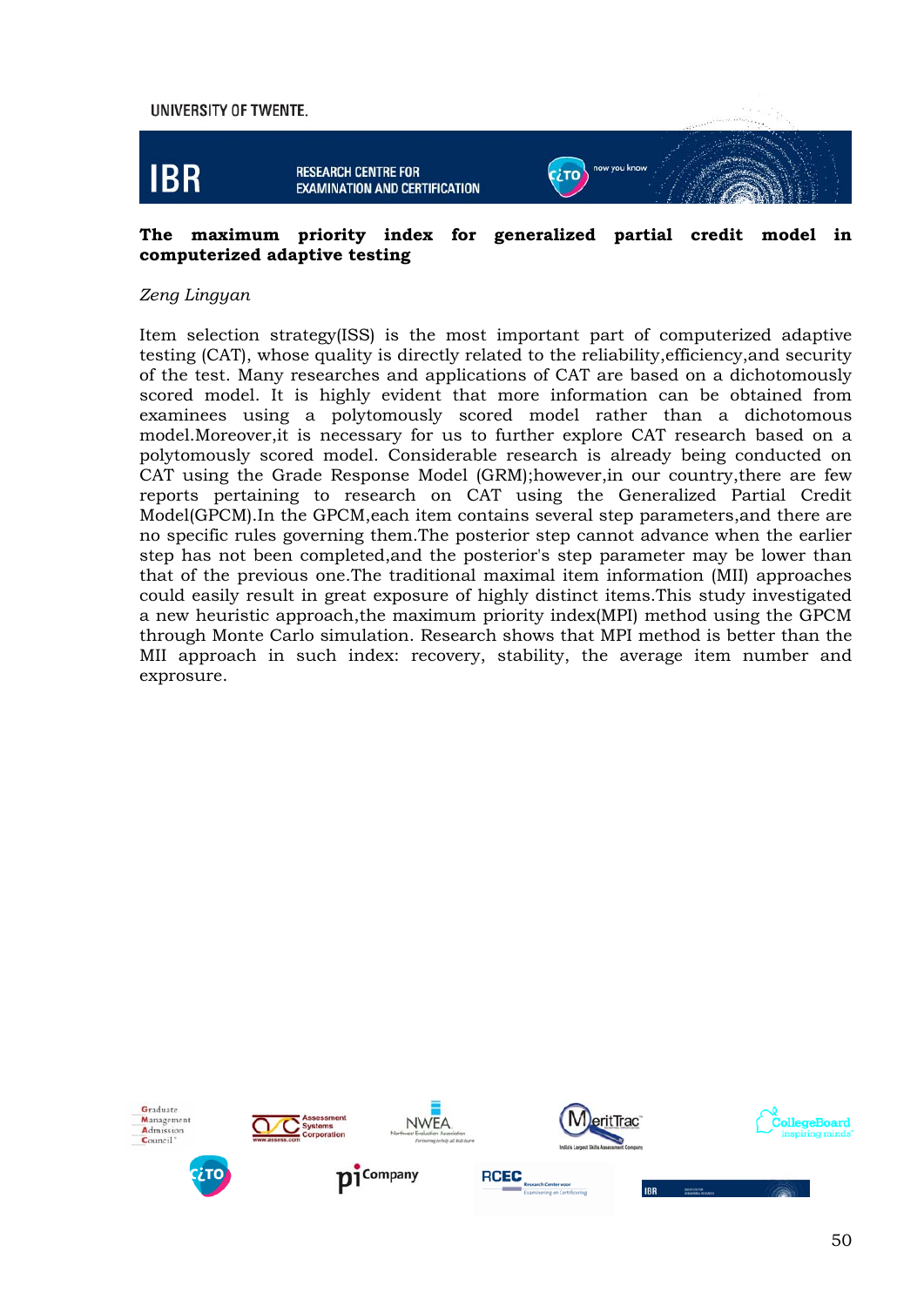## The maximum priority index for generalized partial credit model in computerized adaptive testing

*Zeng Lingyan*

Item selection strategy(ISS) is the most important part of computerized adaptive testing (CAT), whose quality is directly related to the reliability,efficiency,and security of the test. Many researches and applications of CAT are based on a dichotomously scored model. It is highly evident that more information can be obtained from examinees using a polytomously scored model rather than a dichotomous model.Moreover,it is necessary for us to further explore CAT research based on a polytomously scored model. Considerable research is already being conducted on CAT using the Grade Response Model (GRM);however,in our country,there are few reports pertaining to research on CAT using the Generalized Partial Credit Model(GPCM).In the GPCM,each item contains several step parameters,and there are no specific rules governing them.The posterior step cannot advance when the earlier step has not been completed,and the posterior's step parameter may be lower than that of the previous one.The traditional maximal item information (MII) approaches could easily result in great exposure of highly distinct items.This study investigated a new heuristic approach,the maximum priority index(MPI) method using the GPCM through Monte Carlo simulation. Research shows that MPI method is better than the MII approach in such index: recovery, stability, the average item number and exprosure.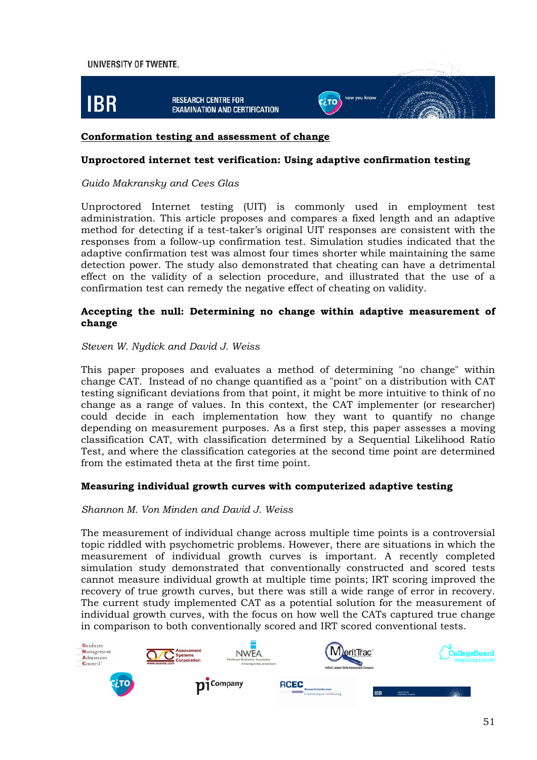## Conformation testing and assessment of change

### Unproctored internet test verification: Using adaptive confirmation testing

*Guido Makransky and Cees Glas*

Unproctored Internet testing (UIT) is commonly used in employment test administration. This article proposes and compares a fixed length and an adaptive method for detecting if a test-taker's original UIT responses are consistent with the responses from a follow-up confirmation test. Simulation studies indicated that the adaptive confirmation test was almost four times shorter while maintaining the same detection power. The study also demonstrated that cheating can have a detrimental effect on the validity of a selection procedure, and illustrated that the use of a confirmation test can remedy the negative effect of cheating on validity.

### Accepting the null: Determining no change within adaptive measurement of change

*Steven W. Nydick and David J. Weiss*

This paper proposes and evaluates a method of determining "no change" within change CAT. Instead of no change quantified as a "point" on a distribution with CAT testing significant deviations from that point, it might be more intuitive to think of no change as a range of values. In this context, the CAT implementer (or researcher) could decide in each implementation how they want to quantify no change depending on measurement purposes. As a first step, this paper assesses a moving classification CAT, with classification determined by a Sequential Likelihood Ratio Test, and where the classification categories at the second time point are determined from the estimated theta at the first time point.

### Measuring individual growth curves with computerized adaptive testing

*Shannon M. Von Minden and David J. Weiss*

The measurement of individual change across multiple time points is a controversial topic riddled with psychometric problems. However, there are situations in which the measurement of individual growth curves is important. A recently completed simulation study demonstrated that conventionally constructed and scored tests cannot measure individual growth at multiple time points; IRT scoring improved the recovery of true growth curves, but there was still a wide range of error in recovery. The current study implemented CAT as a potential solution for the measurement of individual growth curves, with the focus on how well the CATs captured true change in comparison to both conventionally scored and IRT scored conventional tests.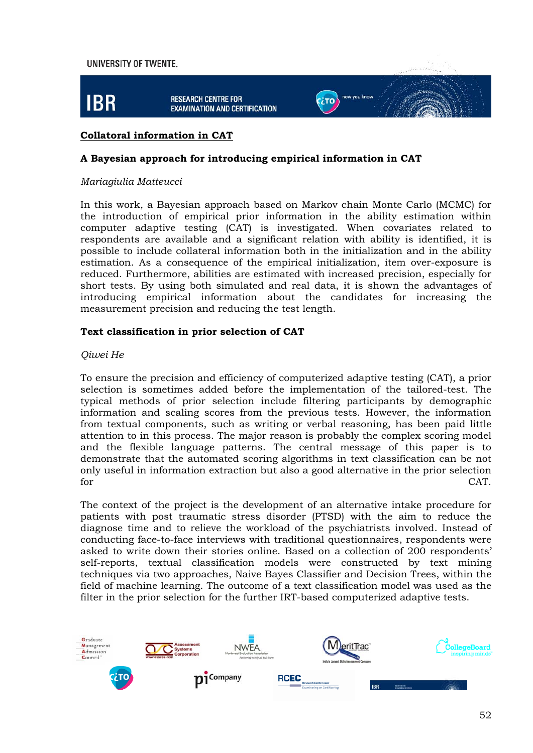## Collatoral information in CAT

### A Bayesian approach for introducing empirical information in CAT

*Mariagiulia Matteucci*

In this work, a Bayesian approach based on Markov chain Monte Carlo (MCMC) for the introduction of empirical prior information in the ability estimation within computer adaptive testing (CAT) is investigated. When covariates related to respondents are available and a significant relation with ability is identified, it is possible to include collateral information both in the initialization and in the ability estimation. As a consequence of the empirical initialization, item over-exposure is reduced. Furthermore, abilities are estimated with increased precision, especially for short tests. By using both simulated and real data, it is shown the advantages of introducing empirical information about the candidates for increasing the measurement precision and reducing the test length.

### Text classification in prior selection of CAT

*Qiwei He*

To ensure the precision and efficiency of computerized adaptive testing (CAT), a prior selection is sometimes added before the implementation of the tailored-test. The typical methods of prior selection include filtering participants by demographic information and scaling scores from the previous tests. However, the information from textual components, such as writing or verbal reasoning, has been paid little attention to in this process. The major reason is probably the complex scoring model and the flexible language patterns. The central message of this paper is to demonstrate that the automated scoring algorithms in text classification can be not only useful in information extraction but also a good alternative in the prior selection for CAT.

The context of the project is the development of an alternative intake procedure for patients with post traumatic stress disorder (PTSD) with the aim to reduce the diagnose time and to relieve the workload of the psychiatrists involved. Instead of conducting face-to-face interviews with traditional questionnaires, respondents were asked to write down their stories online. Based on a collection of 200 respondents' self-reports, textual classification models were constructed by text mining techniques via two approaches, Naive Bayes Classifier and Decision Trees, within the field of machine learning. The outcome of a text classification model was used as the filter in the prior selection for the further IRT-based computerized adaptive tests.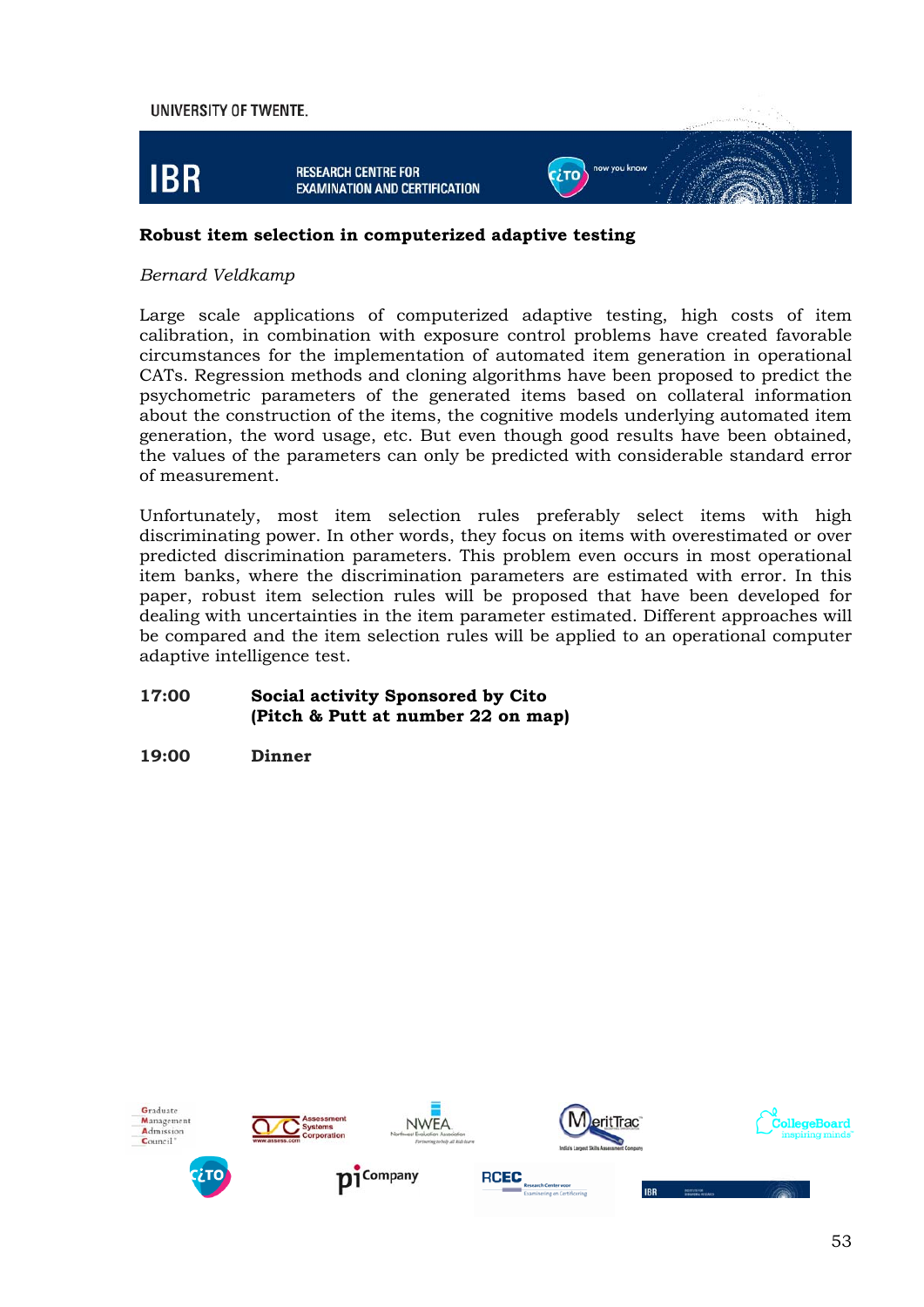### Robust item selection in computerized adaptive testing

*Bernard Veldkamp*

Large scale applications of computerized adaptive testing, high costs of item calibration, in combination with exposure control problems have created favorable circumstances for the implementation of automated item generation in operational CATs. Regression methods and cloning algorithms have been proposed to predict the psychometric parameters of the generated items based on collateral information about the construction of the items, the cognitive models underlying automated item generation, the word usage, etc. But even though good results have been obtained, the values of the parameters can only be predicted with considerable standard error of measurement.

Unfortunately, most item selection rules preferably select items with high discriminating power. In other words, they focus on items with overestimated or over predicted discrimination parameters. This problem even occurs in most operational item banks, where the discrimination parameters are estimated with error. In this paper, robust item selection rules will be proposed that have been developed for dealing with uncertainties in the item parameter estimated. Different approaches will be compared and the item selection rules will be applied to an operational computer adaptive intelligence test.

**17:00** **Social activity Sponsored by Cito (Pitch & Putt at number 22 on map)**

**19:00** **Dinner**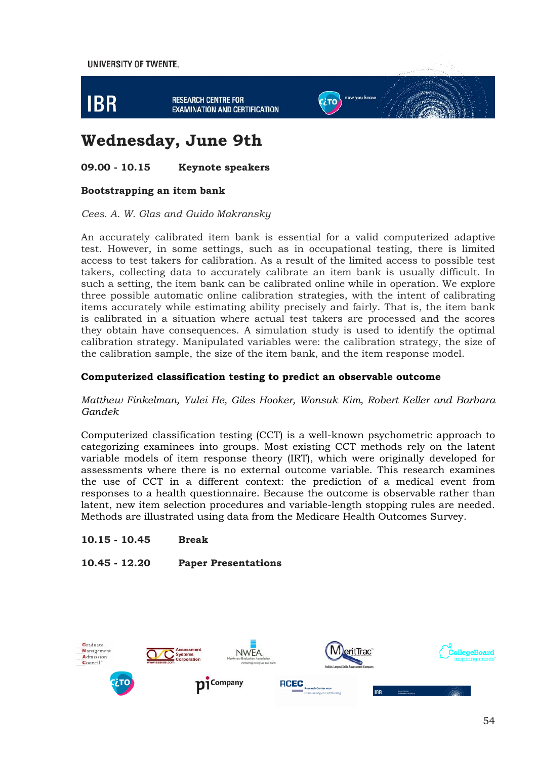# Wednesday, June 9th

**09.00 - 10.15 Keynote speakers**

### Bootstrapping an item bank

*Cees. A. W. Glas and Guido Makransky*

An accurately calibrated item bank is essential for a valid computerized adaptive test. However, in some settings, such as in occupational testing, there is limited access to test takers for calibration. As a result of the limited access to possible test takers, collecting data to accurately calibrate an item bank is usually difficult. In such a setting, the item bank can be calibrated online while in operation. We explore three possible automatic online calibration strategies, with the intent of calibrating items accurately while estimating ability precisely and fairly. That is, the item bank is calibrated in a situation where actual test takers are processed and the scores they obtain have consequences. A simulation study is used to identify the optimal calibration strategy. Manipulated variables were: the calibration strategy, the size of the calibration sample, the size of the item bank, and the item response model.

### Computerized classification testing to predict an observable outcome

*Matthew Finkelman, Yulei He, Giles Hooker, Wonsuk Kim, Robert Keller and Barbara Gandek*

Computerized classification testing (CCT) is a well-known psychometric approach to categorizing examinees into groups. Most existing CCT methods rely on the latent variable models of item response theory (IRT), which were originally developed for assessments where there is no external outcome variable. This research examines the use of CCT in a different context: the prediction of a medical event from responses to a health questionnaire. Because the outcome is observable rather than latent, new item selection procedures and variable-length stopping rules are needed. Methods are illustrated using data from the Medicare Health Outcomes Survey.

**10.15 - 10.45 Break**

**10.45 - 12.20 Paper Presentations**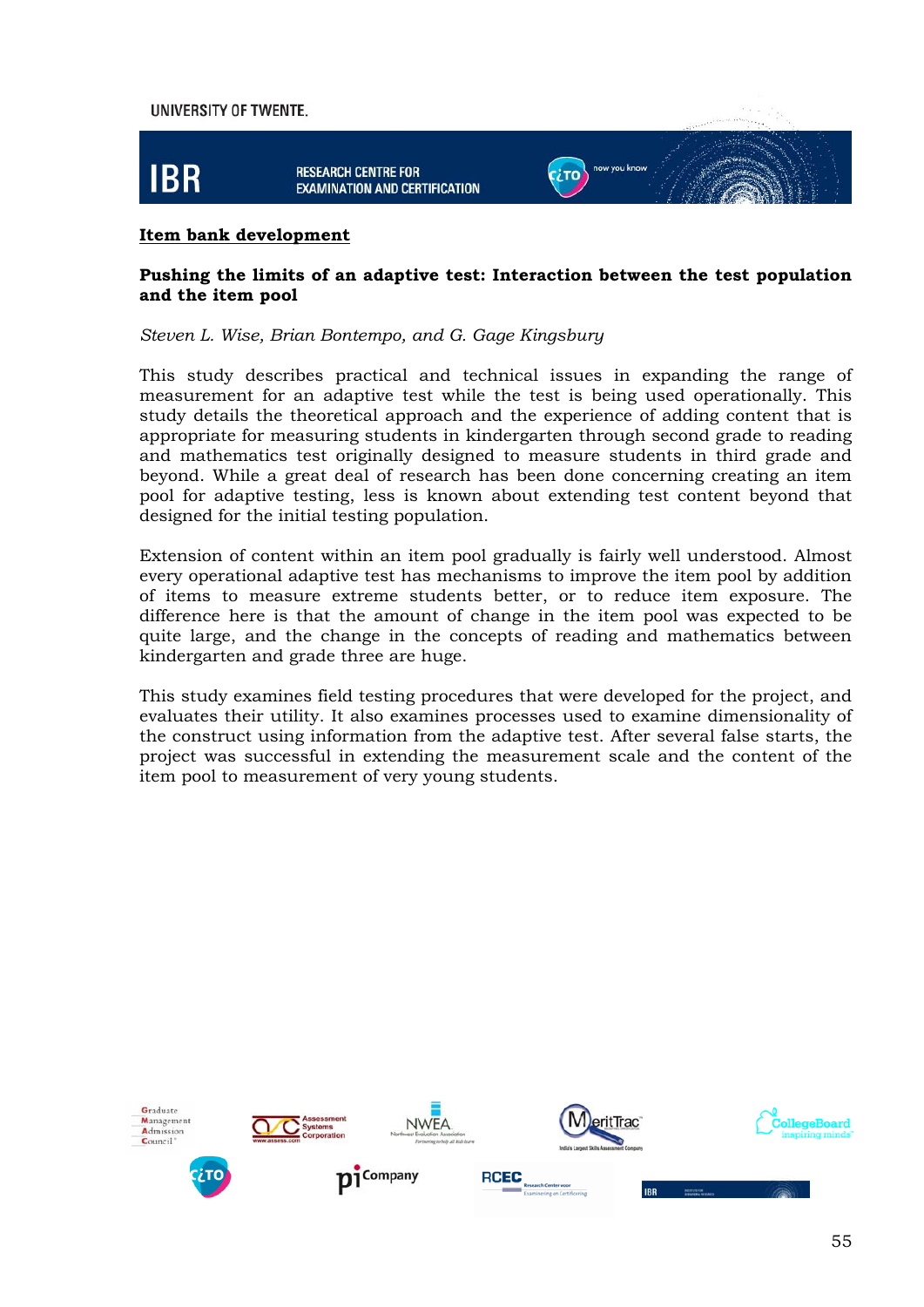**Item bank development**

**Pushing the limits of an adaptive test: Interaction between the test population and the item pool**

*Steven L. Wise, Brian Bontempo, and G. Gage Kingsbury*

This study describes practical and technical issues in expanding the range of measurement for an adaptive test while the test is being used operationally. This study details the theoretical approach and the experience of adding content that is appropriate for measuring students in kindergarten through second grade to reading and mathematics test originally designed to measure students in third grade and beyond. While a great deal of research has been done concerning creating an item pool for adaptive testing, less is known about extending test content beyond that designed for the initial testing population.

Extension of content within an item pool gradually is fairly well understood. Almost every operational adaptive test has mechanisms to improve the item pool by addition of items to measure extreme students better, or to reduce item exposure. The difference here is that the amount of change in the item pool was expected to be quite large, and the change in the concepts of reading and mathematics between kindergarten and grade three are huge.

This study examines field testing procedures that were developed for the project, and evaluates their utility. It also examines processes used to examine dimensionality of the construct using information from the adaptive test. After several false starts, the project was successful in extending the measurement scale and the content of the item pool to measurement of very young students.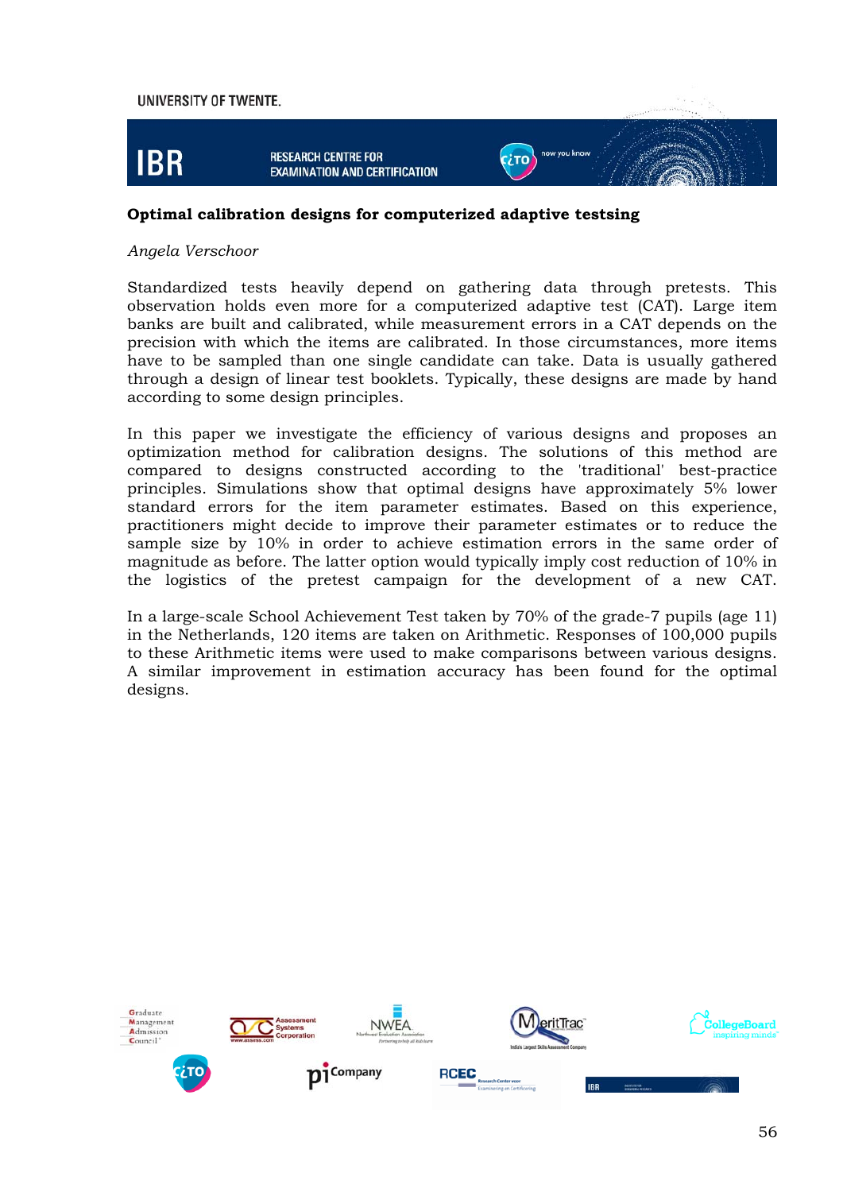## Optimal calibration designs for computerized adaptive testsing

*Angela Verschoor*

Standardized tests heavily depend on gathering data through pretests. This observation holds even more for a computerized adaptive test (CAT). Large item banks are built and calibrated, while measurement errors in a CAT depends on the precision with which the items are calibrated. In those circumstances, more items have to be sampled than one single candidate can take. Data is usually gathered through a design of linear test booklets. Typically, these designs are made by hand according to some design principles.

In this paper we investigate the efficiency of various designs and proposes an optimization method for calibration designs. The solutions of this method are compared to designs constructed according to the 'traditional' best-practice principles. Simulations show that optimal designs have approximately 5% lower standard errors for the item parameter estimates. Based on this experience, practitioners might decide to improve their parameter estimates or to reduce the sample size by 10% in order to achieve estimation errors in the same order of magnitude as before. The latter option would typically imply cost reduction of 10% in the logistics of the pretest campaign for the development of a new CAT.

In a large-scale School Achievement Test taken by 70% of the grade-7 pupils (age 11) in the Netherlands, 120 items are taken on Arithmetic. Responses of 100,000 pupils to these Arithmetic items were used to make comparisons between various designs. A similar improvement in estimation accuracy has been found for the optimal designs.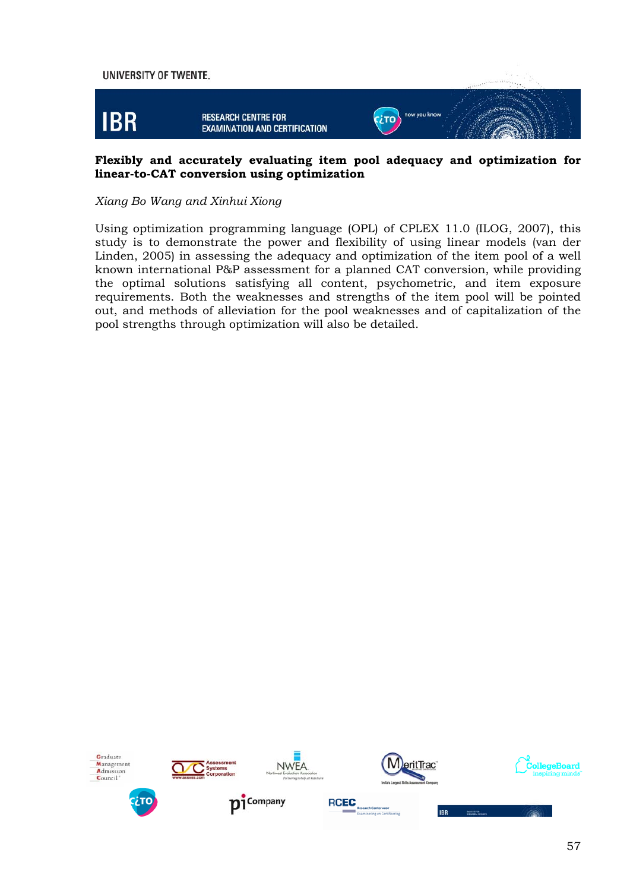**Flexibly and accurately evaluating item pool adequacy and optimization for linear-to-CAT conversion using optimization**

*Xiang Bo Wang and Xinhui Xiong*

Using optimization programming language (OPL) of CPLEX 11.0 (ILOG, 2007), this study is to demonstrate the power and flexibility of using linear models (van der Linden, 2005) in assessing the adequacy and optimization of the item pool of a well known international P&P assessment for a planned CAT conversion, while providing the optimal solutions satisfying all content, psychometric, and item exposure requirements. Both the weaknesses and strengths of the item pool will be pointed out, and methods of alleviation for the pool weaknesses and of capitalization of the pool strengths through optimization will also be detailed.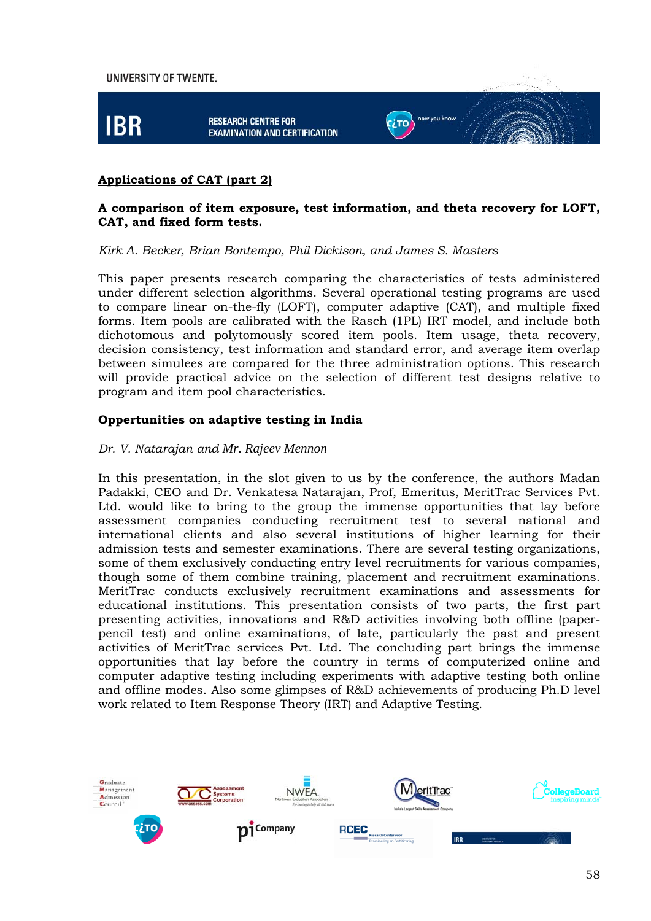## Applications of CAT (part 2)

**A comparison of item exposure, test information, and theta recovery for LOFT, CAT, and fixed form tests.**

*Kirk A. Becker, Brian Bontempo, Phil Dickison, and James S. Masters*

This paper presents research comparing the characteristics of tests administered under different selection algorithms. Several operational testing programs are used to compare linear on-the-fly (LOFT), computer adaptive (CAT), and multiple fixed forms. Item pools are calibrated with the Rasch (1PL) IRT model, and include both dichotomous and polytomously scored item pools. Item usage, theta recovery, decision consistency, test information and standard error, and average item overlap between simulees are compared for the three administration options. This research will provide practical advice on the selection of different test designs relative to program and item pool characteristics.

**Oppertunities on adaptive testing in India**

*Dr. V. Natarajan and Mr. Rajeev Mennon*

In this presentation, in the slot given to us by the conference, the authors Madan Padakki, CEO and Dr. Venkatesa Natarajan, Prof, Emeritus, MeritTrac Services Pvt. Ltd. would like to bring to the group the immense opportunities that lay before assessment companies conducting recruitment test to several national and international clients and also several institutions of higher learning for their admission tests and semester examinations. There are several testing organizations, some of them exclusively conducting entry level recruitments for various companies, though some of them combine training, placement and recruitment examinations. MeritTrac conducts exclusively recruitment examinations and assessments for educational institutions. This presentation consists of two parts, the first part presenting activities, innovations and R&D activities involving both offline (paper-pencil test) and online examinations, of late, particularly the past and present activities of MeritTrac services Pvt. Ltd. The concluding part brings the immense opportunities that lay before the country in terms of computerized online and computer adaptive testing including experiments with adaptive testing both online and offline modes. Also some glimpses of R&D achievements of producing Ph.D level work related to Item Response Theory (IRT) and Adaptive Testing.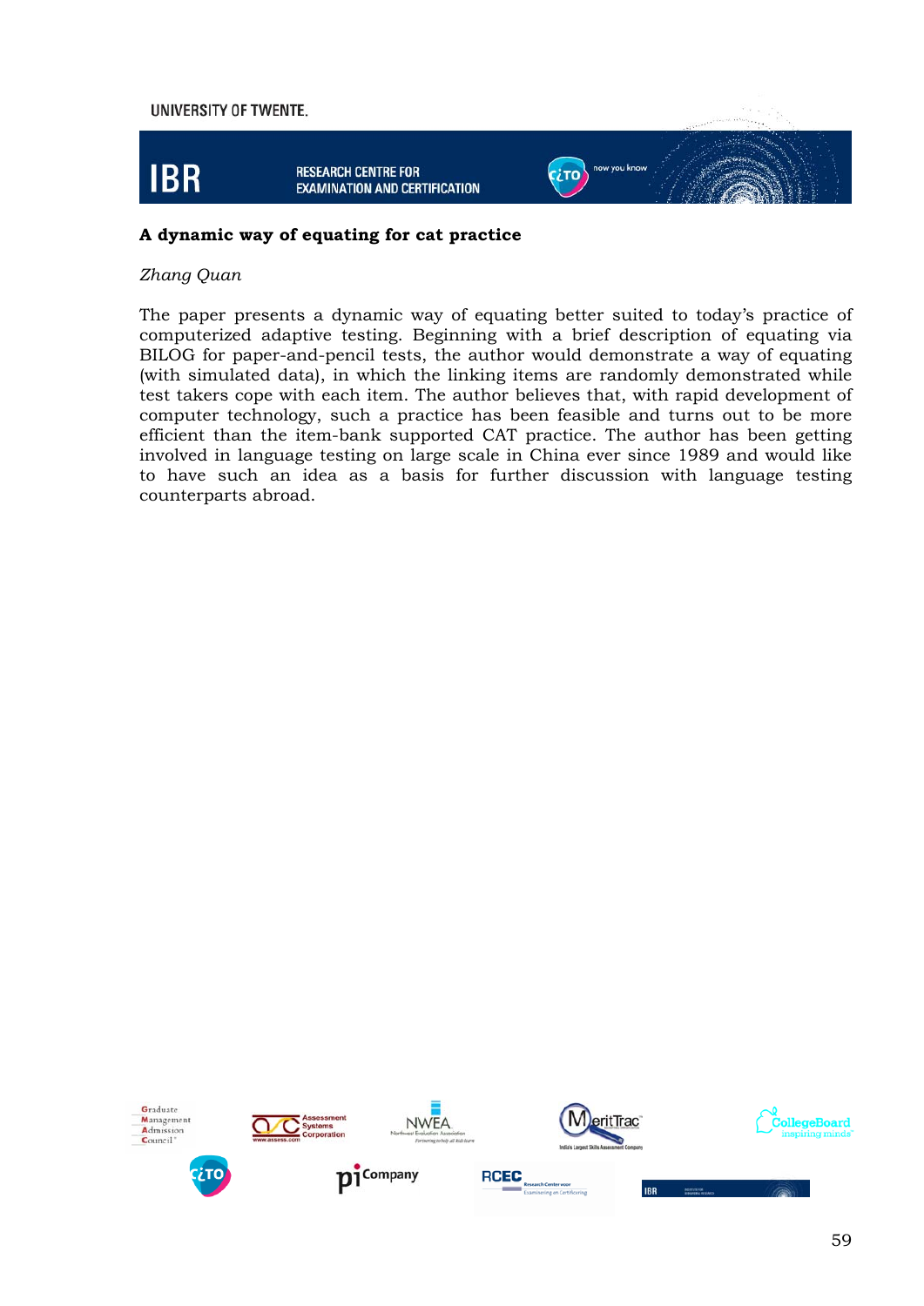### A dynamic way of equating for cat practice

*Zhang Quan*

The paper presents a dynamic way of equating better suited to today's practice of computerized adaptive testing. Beginning with a brief description of equating via BILOG for paper-and-pencil tests, the author would demonstrate a way of equating (with simulated data), in which the linking items are randomly demonstrated while test takers cope with each item. The author believes that, with rapid development of computer technology, such a practice has been feasible and turns out to be more efficient than the item-bank supported CAT practice. The author has been getting involved in language testing on large scale in China ever since 1989 and would like to have such an idea as a basis for further discussion with language testing counterparts abroad.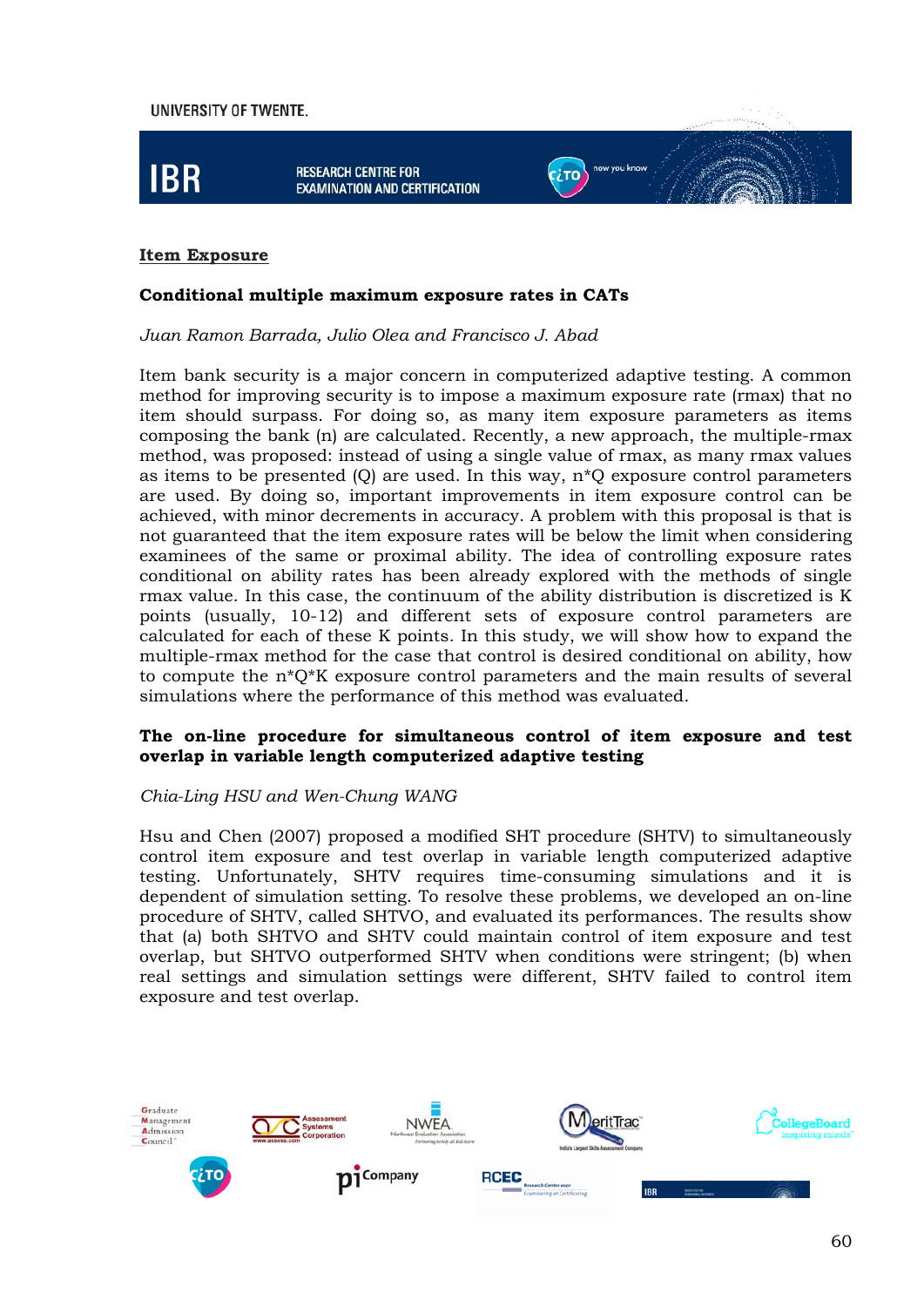## Item Exposure

### Conditional multiple maximum exposure rates in CATs

*Juan Ramon Barrada, Julio Olea and Francisco J. Abad*

Item bank security is a major concern in computerized adaptive testing. A common method for improving security is to impose a maximum exposure rate (rmax) that no item should surpass. For doing so, as many item exposure parameters as items composing the bank (n) are calculated. Recently, a new approach, the multiple-rmax method, was proposed: instead of using a single value of rmax, as many rmax values as items to be presented (Q) are used. In this way, n*Q exposure control parameters are used. By doing so, important improvements in item exposure control can be achieved, with minor decrements in accuracy. A problem with this proposal is that is not guaranteed that the item exposure rates will be below the limit when considering examinees of the same or proximal ability. The idea of controlling exposure rates conditional on ability rates has been already explored with the methods of single rmax value. In this case, the continuum of the ability distribution is discretized is K points (usually, 10-12) and different sets of exposure control parameters are calculated for each of these K points. In this study, we will show how to expand the multiple-rmax method for the case that control is desired conditional on ability, how to compute the n*Q*K exposure control parameters and the main results of several simulations where the performance of this method was evaluated.

### The on-line procedure for simultaneous control of item exposure and test overlap in variable length computerized adaptive testing

*Chia-Ling HSU and Wen-Chung WANG*

Hsu and Chen (2007) proposed a modified SHT procedure (SHTV) to simultaneously control item exposure and test overlap in variable length computerized adaptive testing. Unfortunately, SHTV requires time-consuming simulations and it is dependent of simulation setting. To resolve these problems, we developed an on-line procedure of SHTV, called SHTVO, and evaluated its performances. The results show that (a) both SHTVO and SHTV could maintain control of item exposure and test overlap, but SHTVO outperformed SHTV when conditions were stringent; (b) when real settings and simulation settings were different, SHTV failed to control item exposure and test overlap.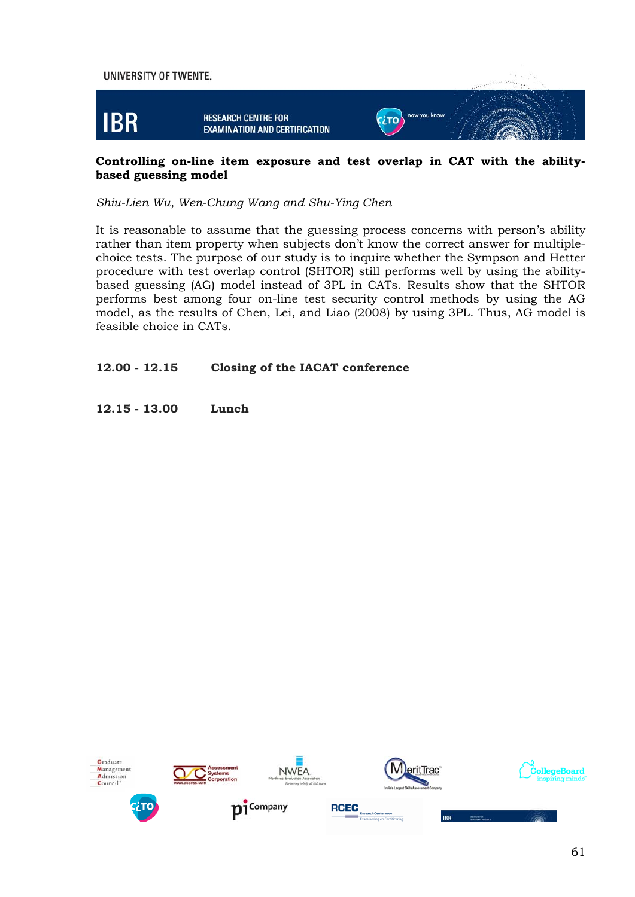**Controlling on-line item exposure and test overlap in CAT with the ability-based guessing model**

*Shiu-Lien Wu, Wen-Chung Wang and Shu-Ying Chen*

It is reasonable to assume that the guessing process concerns with person's ability rather than item property when subjects don't know the correct answer for multiple-choice tests. The purpose of our study is to inquire whether the Sympson and Hetter procedure with test overlap control (SHTOR) still performs well by using the ability-based guessing (AG) model instead of 3PL in CATs. Results show that the SHTOR performs best among four on-line test security control methods by using the AG model, as the results of Chen, Lei, and Liao (2008) by using 3PL. Thus, AG model is feasible choice in CATs.

**12.00 - 12.15** **Closing of the IACAT conference**

**12.15 - 13.00** **Lunch**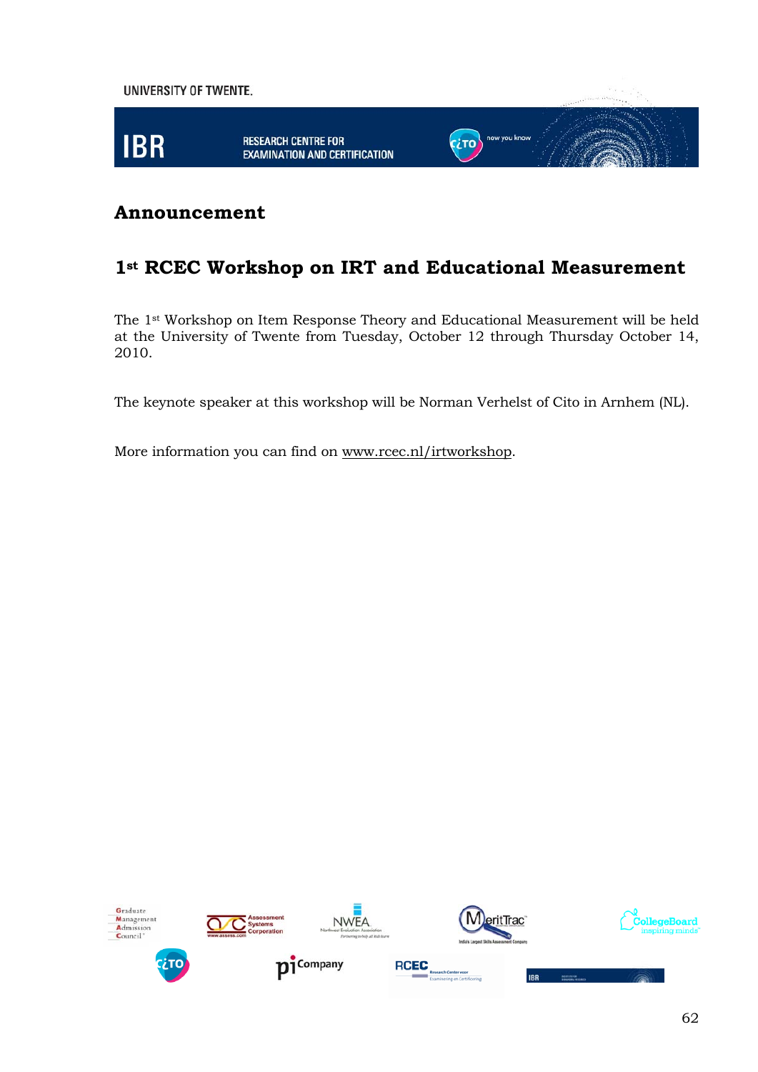## Announcement

## 1st RCEC Workshop on IRT and Educational Measurement

The 1st Workshop on Item Response Theory and Educational Measurement will be held at the University of Twente from Tuesday, October 12 through Thursday October 14, 2010.

The keynote speaker at this workshop will be Norman Verhelst of Cito in Arnhem (NL).

More information you can find on www.rcec.nl/irtworkshop.